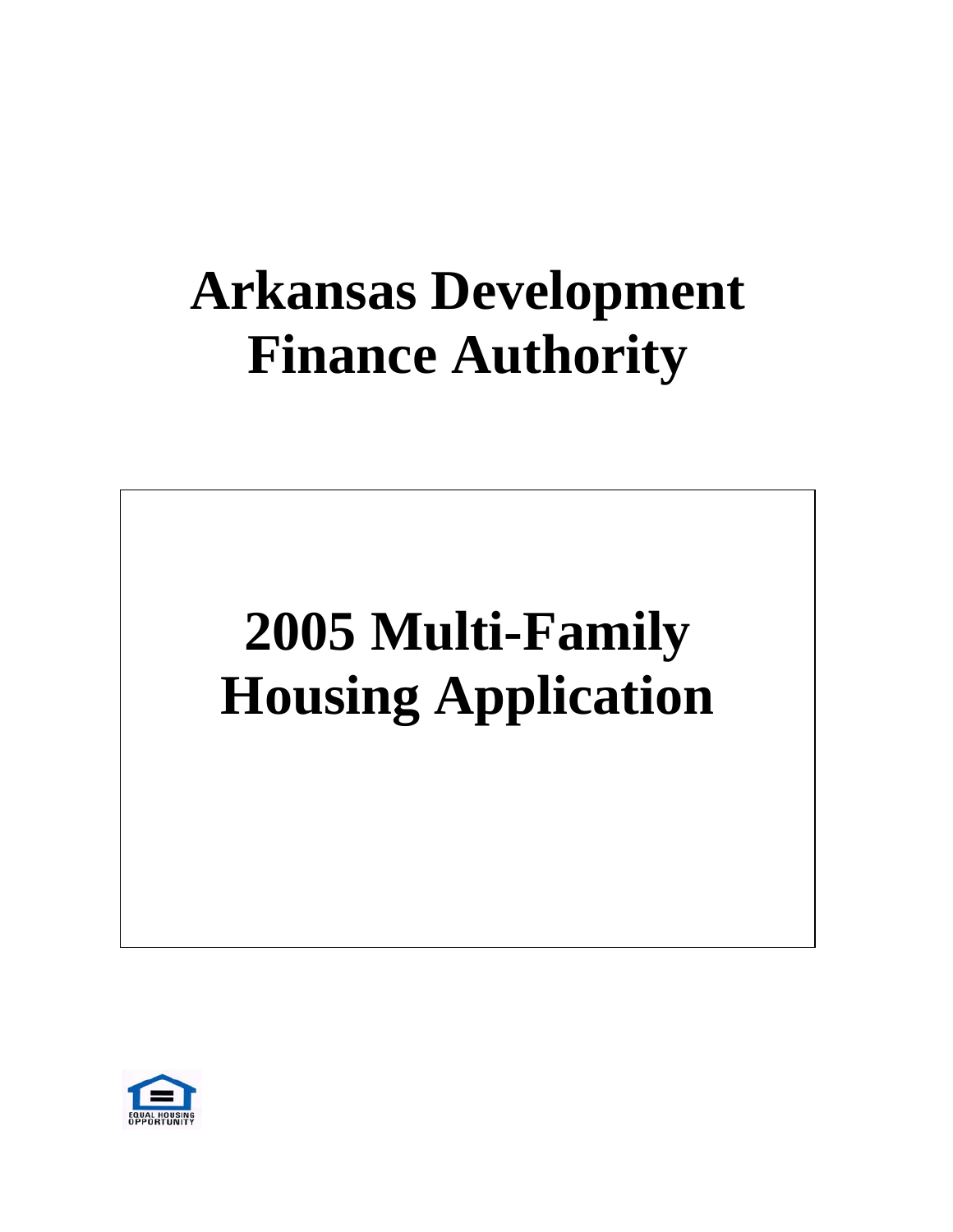# Arkansas Development Finance Authority

# 2005 Multi-Family Housing Application

EQUAL HOUSING OPPORTUNITY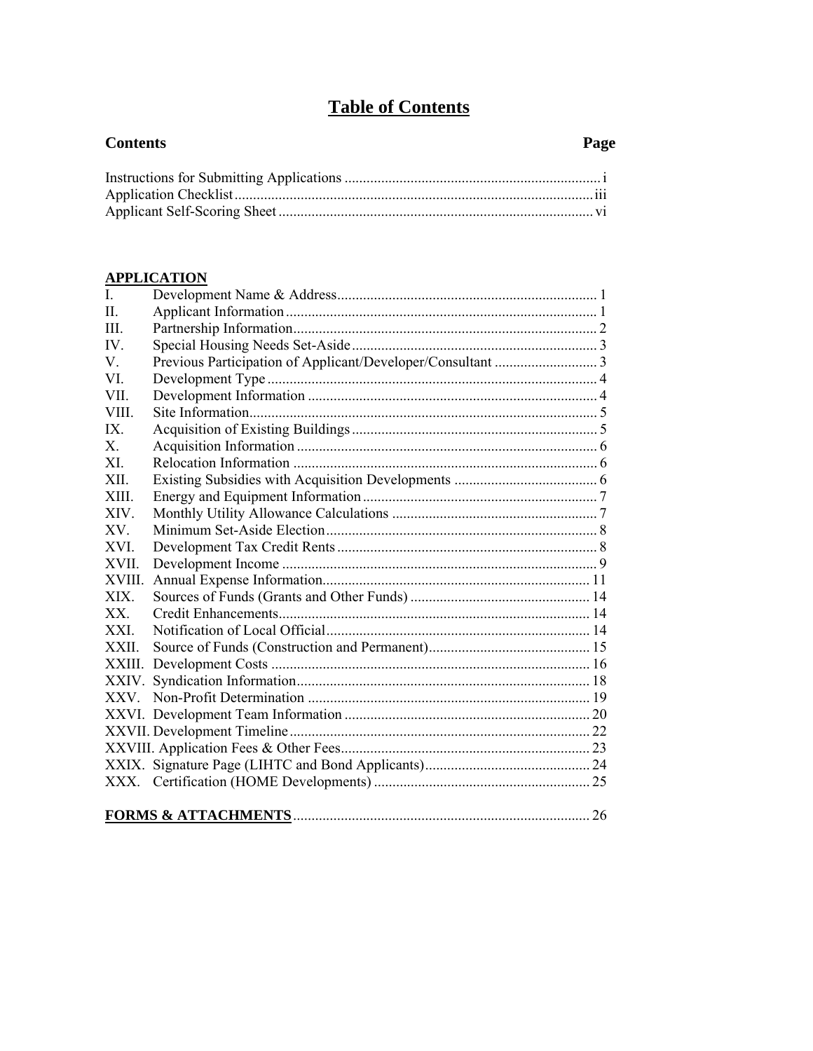# Table of Contents

| Contents | Page |
|---|---|
| Instructions for Submitting Applications | i |
| Application Checklist | iii |
| Applicant Self-Scoring Sheet | vi |

## APPLICATION

| | | |
|---|---|---|
| I. | Development Name & Address | 1 |
| II. | Applicant Information | 1 |
| III. | Partnership Information | 2 |
| IV. | Special Housing Needs Set-Aside | 3 |
| V. | Previous Participation of Applicant/Developer/Consultant | 3 |
| VI. | Development Type | 4 |
| VII. | Development Information | 4 |
| VIII. | Site Information | 5 |
| IX. | Acquisition of Existing Buildings | 5 |
| X. | Acquisition Information | 6 |
| XI. | Relocation Information | 6 |
| XII. | Existing Subsidies with Acquisition Developments | 6 |
| XIII. | Energy and Equipment Information | 7 |
| XIV. | Monthly Utility Allowance Calculations | 7 |
| XV. | Minimum Set-Aside Election | 8 |
| XVI. | Development Tax Credit Rents | 8 |
| XVII. | Development Income | 9 |
| XVIII. | Annual Expense Information | 11 |
| XIX. | Sources of Funds (Grants and Other Funds) | 14 |
| XX. | Credit Enhancements | 14 |
| XXI. | Notification of Local Official | 14 |
| XXII. | Source of Funds (Construction and Permanent) | 15 |
| XXIII. | Development Costs | 16 |
| XXIV. | Syndication Information | 18 |
| XXV. | Non-Profit Determination | 19 |
| XXVI. | Development Team Information | 20 |
| XXVII. | Development Timeline | 22 |
| XXVIII. | Application Fees & Other Fees | 23 |
| XXIX. | Signature Page (LIHTC and Bond Applicants) | 24 |
| XXX. | Certification (HOME Developments) | 25 |

**FORMS & ATTACHMENTS** .......... 26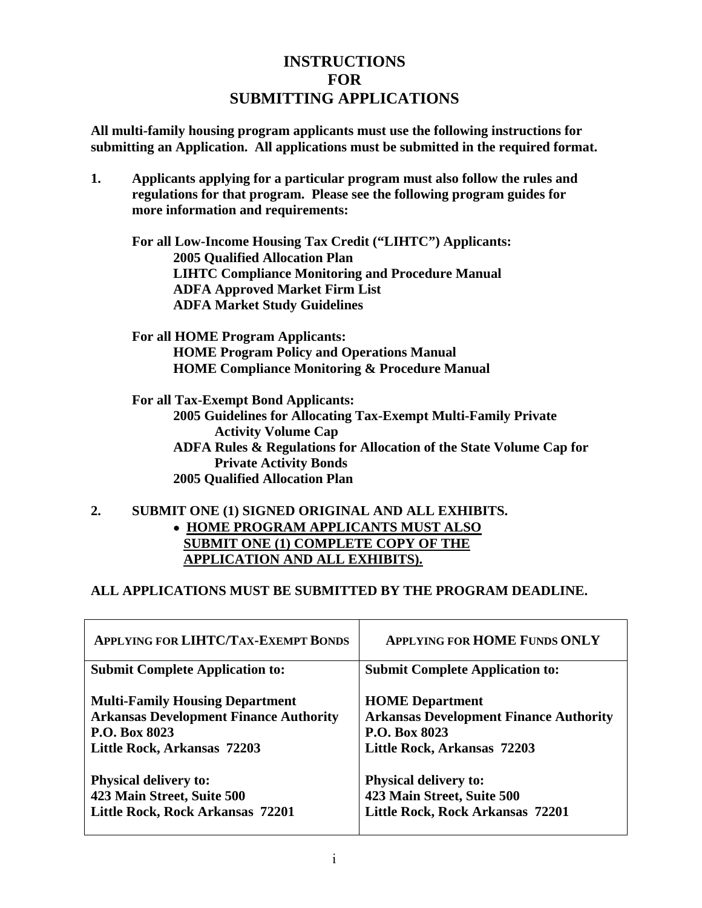# INSTRUCTIONS FOR SUBMITTING APPLICATIONS

**All multi-family housing program applicants must use the following instructions for submitting an Application. All applications must be submitted in the required format.**

1. **Applicants applying for a particular program must also follow the rules and regulations for that program. Please see the following program guides for more information and requirements:**

   **For all Low-Income Housing Tax Credit ("LIHTC") Applicants:**
   - **2005 Qualified Allocation Plan**
   - **LIHTC Compliance Monitoring and Procedure Manual**
   - **ADFA Approved Market Firm List**
   - **ADFA Market Study Guidelines**

   **For all HOME Program Applicants:**
   - **HOME Program Policy and Operations Manual**
   - **HOME Compliance Monitoring & Procedure Manual**

   **For all Tax-Exempt Bond Applicants:**
   - **2005 Guidelines for Allocating Tax-Exempt Multi-Family Private Activity Volume Cap**
   - **ADFA Rules & Regulations for Allocation of the State Volume Cap for Private Activity Bonds**
   - **2005 Qualified Allocation Plan**

2. **SUBMIT ONE (1) SIGNED ORIGINAL AND ALL EXHIBITS.**
   - **HOME PROGRAM APPLICANTS MUST ALSO SUBMIT ONE (1) COMPLETE COPY OF THE APPLICATION AND ALL EXHIBITS).**

**ALL APPLICATIONS MUST BE SUBMITTED BY THE PROGRAM DEADLINE.**

| APPLYING FOR LIHTC/TAX-EXEMPT BONDS | APPLYING FOR HOME FUNDS ONLY |
|---|---|
| **Submit Complete Application to:**<br><br>**Multi-Family Housing Department**<br>**Arkansas Development Finance Authority**<br>**P.O. Box 8023**<br>**Little Rock, Arkansas 72203**<br><br>**Physical delivery to:**<br>**423 Main Street, Suite 500**<br>**Little Rock, Rock Arkansas 72201** | **Submit Complete Application to:**<br><br>**HOME Department**<br>**Arkansas Development Finance Authority**<br>**P.O. Box 8023**<br>**Little Rock, Arkansas 72203**<br><br>**Physical delivery to:**<br>**423 Main Street, Suite 500**<br>**Little Rock, Rock Arkansas 72201** |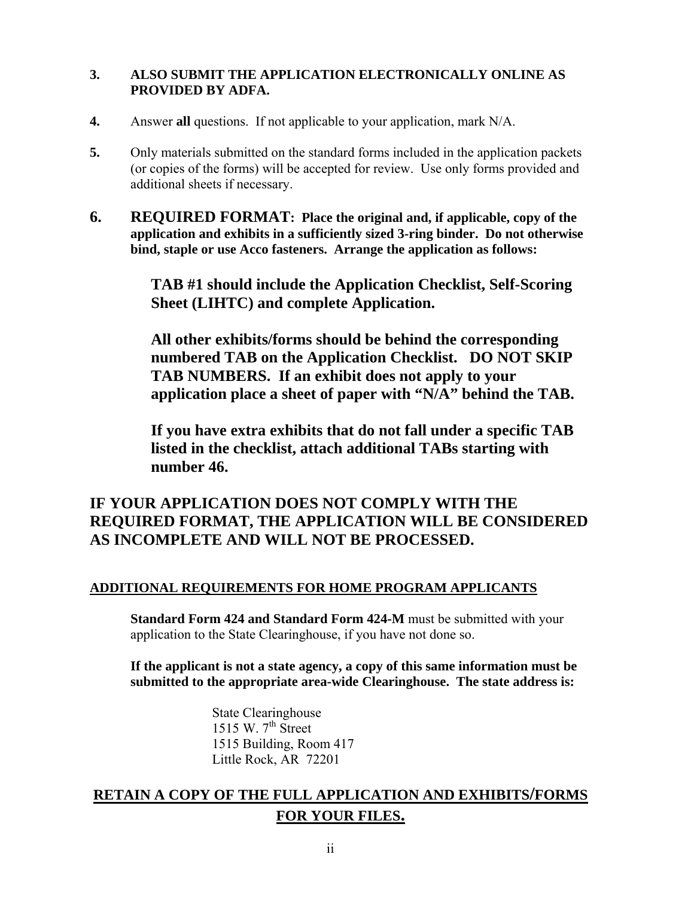3. **ALSO SUBMIT THE APPLICATION ELECTRONICALLY ONLINE AS PROVIDED BY ADFA.**

4. Answer **all** questions. If not applicable to your application, mark N/A.

5. Only materials submitted on the standard forms included in the application packets (or copies of the forms) will be accepted for review. Use only forms provided and additional sheets if necessary.

6. **REQUIRED FORMAT: Place the original and, if applicable, copy of the application and exhibits in a sufficiently sized 3-ring binder. Do not otherwise bind, staple or use Acco fasteners. Arrange the application as follows:**

   **TAB #1 should include the Application Checklist, Self-Scoring Sheet (LIHTC) and complete Application.**

   **All other exhibits/forms should be behind the corresponding numbered TAB on the Application Checklist. DO NOT SKIP TAB NUMBERS. If an exhibit does not apply to your application place a sheet of paper with "N/A" behind the TAB.**

   **If you have extra exhibits that do not fall under a specific TAB listed in the checklist, attach additional TABs starting with number 46.**

## IF YOUR APPLICATION DOES NOT COMPLY WITH THE REQUIRED FORMAT, THE APPLICATION WILL BE CONSIDERED AS INCOMPLETE AND WILL NOT BE PROCESSED.

**ADDITIONAL REQUIREMENTS FOR HOME PROGRAM APPLICANTS**

**Standard Form 424 and Standard Form 424-M** must be submitted with your application to the State Clearinghouse, if you have not done so.

**If the applicant is not a state agency, a copy of this same information must be submitted to the appropriate area-wide Clearinghouse. The state address is:**

State Clearinghouse
1515 W. 7th Street
1515 Building, Room 417
Little Rock, AR 72201

**RETAIN A COPY OF THE FULL APPLICATION AND EXHIBITS/FORMS FOR YOUR FILES.**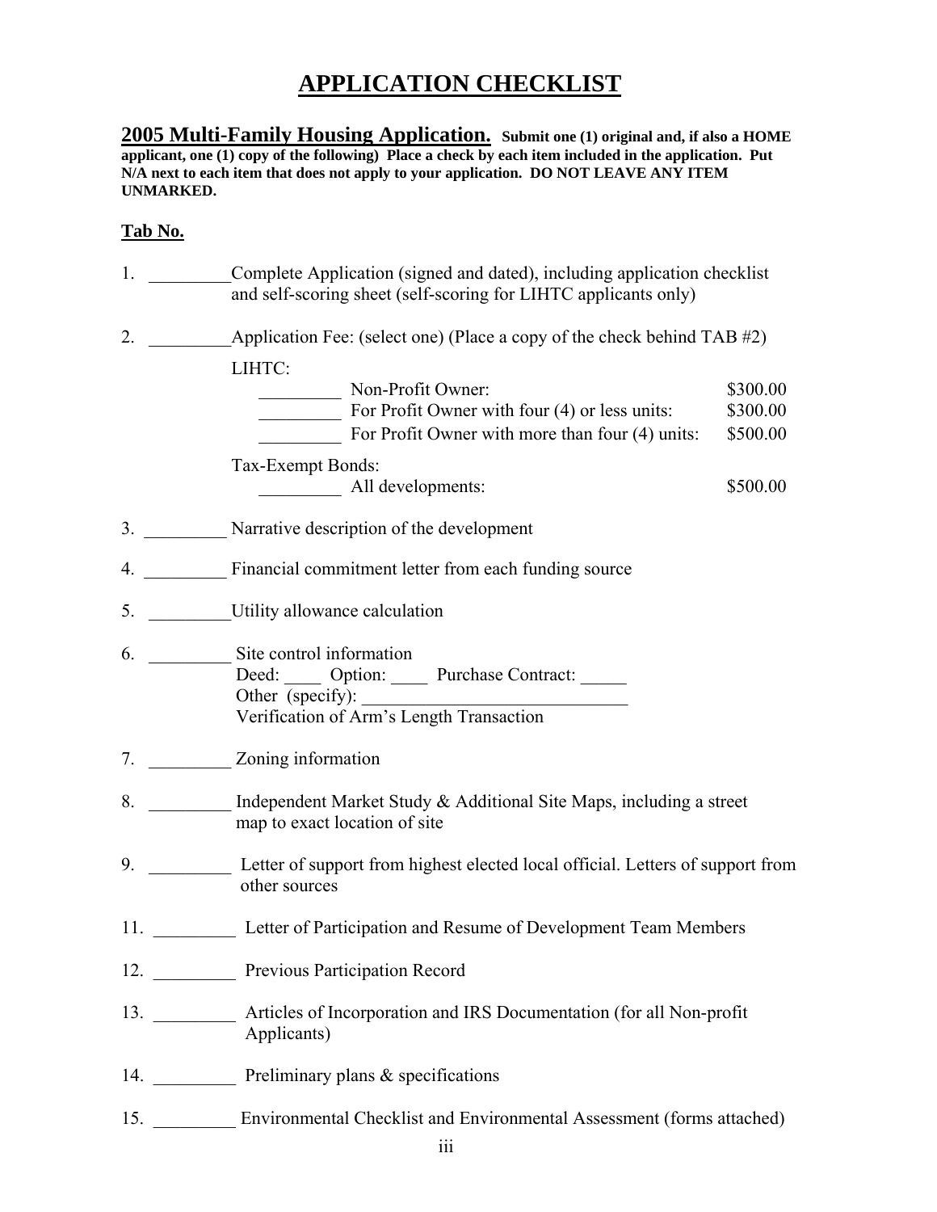# APPLICATION CHECKLIST

**2005 Multi-Family Housing Application.** **Submit one (1) original and, if also a HOME applicant, one (1) copy of the following) Place a check by each item included in the application. Put N/A next to each item that does not apply to your application. DO NOT LEAVE ANY ITEM UNMARKED.**

**Tab No.**

1. _________Complete Application (signed and dated), including application checklist and self-scoring sheet (self-scoring for LIHTC applicants only)

2. _________Application Fee: (select one) (Place a copy of the check behind TAB #2)

   LIHTC:

   | | | |
   |---|---|---|
   | _________ | Non-Profit Owner: | \$300.00 |
   | _________ | For Profit Owner with four (4) or less units: | \$300.00 |
   | _________ | For Profit Owner with more than four (4) units: | \$500.00 |

   Tax-Exempt Bonds:

   | | | |
   |---|---|---|
   | _________ | All developments: | \$500.00 |

3. _________ Narrative description of the development

4. _________ Financial commitment letter from each funding source

5. _________Utility allowance calculation

6. _________ Site control information
   Deed: ____ Option: ____ Purchase Contract: _____
   Other (specify): _____________________________
   Verification of Arm's Length Transaction

7. _________ Zoning information

8. _________ Independent Market Study & Additional Site Maps, including a street map to exact location of site

9. _________ Letter of support from highest elected local official. Letters of support from other sources

11. _________ Letter of Participation and Resume of Development Team Members

12. _________ Previous Participation Record

13. _________ Articles of Incorporation and IRS Documentation (for all Non-profit Applicants)

14. _________ Preliminary plans & specifications

15. _________ Environmental Checklist and Environmental Assessment (forms attached)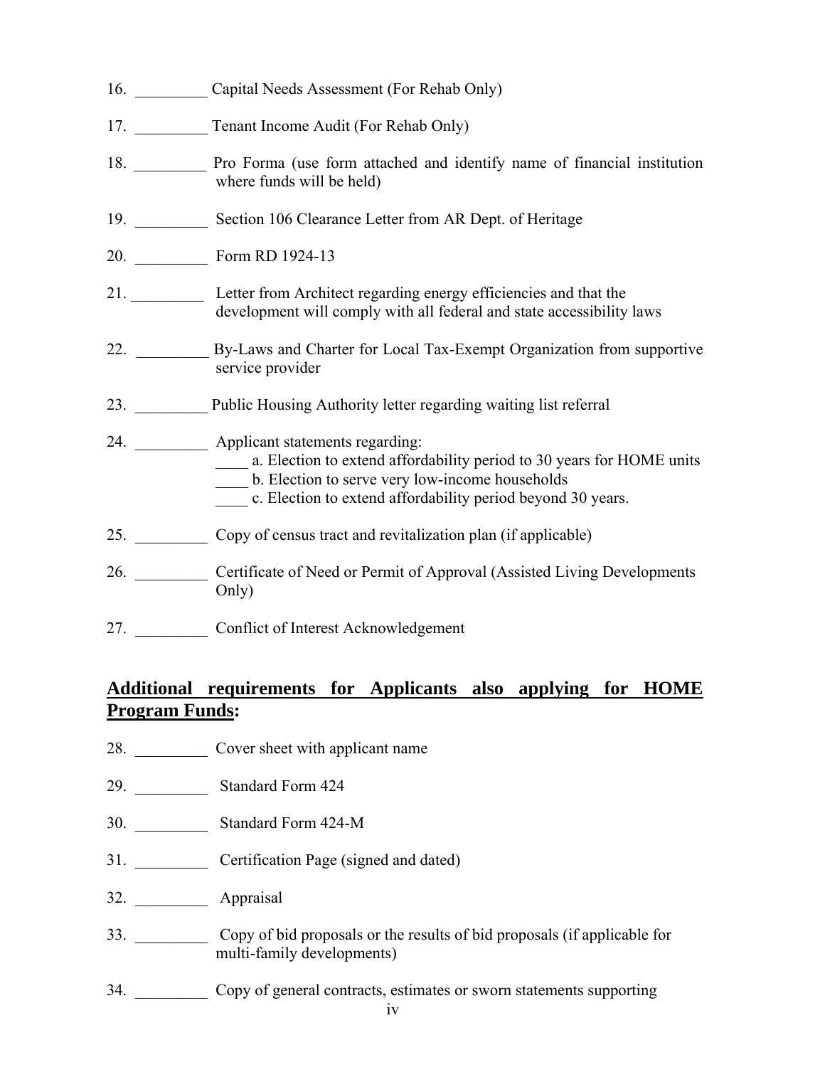16. _________ Capital Needs Assessment (For Rehab Only)

17. _________ Tenant Income Audit (For Rehab Only)

18. _________ Pro Forma (use form attached and identify name of financial institution where funds will be held)

19. _________ Section 106 Clearance Letter from AR Dept. of Heritage

20. _________ Form RD 1924-13

21. _________ Letter from Architect regarding energy efficiencies and that the development will comply with all federal and state accessibility laws

22. _________ By-Laws and Charter for Local Tax-Exempt Organization from supportive service provider

23. _________ Public Housing Authority letter regarding waiting list referral

24. _________ Applicant statements regarding:
    ____ a. Election to extend affordability period to 30 years for HOME units
    ____ b. Election to serve very low-income households
    ____ c. Election to extend affordability period beyond 30 years.

25. _________ Copy of census tract and revitalization plan (if applicable)

26. _________ Certificate of Need or Permit of Approval (Assisted Living Developments Only)

27. _________ Conflict of Interest Acknowledgement

## <u>Additional requirements for Applicants also applying for HOME Program Funds</u>:

28. _________ Cover sheet with applicant name

29. _________ Standard Form 424

30. _________ Standard Form 424-M

31. _________ Certification Page (signed and dated)

32. _________ Appraisal

33. _________ Copy of bid proposals or the results of bid proposals (if applicable for multi-family developments)

34. _________ Copy of general contracts, estimates or sworn statements supporting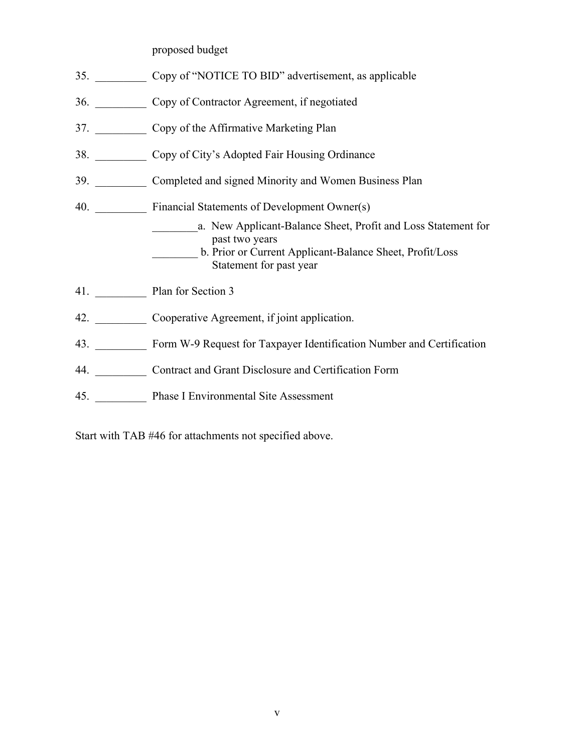proposed budget

35. _________ Copy of "NOTICE TO BID" advertisement, as applicable

36. _________ Copy of Contractor Agreement, if negotiated

37. _________ Copy of the Affirmative Marketing Plan

38. _________ Copy of City's Adopted Fair Housing Ordinance

39. _________ Completed and signed Minority and Women Business Plan

40. _________ Financial Statements of Development Owner(s)

    ________a. New Applicant-Balance Sheet, Profit and Loss Statement for past two years

    ________ b. Prior or Current Applicant-Balance Sheet, Profit/Loss Statement for past year

41. _________ Plan for Section 3

42. _________ Cooperative Agreement, if joint application.

43. _________ Form W-9 Request for Taxpayer Identification Number and Certification

44. _________ Contract and Grant Disclosure and Certification Form

45. _________ Phase I Environmental Site Assessment

Start with TAB #46 for attachments not specified above.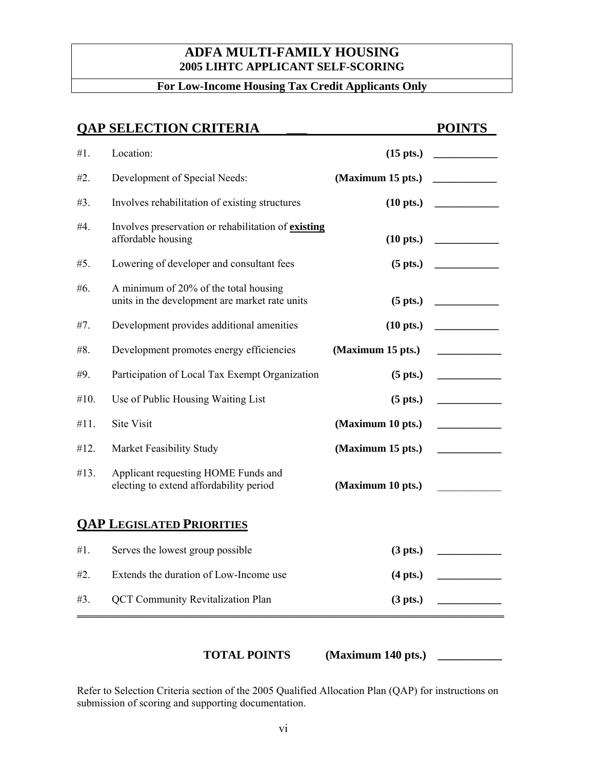# ADFA MULTI-FAMILY HOUSING
## 2005 LIHTC APPLICANT SELF-SCORING

**For Low-Income Housing Tax Credit Applicants Only**

## QAP SELECTION CRITERIA

| | | | POINTS |
|---|---|---|---|
| #1. | Location: | **(15 pts.)** | ____________ |
| #2. | Development of Special Needs: | **(Maximum 15 pts.)** | ____________ |
| #3. | Involves rehabilitation of existing structures | **(10 pts.)** | ____________ |
| #4. | Involves preservation or rehabilitation of **existing** affordable housing | **(10 pts.)** | ____________ |
| #5. | Lowering of developer and consultant fees | **(5 pts.)** | ____________ |
| #6. | A minimum of 20% of the total housing units in the development are market rate units | **(5 pts.)** | ____________ |
| #7. | Development provides additional amenities | **(10 pts.)** | ____________ |
| #8. | Development promotes energy efficiencies | **(Maximum 15 pts.)** | ____________ |
| #9. | Participation of Local Tax Exempt Organization | **(5 pts.)** | ____________ |
| #10. | Use of Public Housing Waiting List | **(5 pts.)** | ____________ |
| #11. | Site Visit | **(Maximum 10 pts.)** | ____________ |
| #12. | Market Feasibility Study | **(Maximum 15 pts.)** | ____________ |
| #13. | Applicant requesting HOME Funds and electing to extend affordability period | **(Maximum 10 pts.)** | ____________ |

## QAP LEGISLATED PRIORITIES

| | | | |
|---|---|---|---|
| #1. | Serves the lowest group possible | **(3 pts.)** | ____________ |
| #2. | Extends the duration of Low-Income use | **(4 pts.)** | ____________ |
| #3. | QCT Community Revitalization Plan | **(3 pts.)** | ____________ |

**TOTAL POINTS (Maximum 140 pts.)** ____________

Refer to Selection Criteria section of the 2005 Qualified Allocation Plan (QAP) for instructions on submission of scoring and supporting documentation.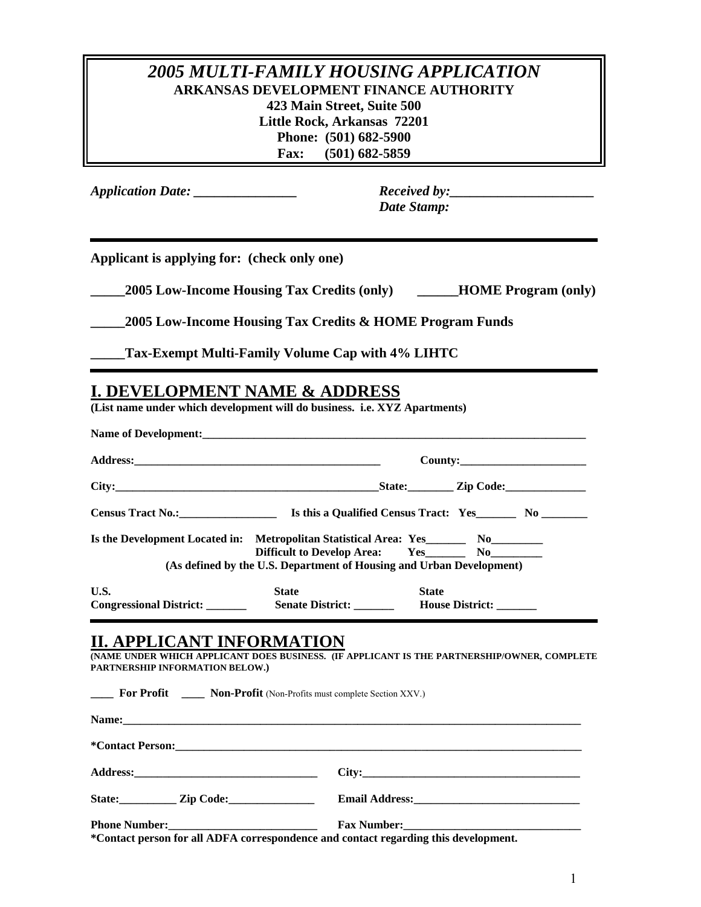# *2005 MULTI-FAMILY HOUSING APPLICATION*

**ARKANSAS DEVELOPMENT FINANCE AUTHORITY**
**423 Main Street, Suite 500**
**Little Rock, Arkansas 72201**
**Phone: (501) 682-5900**
**Fax: (501) 682-5859**

***Application Date:*** _______________ ***Received by:***_____________________
***Date Stamp:***

---

**Applicant is applying for: (check only one)**

_____**2005 Low-Income Housing Tax Credits (only)** ______**HOME Program (only)**

_____**2005 Low-Income Housing Tax Credits & HOME Program Funds**

_____**Tax-Exempt Multi-Family Volume Cap with 4% LIHTC**

---

## I. DEVELOPMENT NAME & ADDRESS

**(List name under which development will do business. i.e. XYZ Apartments)**

**Name of Development:**_______________________________________________

**Address:**___________________________________ **County:**____________________

**City:**______________________________________**State:**________ **Zip Code:**______________

**Census Tract No.:**_________________ **Is this a Qualified Census Tract: Yes**_______ **No** ________

**Is the Development Located in: Metropolitan Statistical Area: Yes**_______ **No**_________
**Difficult to Develop Area: Yes**_______ **No**_________
**(As defined by the U.S. Department of Housing and Urban Development)**

**U.S. Congressional District:** _______ **State Senate District:** _______ **State House District:** _______

---

## II. APPLICANT INFORMATION

**(NAME UNDER WHICH APPLICANT DOES BUSINESS. (IF APPLICANT IS THE PARTNERSHIP/OWNER, COMPLETE PARTNERSHIP INFORMATION BELOW.)**

____ **For Profit** ____ **Non-Profit** (Non-Profits must complete Section XXV.)

**Name:**_______________________________________________________________

**\*Contact Person:**________________________________________________________

**Address:**_______________________________ **City:**__________________________________

**State:**__________ **Zip Code:**_______________ **Email Address:**____________________________

**Phone Number:**__________________________ **Fax Number:**_______________________________

**\*Contact person for all ADFA correspondence and contact regarding this development.**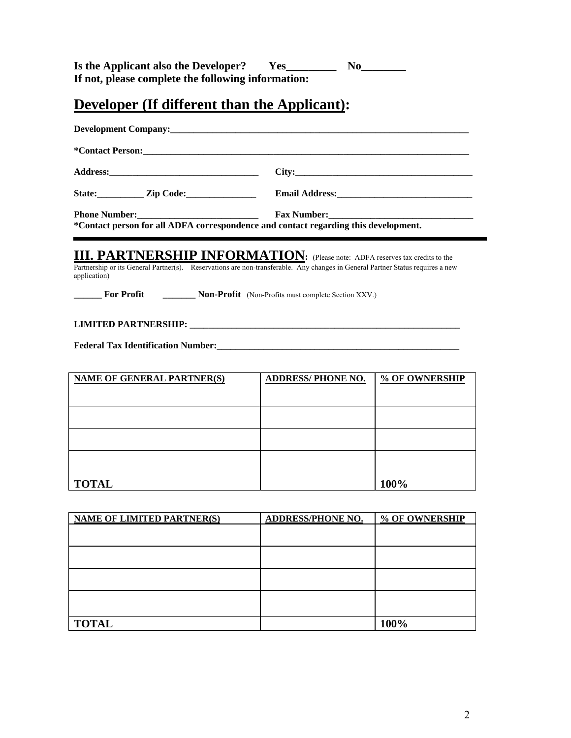**Is the Applicant also the Developer?    Yes_________    No________**
**If not, please complete the following information:**

## Developer (If different than the Applicant):

**Development Company:_______________________________________________________________**

**\*Contact Person:___________________________________________________________________**

**Address:________________________________    City:______________________________________**

**State:__________ Zip Code:_______________    Email Address:_____________________________**

**Phone Number:__________________________    Fax Number:_______________________________**
**\*Contact person for all ADFA correspondence and contact regarding this development.**

---

## III. PARTNERSHIP INFORMATION:

(Please note: ADFA reserves tax credits to the Partnership or its General Partner(s). Reservations are non-transferable. Any changes in General Partner Status requires a new application)

**______ For Profit    _______ Non-Profit** (Non-Profits must complete Section XXV.)

**LIMITED PARTNERSHIP: ____________________________________________________________**

**Federal Tax Identification Number:_____________________________________________________**

| NAME OF GENERAL PARTNER(S) | ADDRESS/ PHONE NO. | % OF OWNERSHIP |
|---|---|---|
| | | |
| | | |
| | | |
| | | |
| **TOTAL** | | **100%** |

| NAME OF LIMITED PARTNER(S) | ADDRESS/PHONE NO. | % OF OWNERSHIP |
|---|---|---|
| | | |
| | | |
| | | |
| | | |
| **TOTAL** | | **100%** |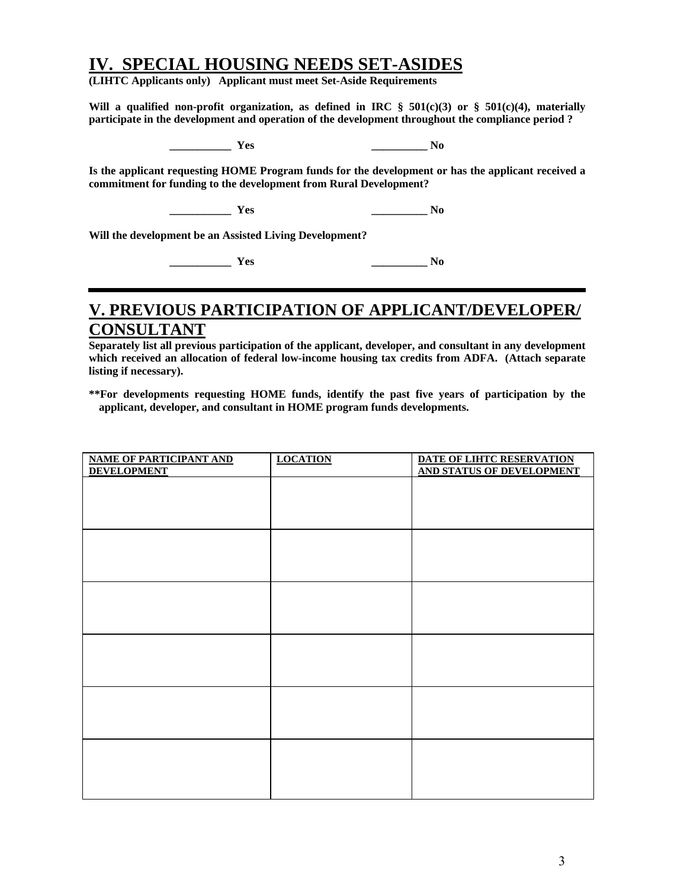# IV. SPECIAL HOUSING NEEDS SET-ASIDES

**(LIHTC Applicants only) Applicant must meet Set-Aside Requirements**

**Will a qualified non-profit organization, as defined in IRC § 501(c)(3) or § 501(c)(4), materially participate in the development and operation of the development throughout the compliance period ?**

**___________ Yes ___________ No**

**Is the applicant requesting HOME Program funds for the development or has the applicant received a commitment for funding to the development from Rural Development?**

**___________ Yes ___________ No**

**Will the development be an Assisted Living Development?**

**___________ Yes ___________ No**

---

# V. PREVIOUS PARTICIPATION OF APPLICANT/DEVELOPER/ CONSULTANT

**Separately list all previous participation of the applicant, developer, and consultant in any development which received an allocation of federal low-income housing tax credits from ADFA. (Attach separate listing if necessary).**

**\*\*For developments requesting HOME funds, identify the past five years of participation by the applicant, developer, and consultant in HOME program funds developments.**

| NAME OF PARTICIPANT AND DEVELOPMENT | LOCATION | DATE OF LIHTC RESERVATION AND STATUS OF DEVELOPMENT |
|---|---|---|
| | | |
| | | |
| | | |
| | | |
| | | |
| | | |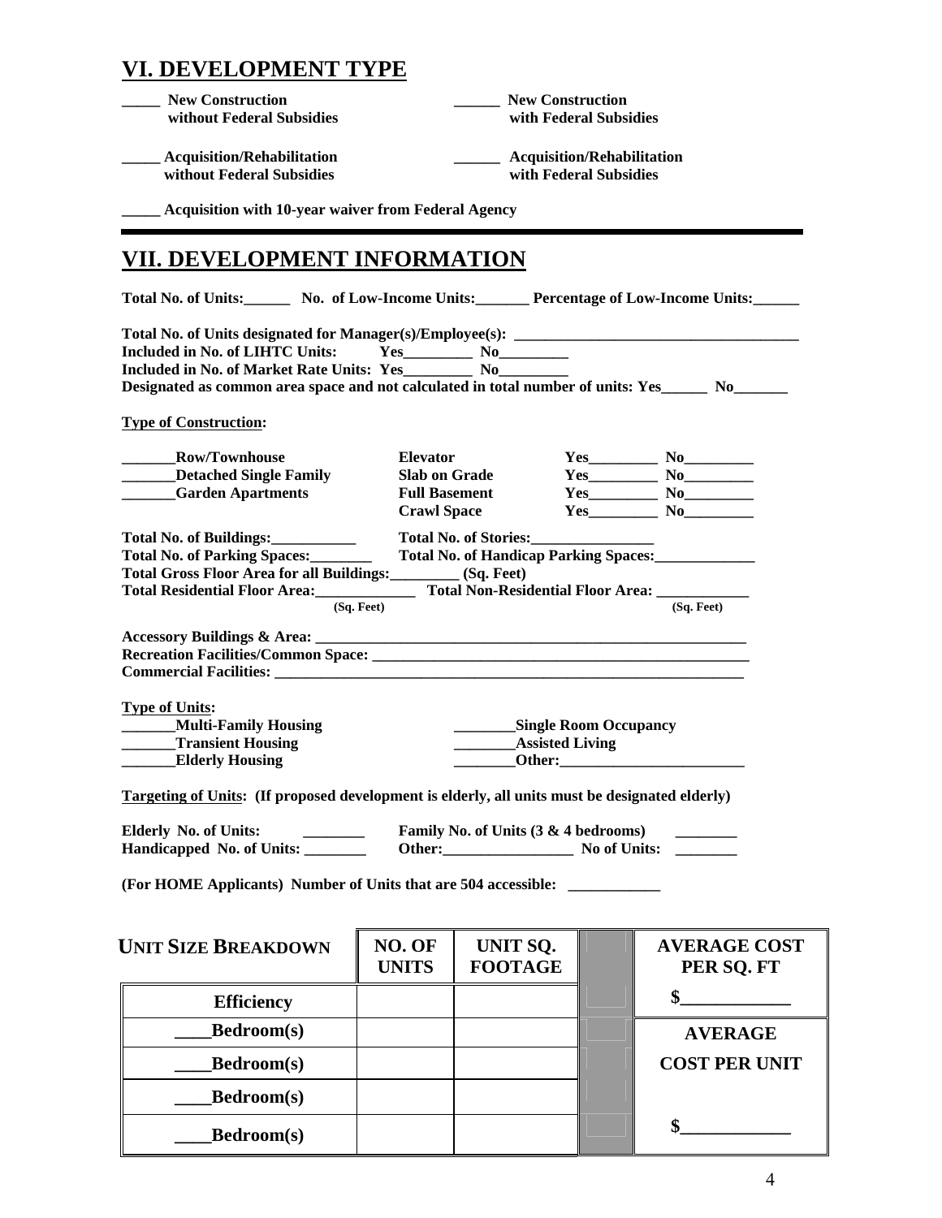## VI. DEVELOPMENT TYPE

**_____ New Construction without Federal Subsidies**

**______ New Construction with Federal Subsidies**

**_____ Acquisition/Rehabilitation without Federal Subsidies**

**______ Acquisition/Rehabilitation with Federal Subsidies**

**_____ Acquisition with 10-year waiver from Federal Agency**

## VII. DEVELOPMENT INFORMATION

**Total No. of Units:______ No. of Low-Income Units:_______ Percentage of Low-Income Units:______**

**Total No. of Units designated for Manager(s)/Employee(s): _____________________________________**
**Included in No. of LIHTC Units: Yes_________ No_________**
**Included in No. of Market Rate Units: Yes_________ No_________**
**Designated as common area space and not calculated in total number of units: Yes______ No_______**

**Type of Construction:**

| | | | |
|---|---|---|---|
| **_______Row/Townhouse** | **Elevator** | **Yes_________** | **No_________** |
| **_______Detached Single Family** | **Slab on Grade** | **Yes_________** | **No_________** |
| **_______Garden Apartments** | **Full Basement** | **Yes_________** | **No_________** |
| | **Crawl Space** | **Yes_________** | **No_________** |

**Total No. of Buildings:___________ Total No. of Stories:________________**
**Total No. of Parking Spaces:________ Total No. of Handicap Parking Spaces:_____________**
**Total Gross Floor Area for all Buildings:_________ (Sq. Feet)**
**Total Residential Floor Area:_____________ (Sq. Feet) Total Non-Residential Floor Area: ____________ (Sq. Feet)**

**Accessory Buildings & Area: _______________________________________________________**
**Recreation Facilities/Common Space: ________________________________________________**
**Commercial Facilities: _____________________________________________________________**

**Type of Units:**

**_______Multi-Family Housing**
**_______Transient Housing**
**_______Elderly Housing**
**________Single Room Occupancy**
**________Assisted Living**
**________Other:________________________**

**Targeting of Units: (If proposed development is elderly, all units must be designated elderly)**

**Elderly No. of Units: ________ Family No. of Units (3 & 4 bedrooms) ________**
**Handicapped No. of Units: ________ Other:_________________ No of Units: ________**

**(For HOME Applicants) Number of Units that are 504 accessible: ____________**

| UNIT SIZE BREAKDOWN | NO. OF UNITS | UNIT SQ. FOOTAGE | | AVERAGE COST PER SQ. FT |
|---|---|---|---|---|
| Efficiency | | | | $____________ |
| ____Bedroom(s) | | | | AVERAGE |
| ____Bedroom(s) | | | | COST PER UNIT |
| ____Bedroom(s) | | | | |
| ____Bedroom(s) | | | | $____________ |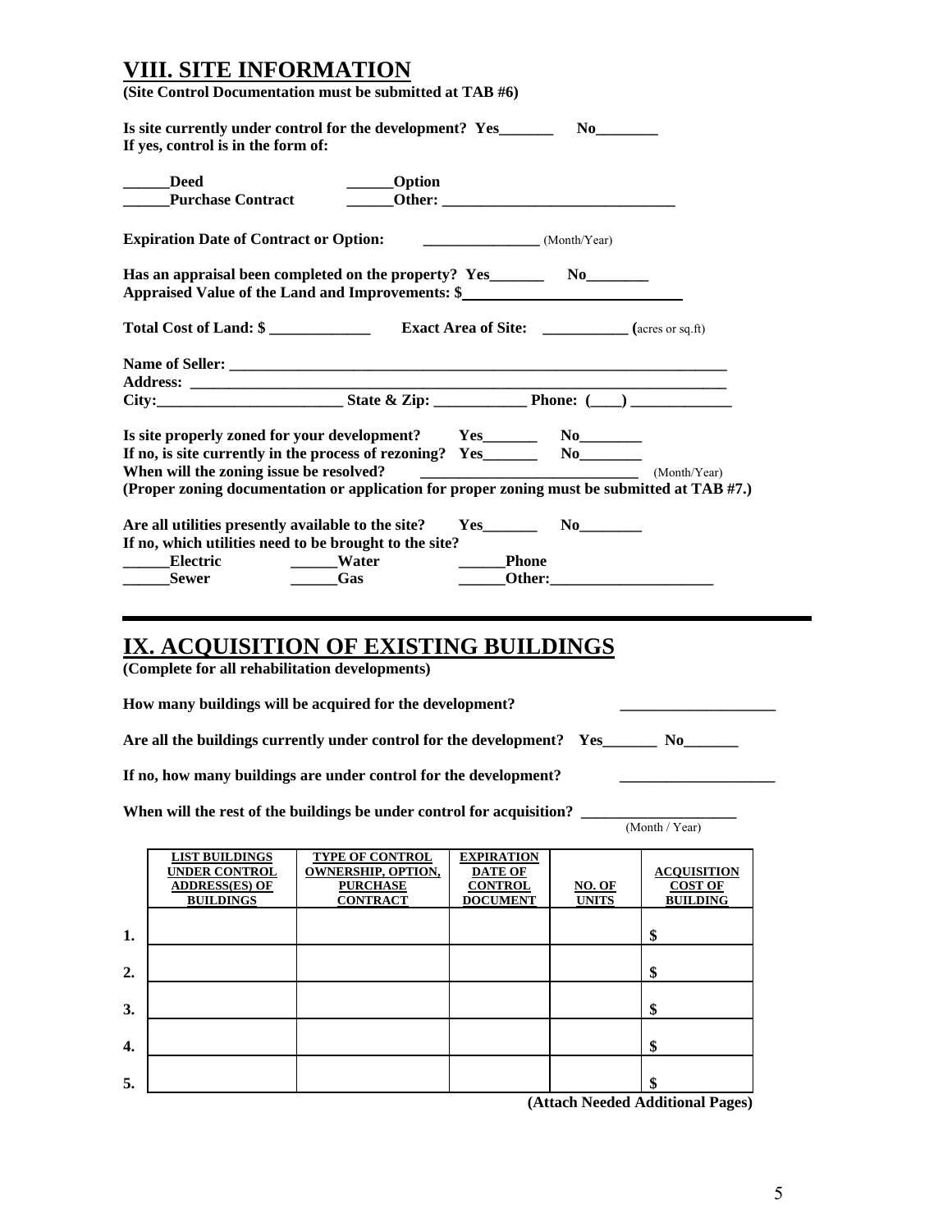## VIII. SITE INFORMATION

**(Site Control Documentation must be submitted at TAB #6)**

**Is site currently under control for the development? Yes_______ No________**
**If yes, control is in the form of:**

**______Deed** **______Option**
**______Purchase Contract** **______Other: ______________________________**

**Expiration Date of Contract or Option:** _______________ (Month/Year)

**Has an appraisal been completed on the property? Yes_______ No________**
**Appraised Value of the Land and Improvements: $____________________________**

**Total Cost of Land: $ _____________ Exact Area of Site: ___________ (**acres or sq.ft)

**Name of Seller: _____________________________________________________________________**
**Address: ________________________________________________________________________**
**City:________________________ State & Zip: ____________ Phone: (____) _____________**

**Is site properly zoned for your development? Yes_______ No________**
**If no, is site currently in the process of rezoning? Yes_______ No________**
**When will the zoning issue be resolved?** ____________________________ (Month/Year)
**(Proper zoning documentation or application for proper zoning must be submitted at TAB #7.)**

**Are all utilities presently available to the site? Yes_______ No________**
**If no, which utilities need to be brought to the site?**
**______Electric** **______Water** **______Phone**
**______Sewer** **______Gas** **______Other:_____________________**

## IX. ACQUISITION OF EXISTING BUILDINGS

**(Complete for all rehabilitation developments)**

**How many buildings will be acquired for the development?** ____________________

**Are all the buildings currently under control for the development? Yes_______ No_______**

**If no, how many buildings are under control for the development?** ____________________

**When will the rest of the buildings be under control for acquisition?** ____________________ (Month / Year)

| | LIST BUILDINGS UNDER CONTROL ADDRESS(ES) OF BUILDINGS | TYPE OF CONTROL OWNERSHIP, OPTION, PURCHASE CONTRACT | EXPIRATION DATE OF CONTROL DOCUMENT | NO. OF UNITS | ACQUISITION COST OF BUILDING |
|---|---|---|---|---|---|
| 1. | | | | | $ |
| 2. | | | | | $ |
| 3. | | | | | $ |
| 4. | | | | | $ |
| 5. | | | | | $ |

**(Attach Needed Additional Pages)**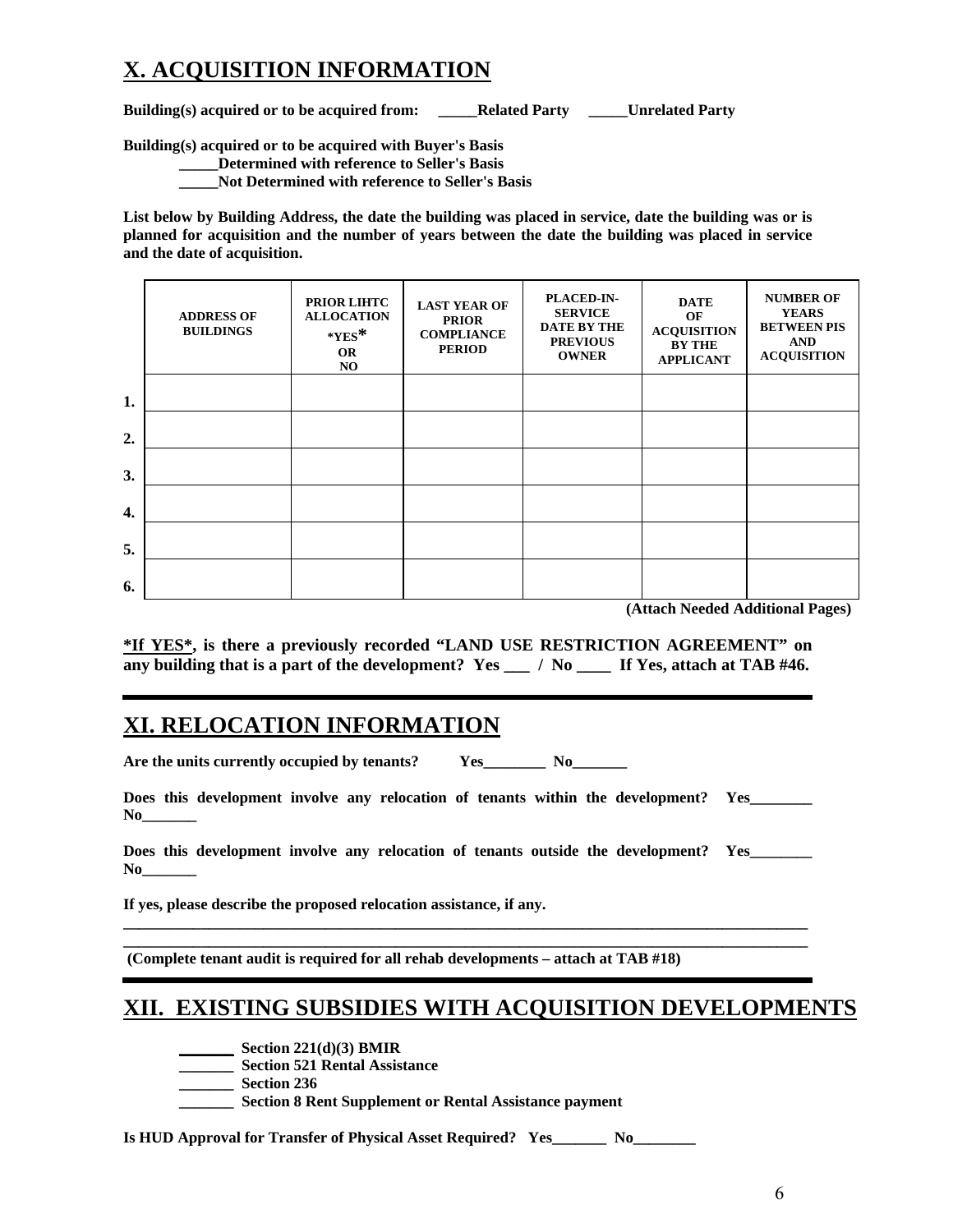## X. ACQUISITION INFORMATION

**Building(s) acquired or to be acquired from: _____Related Party _____Unrelated Party**

**Building(s) acquired or to be acquired with Buyer's Basis**
**_____Determined with reference to Seller's Basis**
**_____Not Determined with reference to Seller's Basis**

**List below by Building Address, the date the building was placed in service, date the building was or is planned for acquisition and the number of years between the date the building was placed in service and the date of acquisition.**

| | ADDRESS OF BUILDINGS | PRIOR LIHTC ALLOCATION *YES* OR NO | LAST YEAR OF PRIOR COMPLIANCE PERIOD | PLACED-IN-SERVICE DATE BY THE PREVIOUS OWNER | DATE OF ACQUISITION BY THE APPLICANT | NUMBER OF YEARS BETWEEN PIS AND ACQUISITION |
|---|---|---|---|---|---|---|
| 1. | | | | | | |
| 2. | | | | | | |
| 3. | | | | | | |
| 4. | | | | | | |
| 5. | | | | | | |
| 6. | | | | | | |

**(Attach Needed Additional Pages)**

**<u>*If YES*</u>, is there a previously recorded "LAND USE RESTRICTION AGREEMENT" on any building that is a part of the development? Yes ___ / No ____ If Yes, attach at TAB #46.**

## XI. RELOCATION INFORMATION

**Are the units currently occupied by tenants? Yes________ No_______**

**Does this development involve any relocation of tenants within the development? Yes________ No_______**

**Does this development involve any relocation of tenants outside the development? Yes________ No_______**

**If yes, please describe the proposed relocation assistance, if any.**

______________________________________________________________________________________________

______________________________________________________________________________________________

**(Complete tenant audit is required for all rehab developments – attach at TAB #18)**

## XII. EXISTING SUBSIDIES WITH ACQUISITION DEVELOPMENTS

**_______ Section 221(d)(3) BMIR**
**_______ Section 521 Rental Assistance**
**_______ Section 236**
**_______ Section 8 Rent Supplement or Rental Assistance payment**

**Is HUD Approval for Transfer of Physical Asset Required? Yes_______ No________**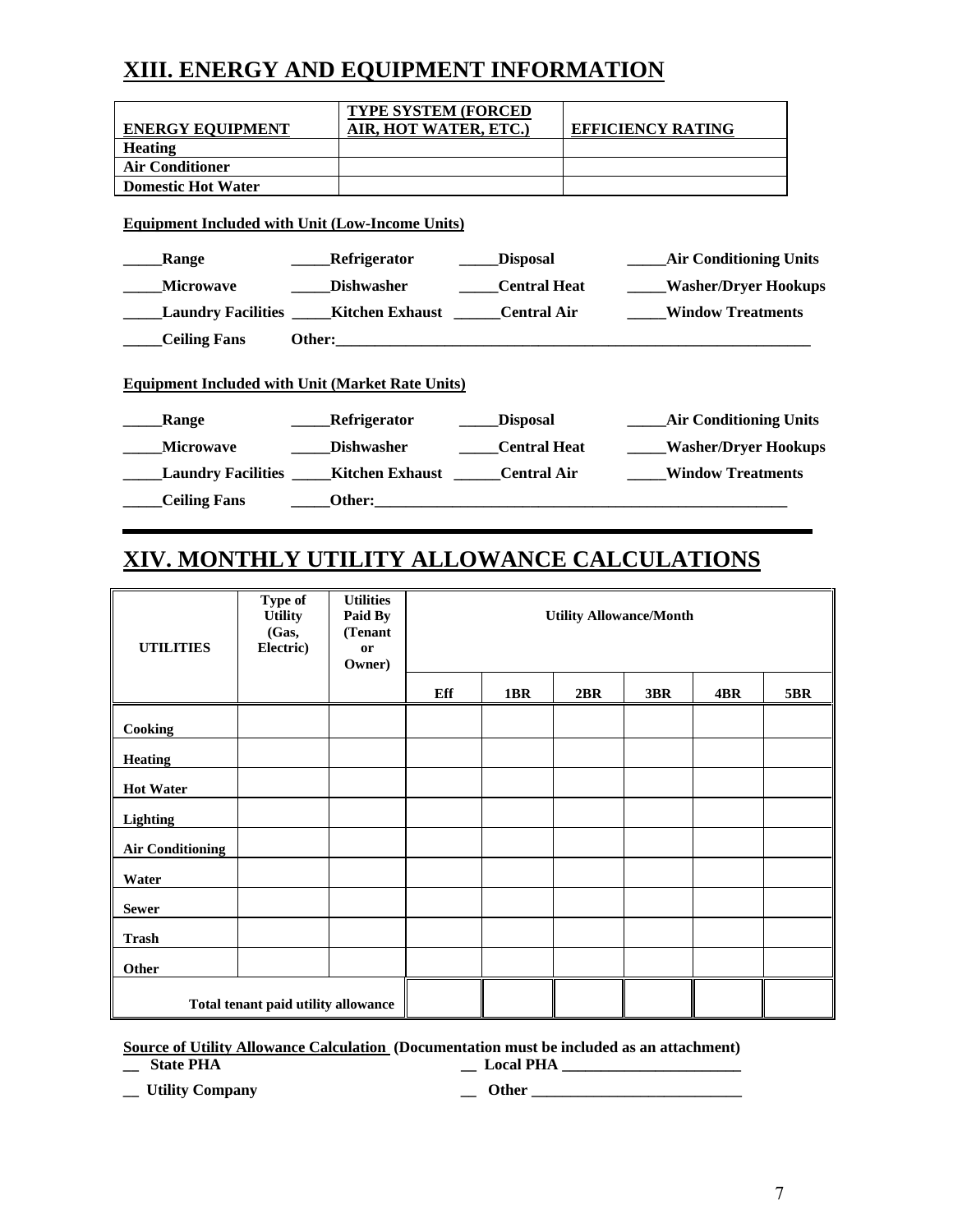## XIII. ENERGY AND EQUIPMENT INFORMATION

| ENERGY EQUIPMENT | TYPE SYSTEM (FORCED AIR, HOT WATER, ETC.) | EFFICIENCY RATING |
|---|---|---|
| **Heating** | | |
| **Air Conditioner** | | |
| **Domestic Hot Water** | | |

**Equipment Included with Unit (Low-Income Units)**

_____Range     _____Refrigerator     _____Disposal     _____Air Conditioning Units

_____Microwave     _____Dishwasher     _____Central Heat     _____Washer/Dryer Hookups

_____Laundry Facilities _____Kitchen Exhaust ______Central Air     _____Window Treatments

_____Ceiling Fans     Other:_______________________________________________________________

**Equipment Included with Unit (Market Rate Units)**

_____Range     _____Refrigerator     _____Disposal     _____Air Conditioning Units

_____Microwave     _____Dishwasher     _____Central Heat     _____Washer/Dryer Hookups

_____Laundry Facilities _____Kitchen Exhaust ______Central Air     _____Window Treatments

_____Ceiling Fans     _____Other:_______________________________________________________

## XIV. MONTHLY UTILITY ALLOWANCE CALCULATIONS

| UTILITIES | Type of Utility (Gas, Electric) | Utilities Paid By (Tenant or Owner) | Utility Allowance/Month | | | | | |
|---|---|---|---|---|---|---|---|---|
| | | | Eff | 1BR | 2BR | 3BR | 4BR | 5BR |
| **Cooking** | | | | | | | | |
| **Heating** | | | | | | | | |
| **Hot Water** | | | | | | | | |
| **Lighting** | | | | | | | | |
| **Air Conditioning** | | | | | | | | |
| **Water** | | | | | | | | |
| **Sewer** | | | | | | | | |
| **Trash** | | | | | | | | |
| **Other** | | | | | | | | |
| **Total tenant paid utility allowance** | | | | | | | | |

**Source of Utility Allowance Calculation (Documentation must be included as an attachment)**

__ State PHA     __ Local PHA _______________________

__ Utility Company     __ Other ___________________________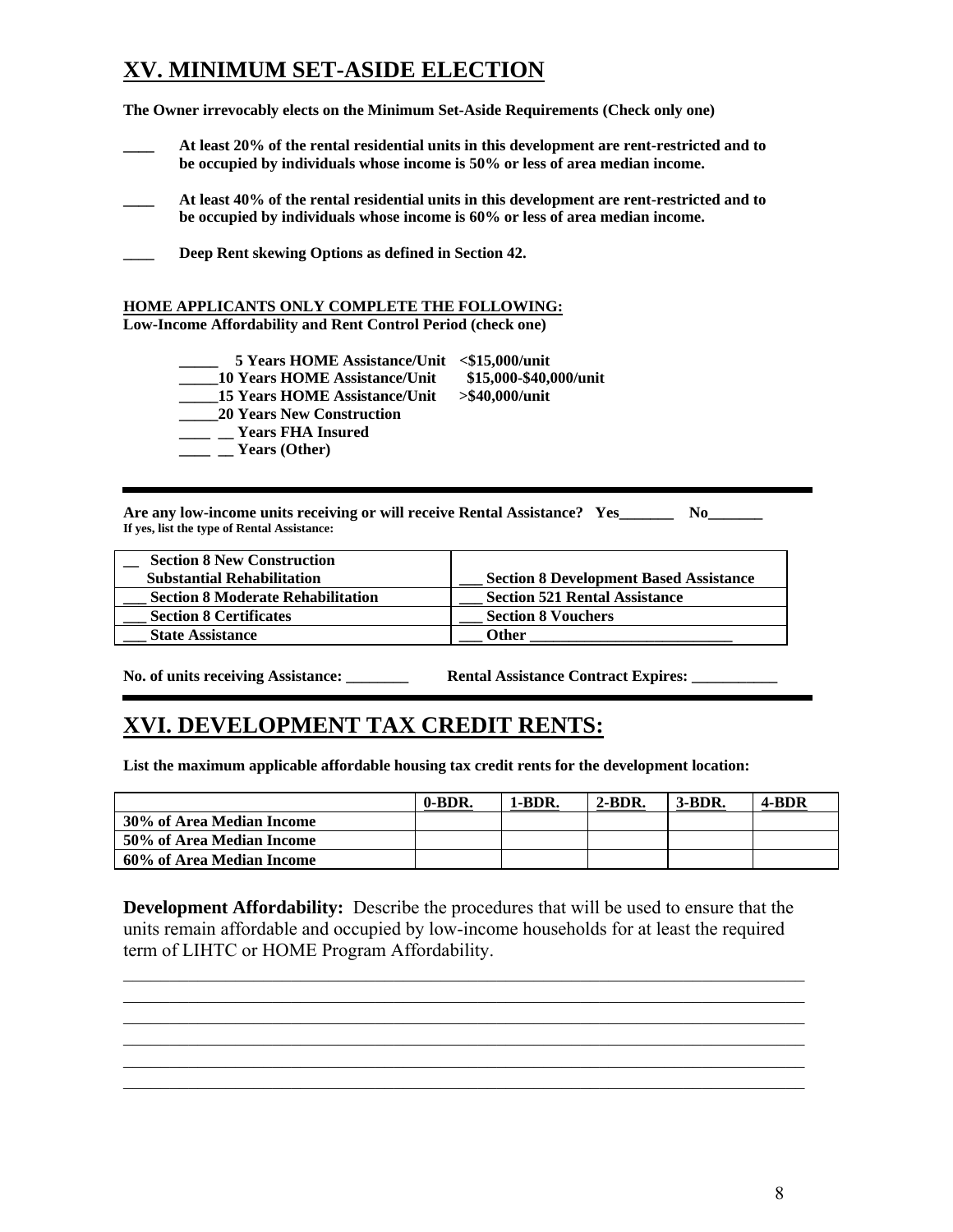## XV. MINIMUM SET-ASIDE ELECTION

**The Owner irrevocably elects on the Minimum Set-Aside Requirements (Check only one)**

**____ At least 20% of the rental residential units in this development are rent-restricted and to be occupied by individuals whose income is 50% or less of area median income.**

**____ At least 40% of the rental residential units in this development are rent-restricted and to be occupied by individuals whose income is 60% or less of area median income.**

**____ Deep Rent skewing Options as defined in Section 42.**

**HOME APPLICANTS ONLY COMPLETE THE FOLLOWING:**
**Low-Income Affordability and Rent Control Period (check one)**

**_____ 5 Years HOME Assistance/Unit <$15,000/unit**
**_____10 Years HOME Assistance/Unit $15,000-$40,000/unit**
**_____15 Years HOME Assistance/Unit >$40,000/unit**
**_____20 Years New Construction**
**____ __ Years FHA Insured**
**____ __ Years (Other)**

---

**Are any low-income units receiving or will receive Rental Assistance? Yes_______ No_______**
**If yes, list the type of Rental Assistance:**

| | |
|---|---|
| __ Section 8 New Construction Substantial Rehabilitation | ___ Section 8 Development Based Assistance |
| ___ Section 8 Moderate Rehabilitation | ___ Section 521 Rental Assistance |
| ___ Section 8 Certificates | ___ Section 8 Vouchers |
| ___ State Assistance | ___ Other __________________________ |

**No. of units receiving Assistance: ________ Rental Assistance Contract Expires: ___________**

---

## XVI. DEVELOPMENT TAX CREDIT RENTS:

**List the maximum applicable affordable housing tax credit rents for the development location:**

| | 0-BDR. | 1-BDR. | 2-BDR. | 3-BDR. | 4-BDR |
|---|---|---|---|---|---|
| 30% of Area Median Income | | | | | |
| 50% of Area Median Income | | | | | |
| 60% of Area Median Income | | | | | |

**Development Affordability:** Describe the procedures that will be used to ensure that the units remain affordable and occupied by low-income households for at least the required term of LIHTC or HOME Program Affordability.

______________________________________________________________________________
______________________________________________________________________________
______________________________________________________________________________
______________________________________________________________________________
______________________________________________________________________________
______________________________________________________________________________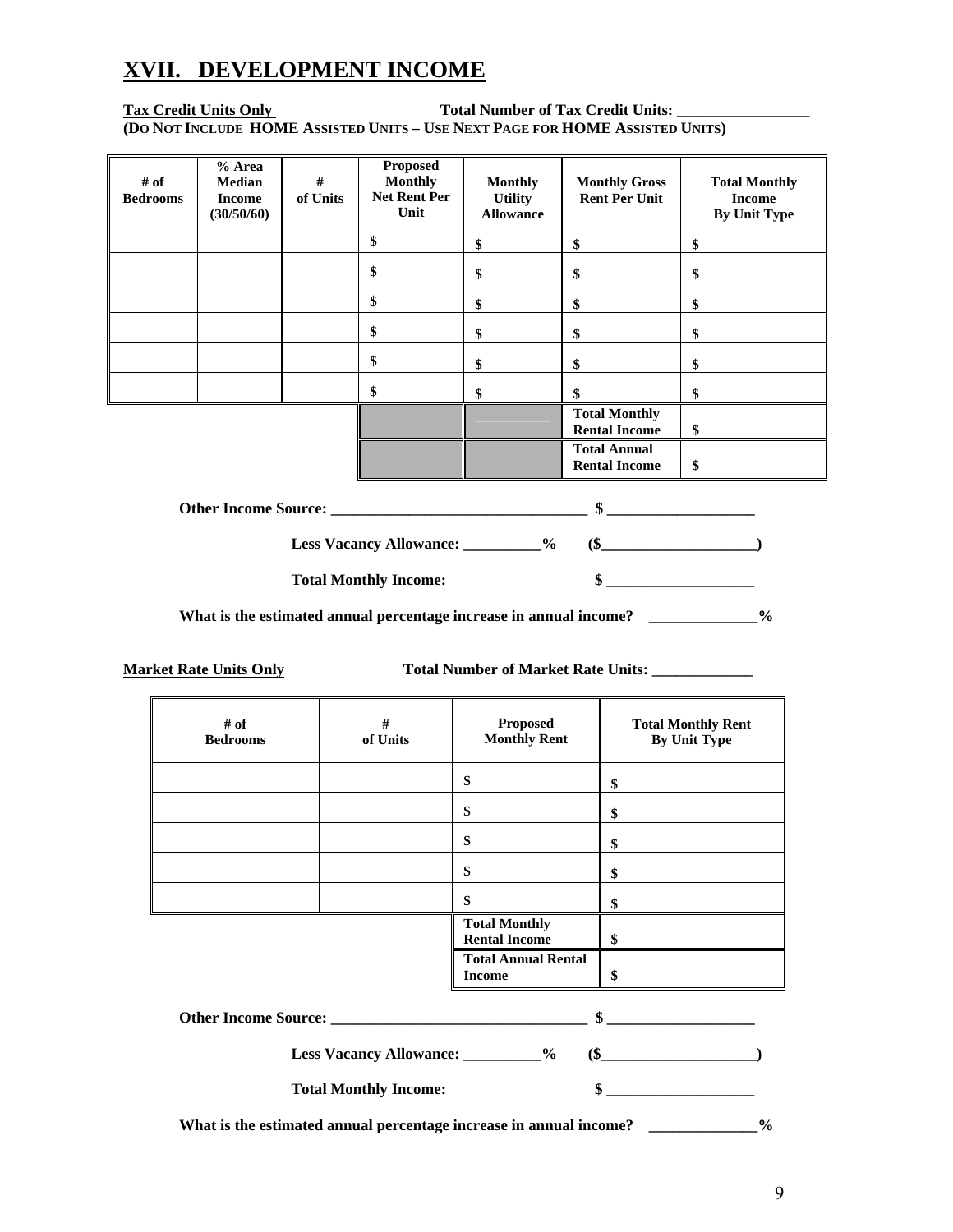# XVII. DEVELOPMENT INCOME

**Tax Credit Units Only** **Total Number of Tax Credit Units: _________________**

**(DO NOT INCLUDE HOME ASSISTED UNITS – USE NEXT PAGE FOR HOME ASSISTED UNITS)**

| # of Bedrooms | % Area Median Income (30/50/60) | # of Units | Proposed Monthly Net Rent Per Unit | Monthly Utility Allowance | Monthly Gross Rent Per Unit | Total Monthly Income By Unit Type |
|---|---|---|---|---|---|---|
| | | | $ | $ | $ | $ |
| | | | $ | $ | $ | $ |
| | | | $ | $ | $ | $ |
| | | | $ | $ | $ | $ |
| | | | $ | $ | $ | $ |
| | | | $ | $ | $ | $ |
| | | | | | **Total Monthly Rental Income** | $ |
| | | | | | **Total Annual Rental Income** | $ |

**Other Income Source: _________________________________ $ ___________________**

**Less Vacancy Allowance: __________% ($____________________)**

**Total Monthly Income: $ ___________________**

**What is the estimated annual percentage increase in annual income? ______________%**

**Market Rate Units Only** **Total Number of Market Rate Units: _____________**

| # of Bedrooms | # of Units | Proposed Monthly Rent | Total Monthly Rent By Unit Type |
|---|---|---|---|
| | | $ | $ |
| | | $ | $ |
| | | $ | $ |
| | | $ | $ |
| | | $ | $ |
| | | **Total Monthly Rental Income** | $ |
| | | **Total Annual Rental Income** | $ |

**Other Income Source: _________________________________ $ ___________________**

**Less Vacancy Allowance: __________% ($____________________)**

**Total Monthly Income: $ ___________________**

**What is the estimated annual percentage increase in annual income? ______________%**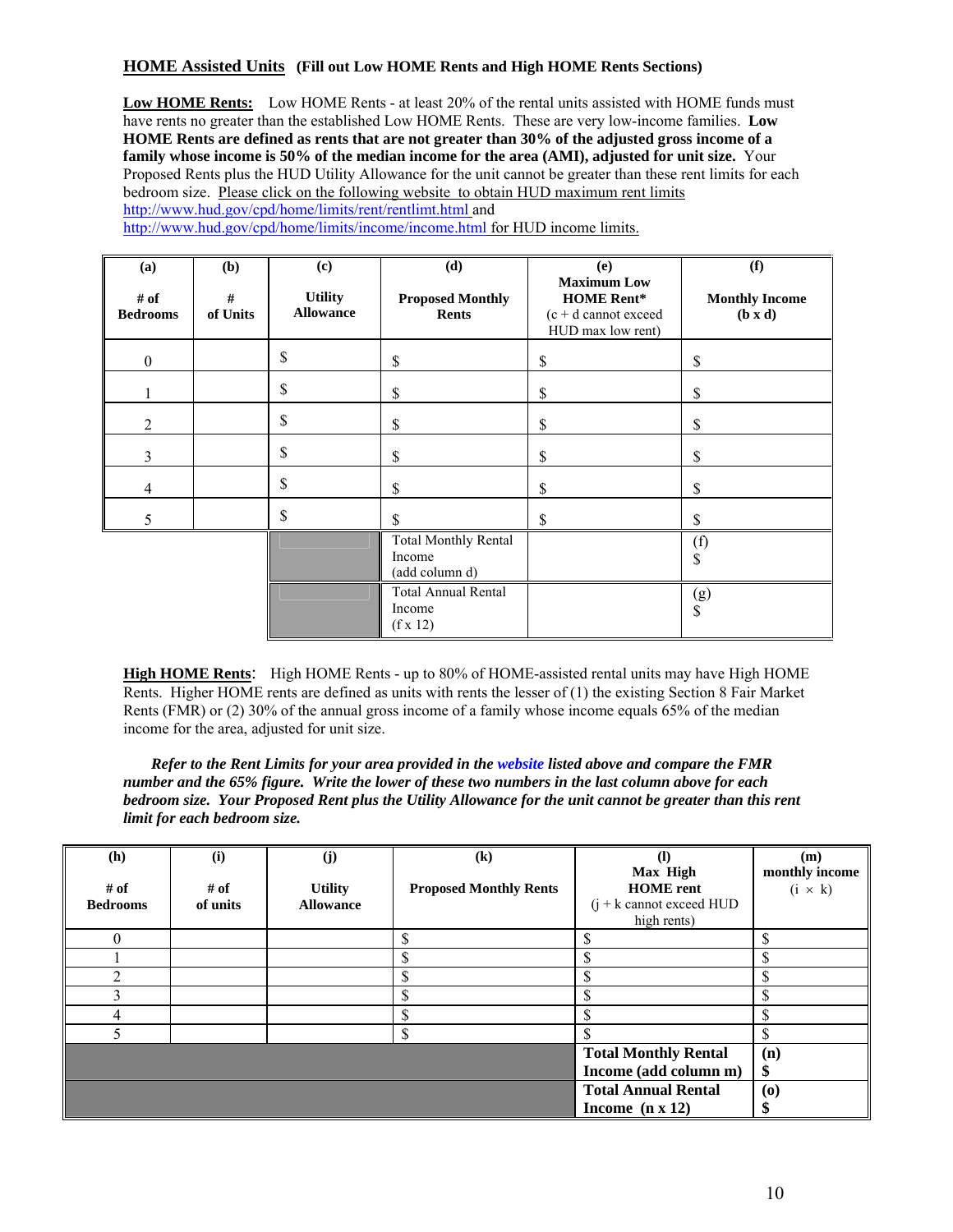## HOME Assisted Units **(Fill out Low HOME Rents and High HOME Rents Sections)**

**Low HOME Rents:** Low HOME Rents - at least 20% of the rental units assisted with HOME funds must have rents no greater than the established Low HOME Rents. These are very low-income families. **Low HOME Rents are defined as rents that are not greater than 30% of the adjusted gross income of a family whose income is 50% of the median income for the area (AMI), adjusted for unit size.** Your Proposed Rents plus the HUD Utility Allowance for the unit cannot be greater than these rent limits for each bedroom size. Please click on the following website to obtain HUD maximum rent limits http://www.hud.gov/cpd/home/limits/rent/rentlimt.html and http://www.hud.gov/cpd/home/limits/income/income.html for HUD income limits.

| (a) # of Bedrooms | (b) # of Units | (c) Utility Allowance | (d) Proposed Monthly Rents | (e) Maximum Low HOME Rent* (c + d cannot exceed HUD max low rent) | (f) Monthly Income (b x d) |
|---|---|---|---|---|---|
| 0 | | $ | $ | $ | $ |
| 1 | | $ | $ | $ | $ |
| 2 | | $ | $ | $ | $ |
| 3 | | $ | $ | $ | $ |
| 4 | | $ | $ | $ | $ |
| 5 | | $ | $ | $ | $ |
| | | | Total Monthly Rental Income (add column d) | | (f) $ |
| | | | Total Annual Rental Income (f x 12) | | (g) $ |

**High HOME Rents**: High HOME Rents - up to 80% of HOME-assisted rental units may have High HOME Rents. Higher HOME rents are defined as units with rents the lesser of (1) the existing Section 8 Fair Market Rents (FMR) or (2) 30% of the annual gross income of a family whose income equals 65% of the median income for the area, adjusted for unit size.

***Refer to the Rent Limits for your area provided in the website listed above and compare the FMR number and the 65% figure. Write the lower of these two numbers in the last column above for each bedroom size. Your Proposed Rent plus the Utility Allowance for the unit cannot be greater than this rent limit for each bedroom size.***

| (h) # of Bedrooms | (i) # of units | (j) Utility Allowance | (k) Proposed Monthly Rents | (l) Max High HOME rent (j + k cannot exceed HUD high rents) | (m) monthly income (i × k) |
|---|---|---|---|---|---|
| 0 | | | $ | $ | $ |
| 1 | | | $ | $ | $ |
| 2 | | | $ | $ | $ |
| 3 | | | $ | $ | $ |
| 4 | | | $ | $ | $ |
| 5 | | | $ | $ | $ |
| | | | | **Total Monthly Rental Income (add column m)** | **(n) $** |
| | | | | **Total Annual Rental Income (n x 12)** | **(o) $** |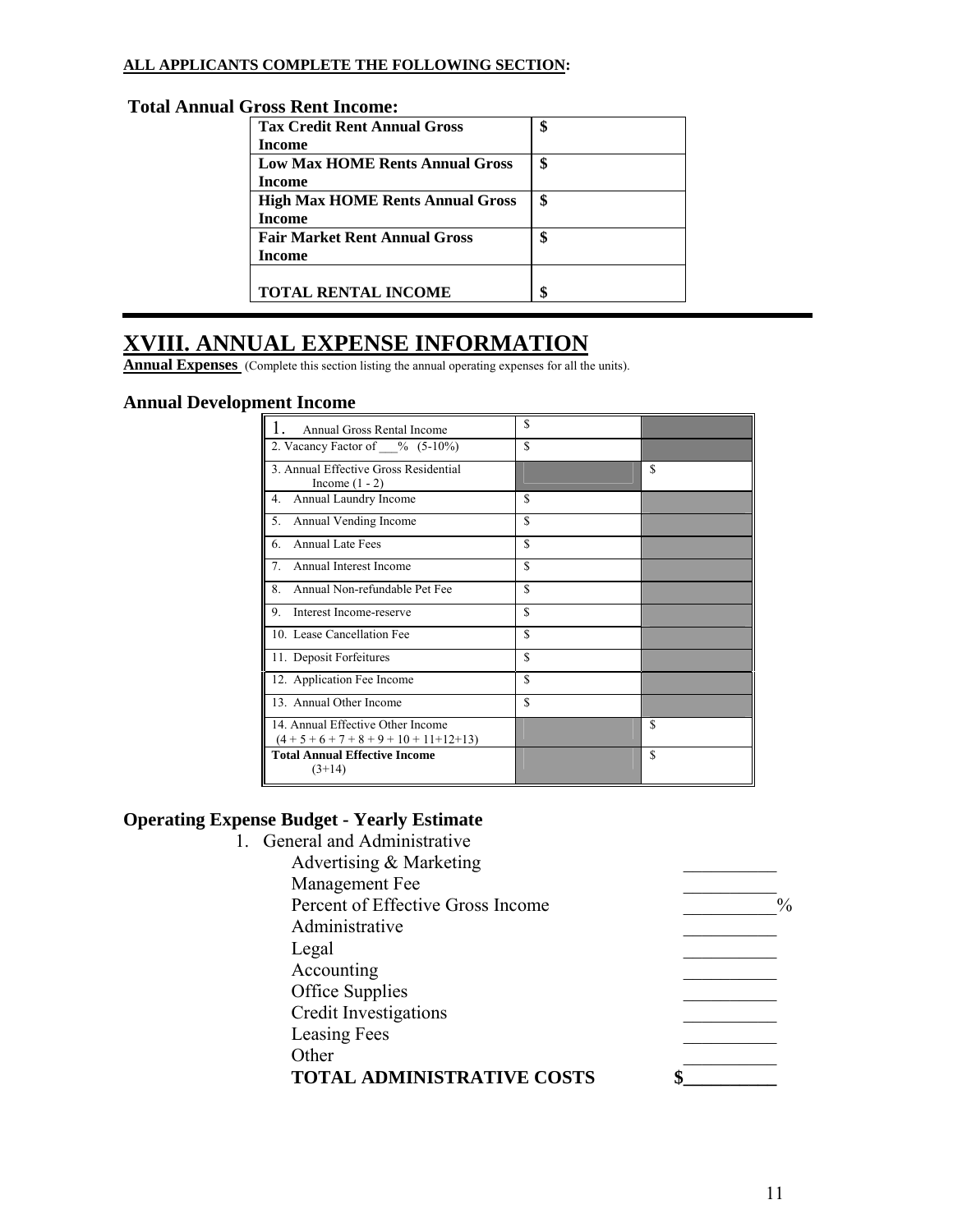**ALL APPLICANTS COMPLETE THE FOLLOWING SECTION:**

**Total Annual Gross Rent Income:**

| | |
|---|---|
| **Tax Credit Rent Annual Gross Income** | **$** |
| **Low Max HOME Rents Annual Gross Income** | **$** |
| **High Max HOME Rents Annual Gross Income** | **$** |
| **Fair Market Rent Annual Gross Income** | **$** |
| **TOTAL RENTAL INCOME** | **$** |

# XVIII. ANNUAL EXPENSE INFORMATION

**Annual Expenses** (Complete this section listing the annual operating expenses for all the units).

### Annual Development Income

| | | |
|---|---|---|
| 1. Annual Gross Rental Income | $ | |
| 2. Vacancy Factor of ___% (5-10%) | $ | |
| 3. Annual Effective Gross Residential Income (1 - 2) | | $ |
| 4. Annual Laundry Income | $ | |
| 5. Annual Vending Income | $ | |
| 6. Annual Late Fees | $ | |
| 7. Annual Interest Income | $ | |
| 8. Annual Non-refundable Pet Fee | $ | |
| 9. Interest Income-reserve | $ | |
| 10. Lease Cancellation Fee | $ | |
| 11. Deposit Forfeitures | $ | |
| 12. Application Fee Income | $ | |
| 13. Annual Other Income | $ | |
| 14. Annual Effective Other Income (4 + 5 + 6 + 7 + 8 + 9 + 10 + 11+12+13) | | $ |
| **Total Annual Effective Income** (3+14) | | $ |

### Operating Expense Budget - Yearly Estimate

1. General and Administrative
   - Advertising & Marketing __________
   - Management Fee __________
   - Percent of Effective Gross Income __________%
   - Administrative __________
   - Legal __________
   - Accounting __________
   - Office Supplies __________
   - Credit Investigations __________
   - Leasing Fees __________
   - Other __________
   - **TOTAL ADMINISTRATIVE COSTS $__________**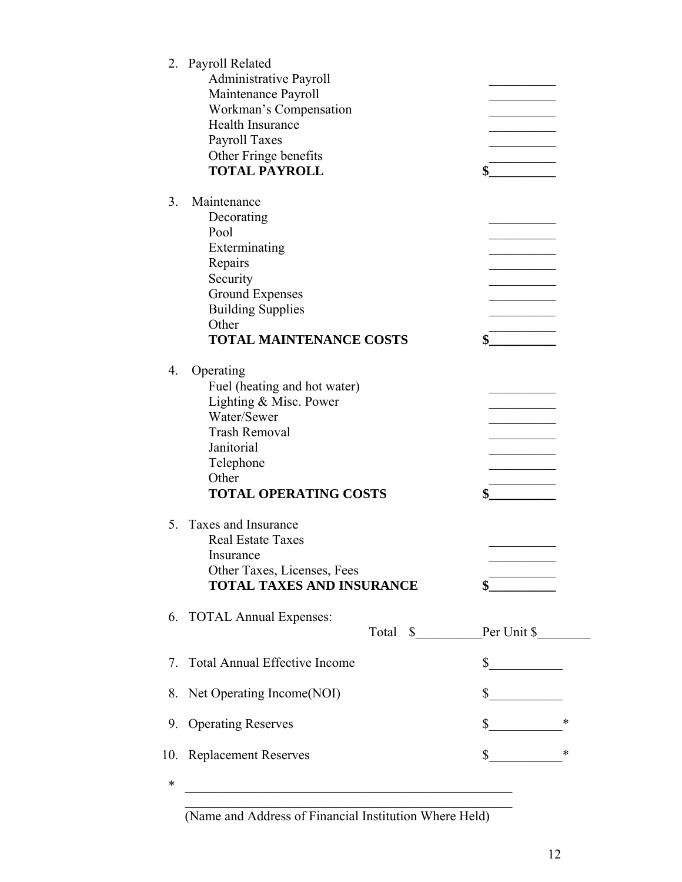2. Payroll Related

| | |
|---|---|
| Administrative Payroll | __________ |
| Maintenance Payroll | __________ |
| Workman's Compensation | __________ |
| Health Insurance | __________ |
| Payroll Taxes | __________ |
| Other Fringe benefits | __________ |
| **TOTAL PAYROLL** | **$__________** |

3. Maintenance

| | |
|---|---|
| Decorating | __________ |
| Pool | __________ |
| Exterminating | __________ |
| Repairs | __________ |
| Security | __________ |
| Ground Expenses | __________ |
| Building Supplies | __________ |
| Other | __________ |
| **TOTAL MAINTENANCE COSTS** | **$__________** |

4. Operating

| | |
|---|---|
| Fuel (heating and hot water) | __________ |
| Lighting & Misc. Power | __________ |
| Water/Sewer | __________ |
| Trash Removal | __________ |
| Janitorial | __________ |
| Telephone | __________ |
| Other | __________ |
| **TOTAL OPERATING COSTS** | **$__________** |

5. Taxes and Insurance

| | |
|---|---|
| Real Estate Taxes | __________ |
| Insurance | __________ |
| Other Taxes, Licenses, Fees | __________ |
| **TOTAL TAXES AND INSURANCE** | **$__________** |

6. TOTAL Annual Expenses:

Total $__________ Per Unit $________

7. Total Annual Effective Income $___________

8. Net Operating Income(NOI) $___________

9. Operating Reserves $___________*

10. Replacement Reserves $___________*

\* ____________________________________________________

____________________________________________________

(Name and Address of Financial Institution Where Held)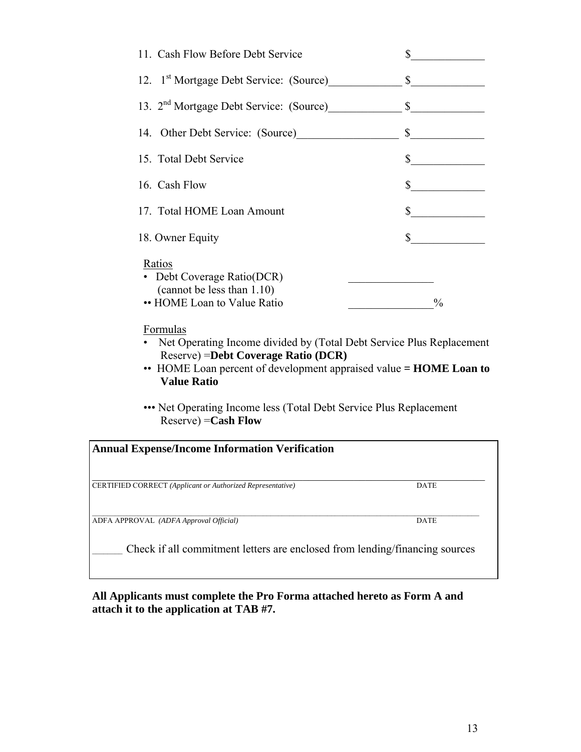11. Cash Flow Before Debt Service $\_\_\_\_\_\_\_\_\_\_\_\_\_

12. 1st Mortgage Debt Service: (Source)\_\_\_\_\_\_\_\_\_\_\_\_\_ $\_\_\_\_\_\_\_\_\_\_\_\_\_

13. 2nd Mortgage Debt Service: (Source)\_\_\_\_\_\_\_\_\_\_\_\_\_ $\_\_\_\_\_\_\_\_\_\_\_\_\_

14. Other Debt Service: (Source)\_\_\_\_\_\_\_\_\_\_\_\_\_\_\_\_\_\_ $\_\_\_\_\_\_\_\_\_\_\_\_\_

15. Total Debt Service $\_\_\_\_\_\_\_\_\_\_\_\_\_

16. Cash Flow $\_\_\_\_\_\_\_\_\_\_\_\_\_

17. Total HOME Loan Amount $\_\_\_\_\_\_\_\_\_\_\_\_\_

18. Owner Equity $\_\_\_\_\_\_\_\_\_\_\_\_\_

Ratios

- • Debt Coverage Ratio(DCR) (cannot be less than 1.10) \_\_\_\_\_\_\_\_\_\_\_\_\_\_\_
- •• HOME Loan to Value Ratio \_\_\_\_\_\_\_\_\_\_\_\_\_\_\_%

Formulas

- • Net Operating Income divided by (Total Debt Service Plus Replacement Reserve) =**Debt Coverage Ratio (DCR)**
- •• HOME Loan percent of development appraised value **= HOME Loan to Value Ratio**
- ••• Net Operating Income less (Total Debt Service Plus Replacement Reserve) =**Cash Flow**

**Annual Expense/Income Information Verification**

\_\_\_\_\_\_\_\_\_\_\_\_\_\_\_\_\_\_\_\_\_\_\_\_\_\_\_\_\_\_\_\_\_\_\_\_\_\_\_\_\_\_\_\_\_\_\_\_\_\_\_\_\_\_\_\_\_\_\_\_\_\_\_\_\_\_\_\_\_\_\_\_\_\_\_\_

CERTIFIED CORRECT *(Applicant or Authorized Representative)* DATE

\_\_\_\_\_\_\_\_\_\_\_\_\_\_\_\_\_\_\_\_\_\_\_\_\_\_\_\_\_\_\_\_\_\_\_\_\_\_\_\_\_\_\_\_\_\_\_\_\_\_\_\_\_\_\_\_\_\_\_\_\_\_\_\_\_\_\_\_\_\_\_\_\_\_\_\_

ADFA APPROVAL *(ADFA Approval Official)* DATE

\_\_\_\_\_\_ Check if all commitment letters are enclosed from lending/financing sources

**All Applicants must complete the Pro Forma attached hereto as Form A and attach it to the application at TAB #7.**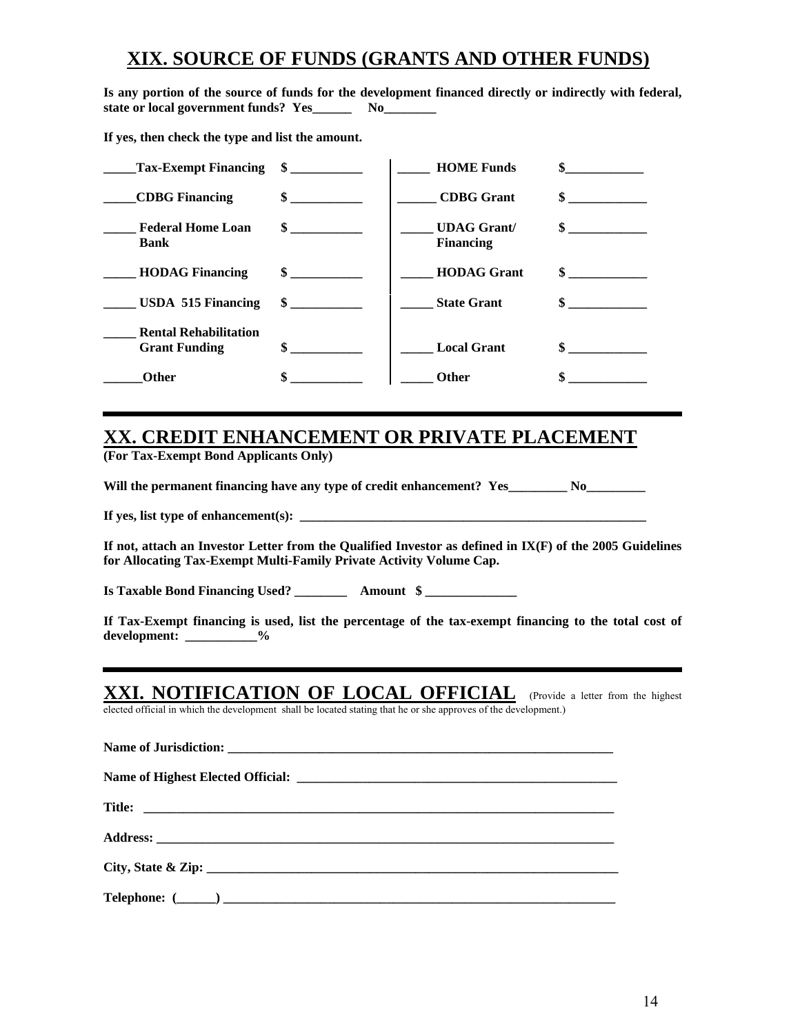## XIX. SOURCE OF FUNDS (GRANTS AND OTHER FUNDS)

**Is any portion of the source of funds for the development financed directly or indirectly with federal, state or local government funds? Yes______ No________**

**If yes, then check the type and list the amount.**

| | | | |
|---|---|---|---|
| _____Tax-Exempt Financing | $ ___________ | _____ HOME Funds | $____________ |
| _____CDBG Financing | $ ___________ | ______ CDBG Grant | $ ____________ |
| _____ Federal Home Loan Bank | $ ___________ | _____ UDAG Grant/ Financing | $ ____________ |
| _____ HODAG Financing | $ ___________ | _____ HODAG Grant | $ ____________ |
| _____ USDA 515 Financing | $ ___________ | _____ State Grant | $ ____________ |
| _____ Rental Rehabilitation Grant Funding | $ ___________ | _____ Local Grant | $ ____________ |
| ______Other | $ ___________ | _____ Other | $ ____________ |

## XX. CREDIT ENHANCEMENT OR PRIVATE PLACEMENT

**(For Tax-Exempt Bond Applicants Only)**

**Will the permanent financing have any type of credit enhancement? Yes_________ No_________**

**If yes, list type of enhancement(s): _______________________________________________________**

**If not, attach an Investor Letter from the Qualified Investor as defined in IX(F) of the 2005 Guidelines for Allocating Tax-Exempt Multi-Family Private Activity Volume Cap.**

**Is Taxable Bond Financing Used? ________ Amount $ ______________**

**If Tax-Exempt financing is used, list the percentage of the tax-exempt financing to the total cost of development: ___________%**

## XXI. NOTIFICATION OF LOCAL OFFICIAL

(Provide a letter from the highest elected official in which the development shall be located stating that he or she approves of the development.)

**Name of Jurisdiction: ______________________________________________________________**

**Name of Highest Elected Official: __________________________________________________**

**Title: __________________________________________________________________________**

**Address: ________________________________________________________________________**

**City, State & Zip: _________________________________________________________________**

**Telephone: (______) _______________________________________________________________**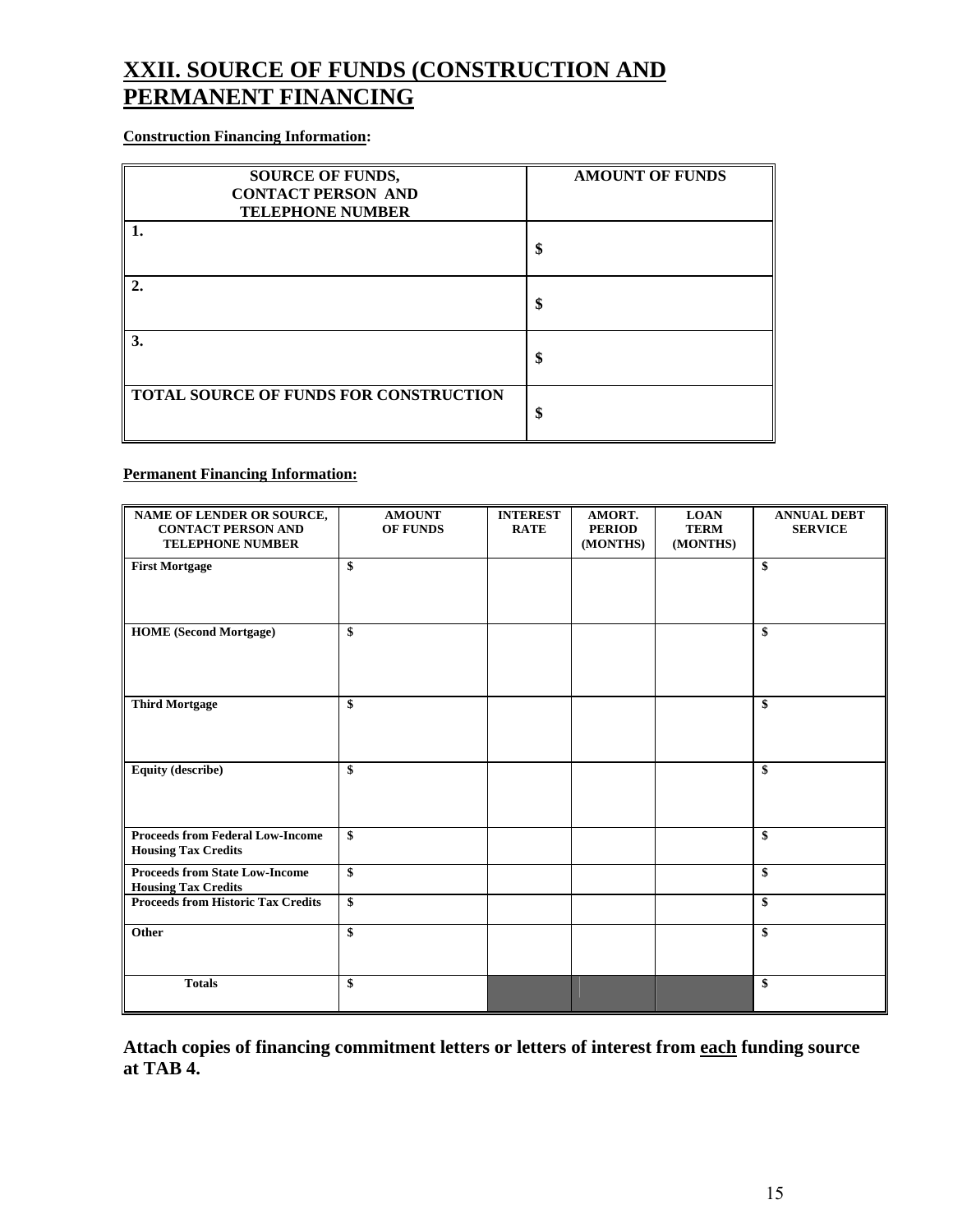# XXII. SOURCE OF FUNDS (CONSTRUCTION AND PERMANENT FINANCING

**Construction Financing Information:**

| SOURCE OF FUNDS, CONTACT PERSON AND TELEPHONE NUMBER | AMOUNT OF FUNDS |
|---|---|
| 1. | $ |
| 2. | $ |
| 3. | $ |
| TOTAL SOURCE OF FUNDS FOR CONSTRUCTION | $ |

**Permanent Financing Information:**

| NAME OF LENDER OR SOURCE, CONTACT PERSON AND TELEPHONE NUMBER | AMOUNT OF FUNDS | INTEREST RATE | AMORT. PERIOD (MONTHS) | LOAN TERM (MONTHS) | ANNUAL DEBT SERVICE |
|---|---|---|---|---|---|
| First Mortgage | $ | | | | $ |
| HOME (Second Mortgage) | $ | | | | $ |
| Third Mortgage | $ | | | | $ |
| Equity (describe) | $ | | | | $ |
| Proceeds from Federal Low-Income Housing Tax Credits | $ | | | | $ |
| Proceeds from State Low-Income Housing Tax Credits | $ | | | | $ |
| Proceeds from Historic Tax Credits | $ | | | | $ |
| Other | $ | | | | $ |
| Totals | $ | | | | $ |

**Attach copies of financing commitment letters or letters of interest from each funding source at TAB 4.**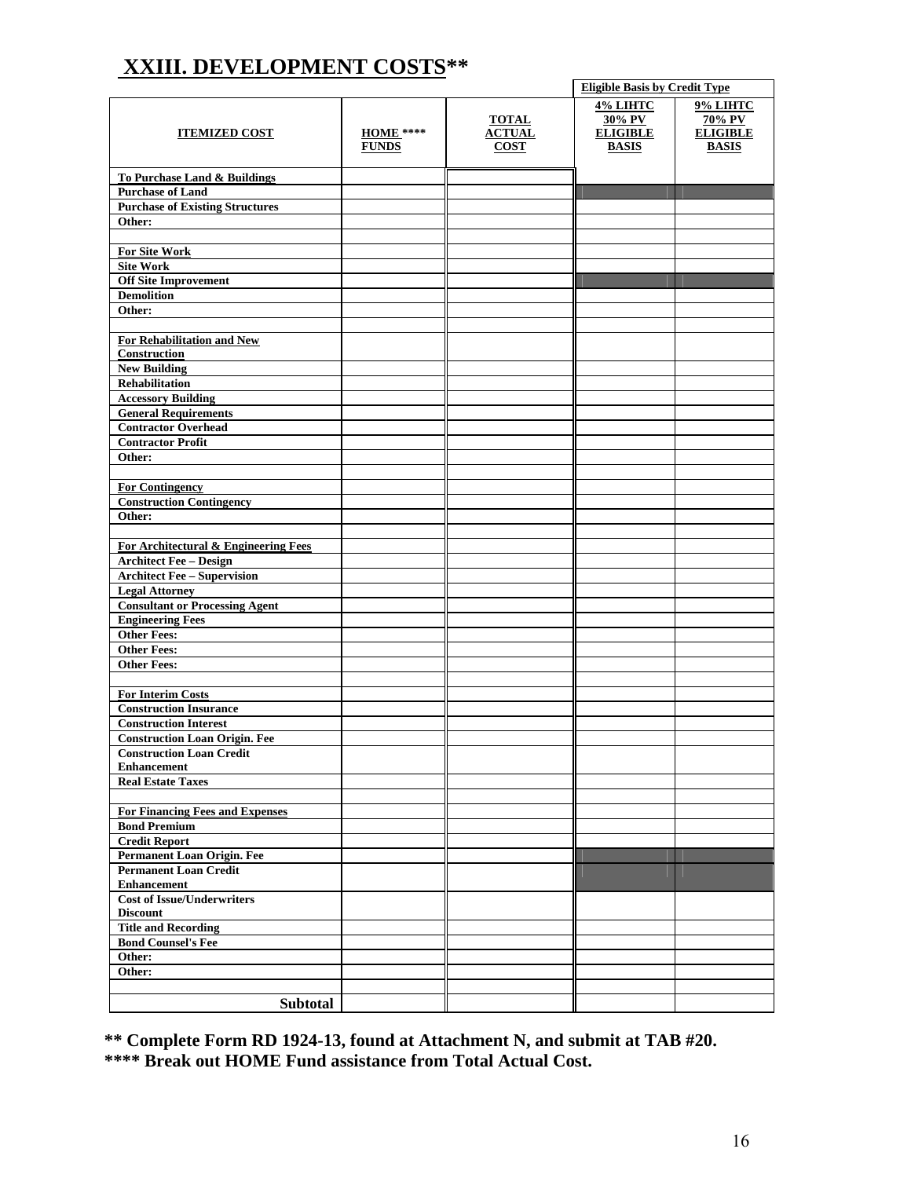# XXIII. DEVELOPMENT COSTS**

| | | | Eligible Basis by Credit Type | |
|---|---|---|---|---|
| **ITEMIZED COST** | **HOME **** FUNDS** | **TOTAL ACTUAL COST** | **4% LIHTC 30% PV ELIGIBLE BASIS** | **9% LIHTC 70% PV ELIGIBLE BASIS** |
| **To Purchase Land & Buildings** | | | | |
| **Purchase of Land** | | | | |
| **Purchase of Existing Structures** | | | | |
| **Other:** | | | | |
| | | | | |
| **For Site Work** | | | | |
| **Site Work** | | | | |
| **Off Site Improvement** | | | | |
| **Demolition** | | | | |
| **Other:** | | | | |
| | | | | |
| **For Rehabilitation and New Construction** | | | | |
| **New Building** | | | | |
| **Rehabilitation** | | | | |
| **Accessory Building** | | | | |
| **General Requirements** | | | | |
| **Contractor Overhead** | | | | |
| **Contractor Profit** | | | | |
| **Other:** | | | | |
| | | | | |
| **For Contingency** | | | | |
| **Construction Contingency** | | | | |
| **Other:** | | | | |
| | | | | |
| **For Architectural & Engineering Fees** | | | | |
| **Architect Fee – Design** | | | | |
| **Architect Fee – Supervision** | | | | |
| **Legal Attorney** | | | | |
| **Consultant or Processing Agent** | | | | |
| **Engineering Fees** | | | | |
| **Other Fees:** | | | | |
| **Other Fees:** | | | | |
| **Other Fees:** | | | | |
| | | | | |
| **For Interim Costs** | | | | |
| **Construction Insurance** | | | | |
| **Construction Interest** | | | | |
| **Construction Loan Origin. Fee** | | | | |
| **Construction Loan Credit Enhancement** | | | | |
| **Real Estate Taxes** | | | | |
| | | | | |
| **For Financing Fees and Expenses** | | | | |
| **Bond Premium** | | | | |
| **Credit Report** | | | | |
| **Permanent Loan Origin. Fee** | | | | |
| **Permanent Loan Credit Enhancement** | | | | |
| **Cost of Issue/Underwriters Discount** | | | | |
| **Title and Recording** | | | | |
| **Bond Counsel's Fee** | | | | |
| **Other:** | | | | |
| **Other:** | | | | |
| | | | | |
| **Subtotal** | | | | |

**** Complete Form RD 1924-13, found at Attachment N, and submit at TAB #20.**

****** Break out HOME Fund assistance from Total Actual Cost.**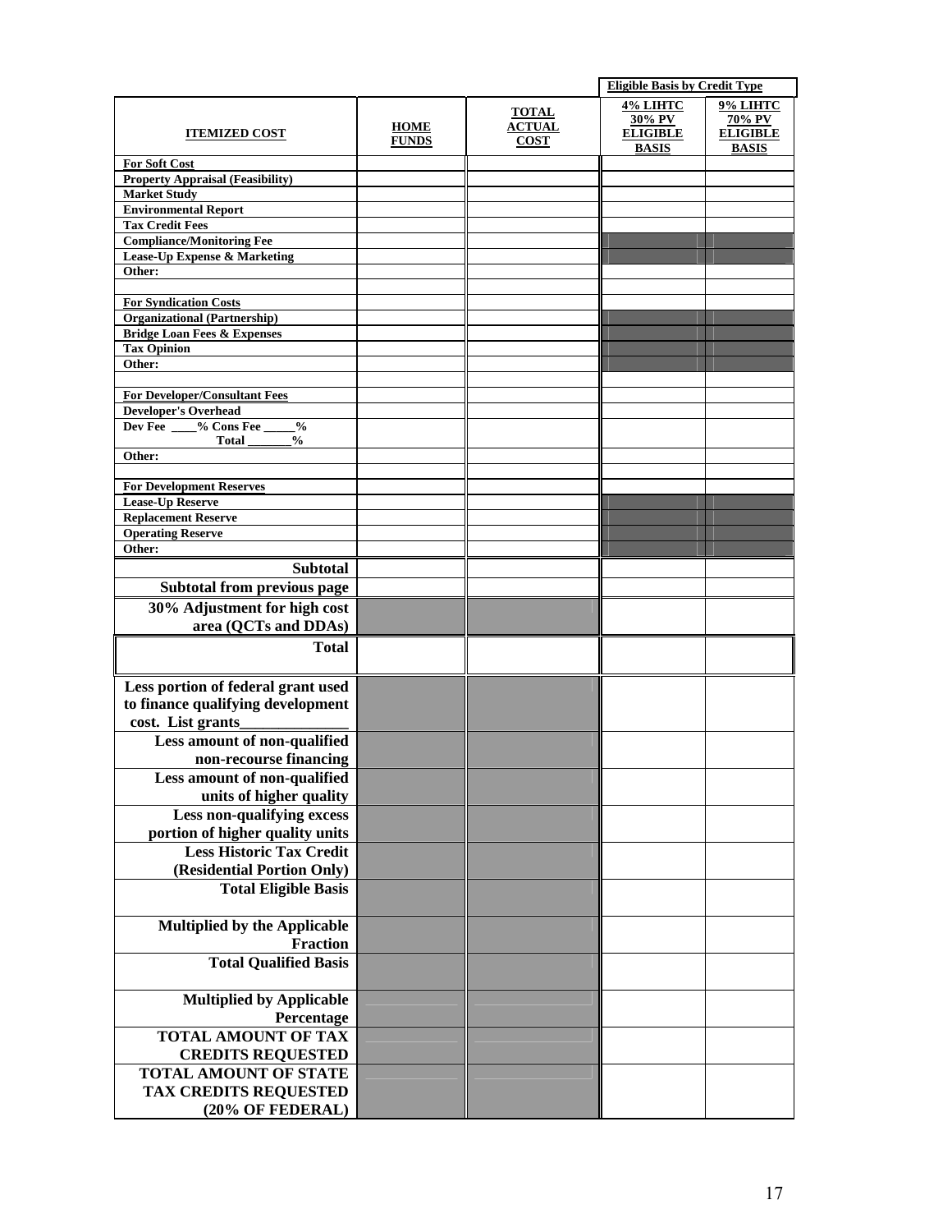| | | | Eligible Basis by Credit Type | |
|---|---|---|---|---|
| **ITEMIZED COST** | **HOME FUNDS** | **TOTAL ACTUAL COST** | **4% LIHTC 30% PV ELIGIBLE BASIS** | **9% LIHTC 70% PV ELIGIBLE BASIS** |
| **For Soft Cost** | | | | |
| **Property Appraisal (Feasibility)** | | | | |
| **Market Study** | | | | |
| **Environmental Report** | | | | |
| **Tax Credit Fees** | | | | |
| **Compliance/Monitoring Fee** | | | | |
| **Lease-Up Expense & Marketing** | | | | |
| **Other:** | | | | |
| | | | | |
| **For Syndication Costs** | | | | |
| **Organizational (Partnership)** | | | | |
| **Bridge Loan Fees & Expenses** | | | | |
| **Tax Opinion** | | | | |
| **Other:** | | | | |
| | | | | |
| **For Developer/Consultant Fees** | | | | |
| **Developer's Overhead** | | | | |
| **Dev Fee \_\_\_\_% Cons Fee \_\_\_\_\_% Total \_\_\_\_\_\_\_%** | | | | |
| **Other:** | | | | |
| | | | | |
| **For Development Reserves** | | | | |
| **Lease-Up Reserve** | | | | |
| **Replacement Reserve** | | | | |
| **Operating Reserve** | | | | |
| **Other:** | | | | |
| **Subtotal** | | | | |
| **Subtotal from previous page** | | | | |
| **30% Adjustment for high cost area (QCTs and DDAs)** | | | | |
| **Total** | | | | |
| **Less portion of federal grant used to finance qualifying development cost. List grants\_\_\_\_\_\_\_\_\_\_\_\_\_\_** | | | | |
| **Less amount of non-qualified non-recourse financing** | | | | |
| **Less amount of non-qualified units of higher quality** | | | | |
| **Less non-qualifying excess portion of higher quality units** | | | | |
| **Less Historic Tax Credit (Residential Portion Only)** | | | | |
| **Total Eligible Basis** | | | | |
| **Multiplied by the Applicable Fraction** | | | | |
| **Total Qualified Basis** | | | | |
| **Multiplied by Applicable Percentage** | | | | |
| **TOTAL AMOUNT OF TAX CREDITS REQUESTED** | | | | |
| **TOTAL AMOUNT OF STATE TAX CREDITS REQUESTED (20% OF FEDERAL)** | | | | |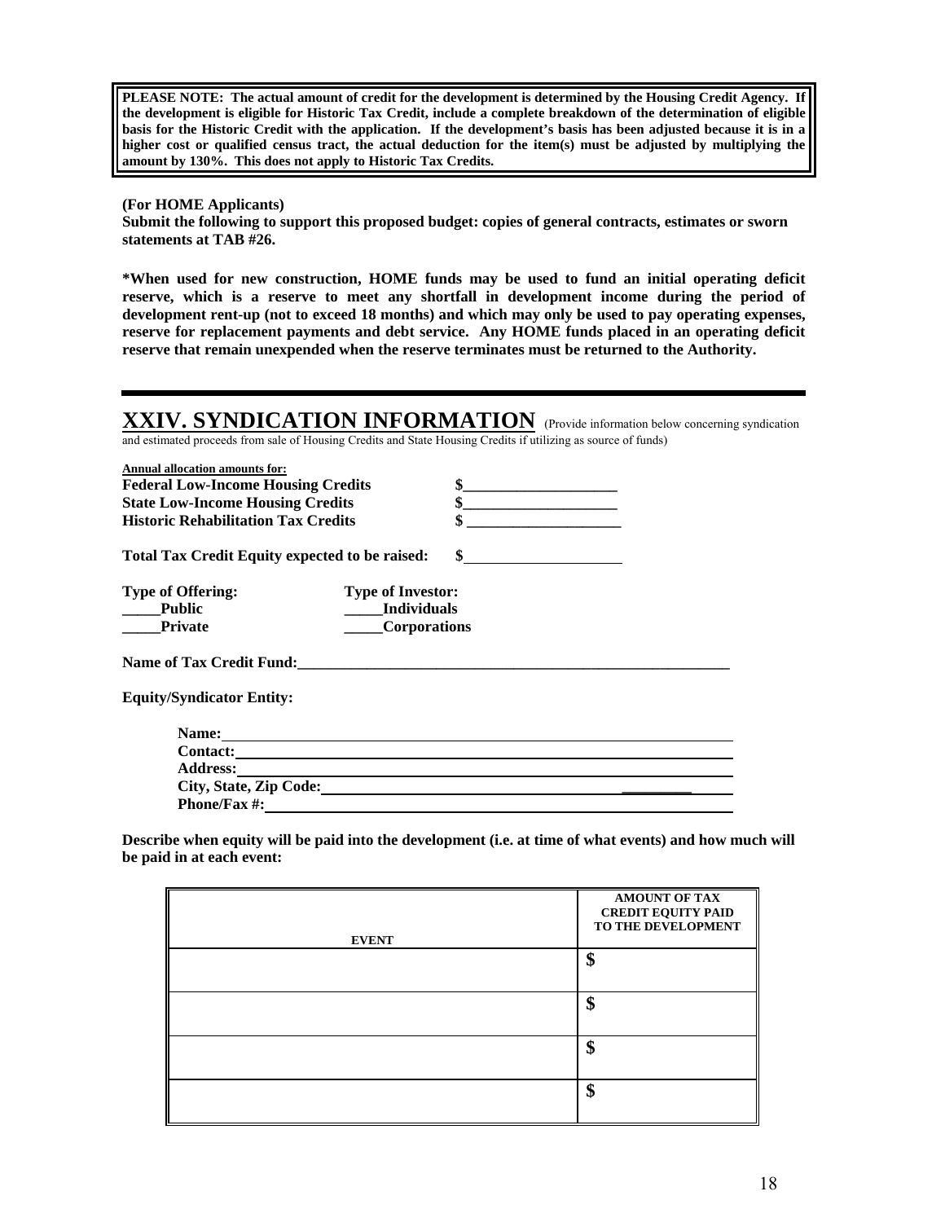**PLEASE NOTE: The actual amount of credit for the development is determined by the Housing Credit Agency. If the development is eligible for Historic Tax Credit, include a complete breakdown of the determination of eligible basis for the Historic Credit with the application. If the development's basis has been adjusted because it is in a higher cost or qualified census tract, the actual deduction for the item(s) must be adjusted by multiplying the amount by 130%. This does not apply to Historic Tax Credits.**

**(For HOME Applicants)**
**Submit the following to support this proposed budget: copies of general contracts, estimates or sworn statements at TAB #26.**

**\*When used for new construction, HOME funds may be used to fund an initial operating deficit reserve, which is a reserve to meet any shortfall in development income during the period of development rent-up (not to exceed 18 months) and which may only be used to pay operating expenses, reserve for replacement payments and debt service. Any HOME funds placed in an operating deficit reserve that remain unexpended when the reserve terminates must be returned to the Authority.**

## XXIV. SYNDICATION INFORMATION

(Provide information below concerning syndication and estimated proceeds from sale of Housing Credits and State Housing Credits if utilizing as source of funds)

**Annual allocation amounts for:**
**Federal Low-Income Housing Credits** $____________________
**State Low-Income Housing Credits** $____________________
**Historic Rehabilitation Tax Credits** $ ____________________

**Total Tax Credit Equity expected to be raised:** $____________________

**Type of Offering:**
_____**Public**
_____**Private**

**Type of Investor:**
_____**Individuals**
_____**Corporations**

**Name of Tax Credit Fund:**____________________________________________________________

**Equity/Syndicator Entity:**

**Name:**____________________________________________________________
**Contact:**____________________________________________________________
**Address:**____________________________________________________________
**City, State, Zip Code:**____________________________________________________________
**Phone/Fax #:**____________________________________________________________

**Describe when equity will be paid into the development (i.e. at time of what events) and how much will be paid in at each event:**

| EVENT | AMOUNT OF TAX CREDIT EQUITY PAID TO THE DEVELOPMENT |
|---|---|
| | $ |
| | $ |
| | $ |
| | $ |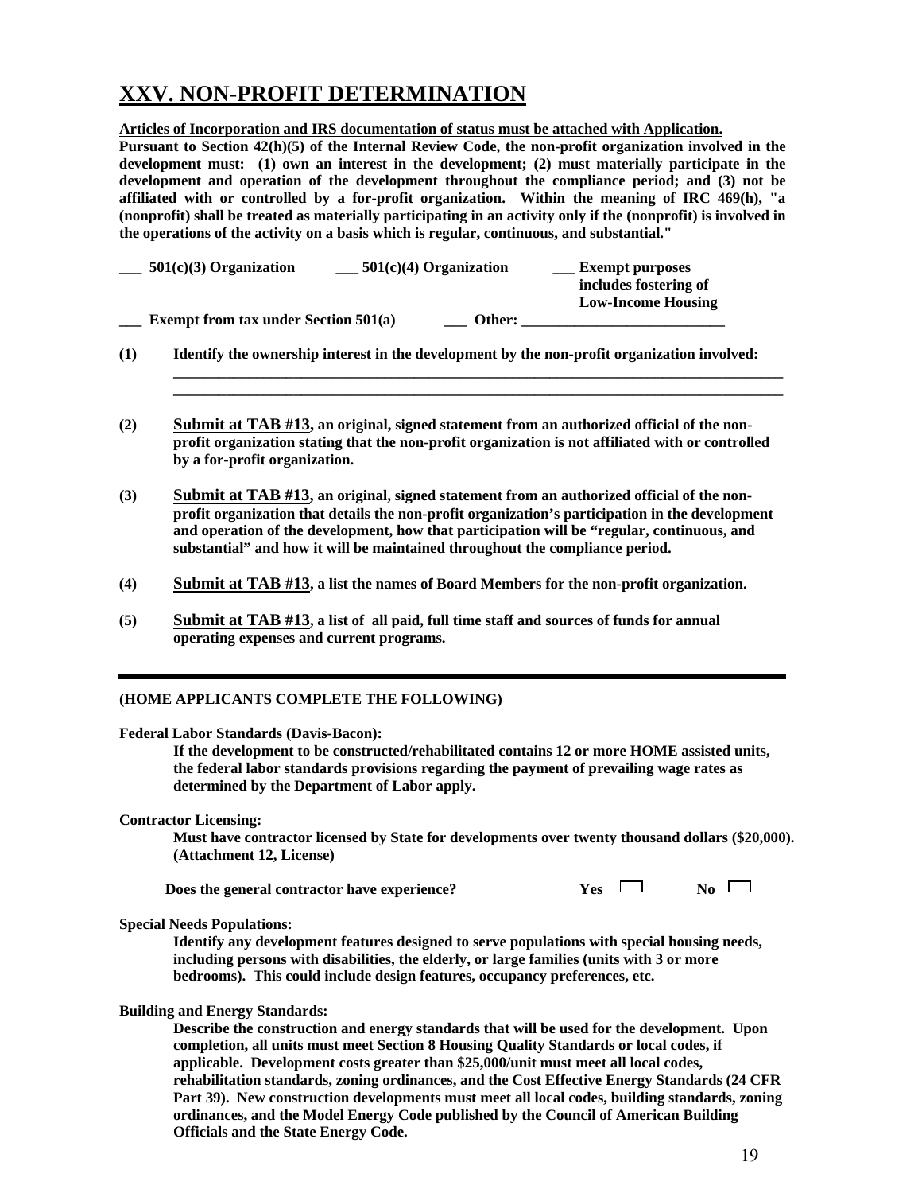## XXV. NON-PROFIT DETERMINATION

**Articles of Incorporation and IRS documentation of status must be attached with Application.**

**Pursuant to Section 42(h)(5) of the Internal Review Code, the non-profit organization involved in the development must: (1) own an interest in the development; (2) must materially participate in the development and operation of the development throughout the compliance period; and (3) not be affiliated with or controlled by a for-profit organization. Within the meaning of IRC 469(h), "a (nonprofit) shall be treated as materially participating in an activity only if the (nonprofit) is involved in the operations of the activity on a basis which is regular, continuous, and substantial."**

**___ 501(c)(3) Organization ___ 501(c)(4) Organization ___ Exempt purposes includes fostering of Low-Income Housing**

**___ Exempt from tax under Section 501(a) ___ Other: ___________________________**

**(1) Identify the ownership interest in the development by the non-profit organization involved:**

______________________________________________________________________________________

______________________________________________________________________________________

**(2) Submit at TAB #13, an original, signed statement from an authorized official of the non-profit organization stating that the non-profit organization is not affiliated with or controlled by a for-profit organization.**

**(3) Submit at TAB #13, an original, signed statement from an authorized official of the non-profit organization that details the non-profit organization's participation in the development and operation of the development, how that participation will be "regular, continuous, and substantial" and how it will be maintained throughout the compliance period.**

**(4) Submit at TAB #13, a list the names of Board Members for the non-profit organization.**

**(5) Submit at TAB #13, a list of all paid, full time staff and sources of funds for annual operating expenses and current programs.**

---

**(HOME APPLICANTS COMPLETE THE FOLLOWING)**

**Federal Labor Standards (Davis-Bacon):**

**If the development to be constructed/rehabilitated contains 12 or more HOME assisted units, the federal labor standards provisions regarding the payment of prevailing wage rates as determined by the Department of Labor apply.**

**Contractor Licensing:**

**Must have contractor licensed by State for developments over twenty thousand dollars ($20,000). (Attachment 12, License)**

**Does the general contractor have experience? Yes ☐ No ☐**

**Special Needs Populations:**

**Identify any development features designed to serve populations with special housing needs, including persons with disabilities, the elderly, or large families (units with 3 or more bedrooms). This could include design features, occupancy preferences, etc.**

**Building and Energy Standards:**

**Describe the construction and energy standards that will be used for the development. Upon completion, all units must meet Section 8 Housing Quality Standards or local codes, if applicable. Development costs greater than $25,000/unit must meet all local codes, rehabilitation standards, zoning ordinances, and the Cost Effective Energy Standards (24 CFR Part 39). New construction developments must meet all local codes, building standards, zoning ordinances, and the Model Energy Code published by the Council of American Building Officials and the State Energy Code.**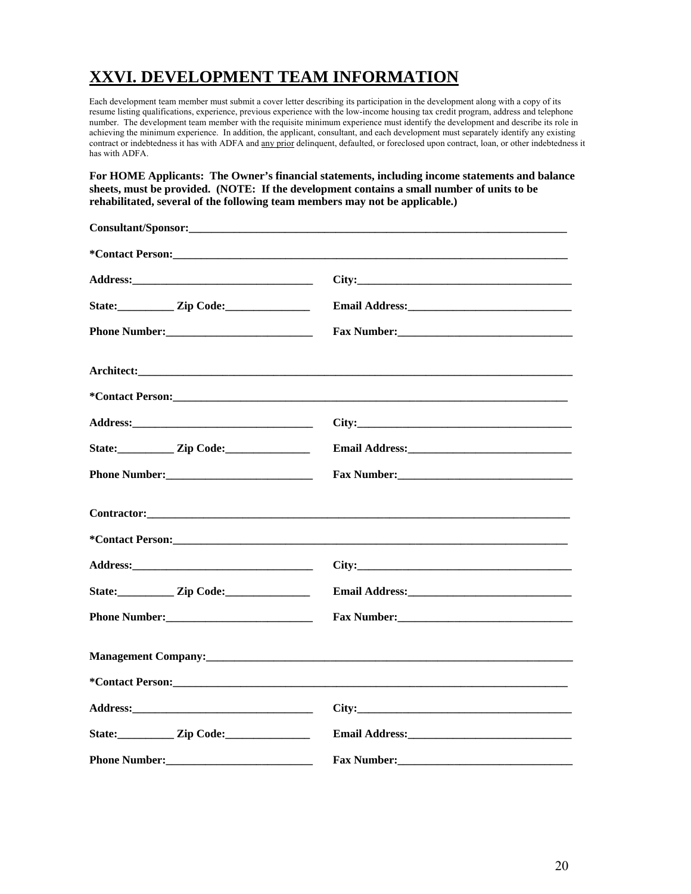# XXVI. DEVELOPMENT TEAM INFORMATION

Each development team member must submit a cover letter describing its participation in the development along with a copy of its resume listing qualifications, experience, previous experience with the low-income housing tax credit program, address and telephone number. The development team member with the requisite minimum experience must identify the development and describe its role in achieving the minimum experience. In addition, the applicant, consultant, and each development must separately identify any existing contract or indebtedness it has with ADFA and any prior delinquent, defaulted, or foreclosed upon contract, loan, or other indebtedness it has with ADFA.

**For HOME Applicants: The Owner's financial statements, including income statements and balance sheets, must be provided. (NOTE: If the development contains a small number of units to be rehabilitated, several of the following team members may not be applicable.)**

**Consultant/Sponsor:**_______________________________________________

***Contact Person:**_______________________________________________

**Address:**_______________________ **City:**_______________________

**State:**_________ **Zip Code:**______________ **Email Address:**______________________

**Phone Number:**______________________ **Fax Number:**______________________

**Architect:**_______________________________________________

***Contact Person:**_______________________________________________

**Address:**_______________________ **City:**_______________________

**State:**_________ **Zip Code:**______________ **Email Address:**______________________

**Phone Number:**______________________ **Fax Number:**______________________

**Contractor:**_______________________________________________

***Contact Person:**_______________________________________________

**Address:**_______________________ **City:**_______________________

**State:**_________ **Zip Code:**______________ **Email Address:**______________________

**Phone Number:**______________________ **Fax Number:**______________________

**Management Company:**_______________________________________________

***Contact Person:**_______________________________________________

**Address:**_______________________ **City:**_______________________

**State:**_________ **Zip Code:**______________ **Email Address:**______________________

**Phone Number:**______________________ **Fax Number:**______________________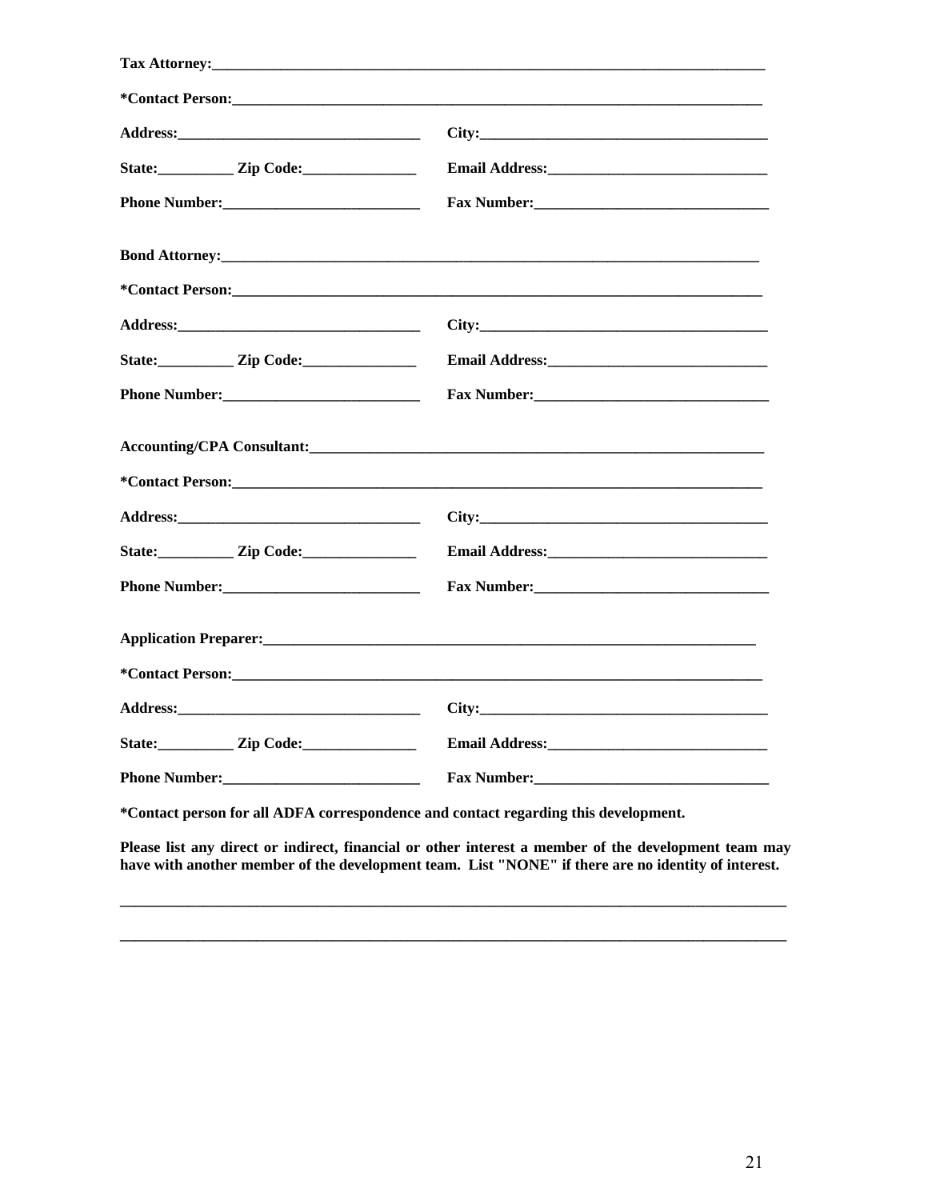**Tax Attorney:**\_\_\_\_\_\_\_\_\_\_\_\_\_\_\_\_\_\_\_\_\_\_\_\_\_\_\_\_\_\_\_\_\_\_\_\_\_\_\_\_\_\_\_\_\_\_\_\_\_\_\_\_\_\_\_\_\_\_\_\_\_\_\_\_\_\_\_\_\_\_

**\*Contact Person:**\_\_\_\_\_\_\_\_\_\_\_\_\_\_\_\_\_\_\_\_\_\_\_\_\_\_\_\_\_\_\_\_\_\_\_\_\_\_\_\_\_\_\_\_\_\_\_\_\_\_\_\_\_\_\_\_\_\_\_\_\_\_\_\_\_\_\_\_

**Address:**\_\_\_\_\_\_\_\_\_\_\_\_\_\_\_\_\_\_\_\_\_\_\_\_\_\_\_\_\_\_\_\_ **City:**\_\_\_\_\_\_\_\_\_\_\_\_\_\_\_\_\_\_\_\_\_\_\_\_\_\_\_\_\_\_\_\_\_\_\_\_\_\_

**State:**\_\_\_\_\_\_\_\_\_\_ **Zip Code:**\_\_\_\_\_\_\_\_\_\_\_\_\_\_\_ **Email Address:**\_\_\_\_\_\_\_\_\_\_\_\_\_\_\_\_\_\_\_\_\_\_\_\_\_\_\_\_\_

**Phone Number:**\_\_\_\_\_\_\_\_\_\_\_\_\_\_\_\_\_\_\_\_\_\_\_\_\_\_ **Fax Number:**\_\_\_\_\_\_\_\_\_\_\_\_\_\_\_\_\_\_\_\_\_\_\_\_\_\_\_\_\_\_\_

**Bond Attorney:**\_\_\_\_\_\_\_\_\_\_\_\_\_\_\_\_\_\_\_\_\_\_\_\_\_\_\_\_\_\_\_\_\_\_\_\_\_\_\_\_\_\_\_\_\_\_\_\_\_\_\_\_\_\_\_\_\_\_\_\_\_\_\_\_\_\_\_\_\_\_

**\*Contact Person:**\_\_\_\_\_\_\_\_\_\_\_\_\_\_\_\_\_\_\_\_\_\_\_\_\_\_\_\_\_\_\_\_\_\_\_\_\_\_\_\_\_\_\_\_\_\_\_\_\_\_\_\_\_\_\_\_\_\_\_\_\_\_\_\_\_\_\_\_

**Address:**\_\_\_\_\_\_\_\_\_\_\_\_\_\_\_\_\_\_\_\_\_\_\_\_\_\_\_\_\_\_\_\_ **City:**\_\_\_\_\_\_\_\_\_\_\_\_\_\_\_\_\_\_\_\_\_\_\_\_\_\_\_\_\_\_\_\_\_\_\_\_\_\_

**State:**\_\_\_\_\_\_\_\_\_\_ **Zip Code:**\_\_\_\_\_\_\_\_\_\_\_\_\_\_\_ **Email Address:**\_\_\_\_\_\_\_\_\_\_\_\_\_\_\_\_\_\_\_\_\_\_\_\_\_\_\_\_\_

**Phone Number:**\_\_\_\_\_\_\_\_\_\_\_\_\_\_\_\_\_\_\_\_\_\_\_\_\_\_ **Fax Number:**\_\_\_\_\_\_\_\_\_\_\_\_\_\_\_\_\_\_\_\_\_\_\_\_\_\_\_\_\_\_\_

**Accounting/CPA Consultant:**\_\_\_\_\_\_\_\_\_\_\_\_\_\_\_\_\_\_\_\_\_\_\_\_\_\_\_\_\_\_\_\_\_\_\_\_\_\_\_\_\_\_\_\_\_\_\_\_\_\_\_\_\_\_\_\_\_\_\_\_

**\*Contact Person:**\_\_\_\_\_\_\_\_\_\_\_\_\_\_\_\_\_\_\_\_\_\_\_\_\_\_\_\_\_\_\_\_\_\_\_\_\_\_\_\_\_\_\_\_\_\_\_\_\_\_\_\_\_\_\_\_\_\_\_\_\_\_\_\_\_\_\_\_

**Address:**\_\_\_\_\_\_\_\_\_\_\_\_\_\_\_\_\_\_\_\_\_\_\_\_\_\_\_\_\_\_\_\_ **City:**\_\_\_\_\_\_\_\_\_\_\_\_\_\_\_\_\_\_\_\_\_\_\_\_\_\_\_\_\_\_\_\_\_\_\_\_\_\_

**State:**\_\_\_\_\_\_\_\_\_\_ **Zip Code:**\_\_\_\_\_\_\_\_\_\_\_\_\_\_\_ **Email Address:**\_\_\_\_\_\_\_\_\_\_\_\_\_\_\_\_\_\_\_\_\_\_\_\_\_\_\_\_\_

**Phone Number:**\_\_\_\_\_\_\_\_\_\_\_\_\_\_\_\_\_\_\_\_\_\_\_\_\_\_ **Fax Number:**\_\_\_\_\_\_\_\_\_\_\_\_\_\_\_\_\_\_\_\_\_\_\_\_\_\_\_\_\_\_\_

**Application Preparer:**\_\_\_\_\_\_\_\_\_\_\_\_\_\_\_\_\_\_\_\_\_\_\_\_\_\_\_\_\_\_\_\_\_\_\_\_\_\_\_\_\_\_\_\_\_\_\_\_\_\_\_\_\_\_\_\_\_\_\_\_\_\_\_\_

**\*Contact Person:**\_\_\_\_\_\_\_\_\_\_\_\_\_\_\_\_\_\_\_\_\_\_\_\_\_\_\_\_\_\_\_\_\_\_\_\_\_\_\_\_\_\_\_\_\_\_\_\_\_\_\_\_\_\_\_\_\_\_\_\_\_\_\_\_\_\_\_\_

**Address:**\_\_\_\_\_\_\_\_\_\_\_\_\_\_\_\_\_\_\_\_\_\_\_\_\_\_\_\_\_\_\_\_ **City:**\_\_\_\_\_\_\_\_\_\_\_\_\_\_\_\_\_\_\_\_\_\_\_\_\_\_\_\_\_\_\_\_\_\_\_\_\_\_

**State:**\_\_\_\_\_\_\_\_\_\_ **Zip Code:**\_\_\_\_\_\_\_\_\_\_\_\_\_\_\_ **Email Address:**\_\_\_\_\_\_\_\_\_\_\_\_\_\_\_\_\_\_\_\_\_\_\_\_\_\_\_\_\_

**Phone Number:**\_\_\_\_\_\_\_\_\_\_\_\_\_\_\_\_\_\_\_\_\_\_\_\_\_\_ **Fax Number:**\_\_\_\_\_\_\_\_\_\_\_\_\_\_\_\_\_\_\_\_\_\_\_\_\_\_\_\_\_\_\_

**\*Contact person for all ADFA correspondence and contact regarding this development.**

**Please list any direct or indirect, financial or other interest a member of the development team may have with another member of the development team. List "NONE" if there are no identity of interest.**

\_\_\_\_\_\_\_\_\_\_\_\_\_\_\_\_\_\_\_\_\_\_\_\_\_\_\_\_\_\_\_\_\_\_\_\_\_\_\_\_\_\_\_\_\_\_\_\_\_\_\_\_\_\_\_\_\_\_\_\_\_\_\_\_\_\_\_\_\_\_\_\_\_\_\_\_\_\_\_\_\_\_\_\_\_\_\_\_

\_\_\_\_\_\_\_\_\_\_\_\_\_\_\_\_\_\_\_\_\_\_\_\_\_\_\_\_\_\_\_\_\_\_\_\_\_\_\_\_\_\_\_\_\_\_\_\_\_\_\_\_\_\_\_\_\_\_\_\_\_\_\_\_\_\_\_\_\_\_\_\_\_\_\_\_\_\_\_\_\_\_\_\_\_\_\_\_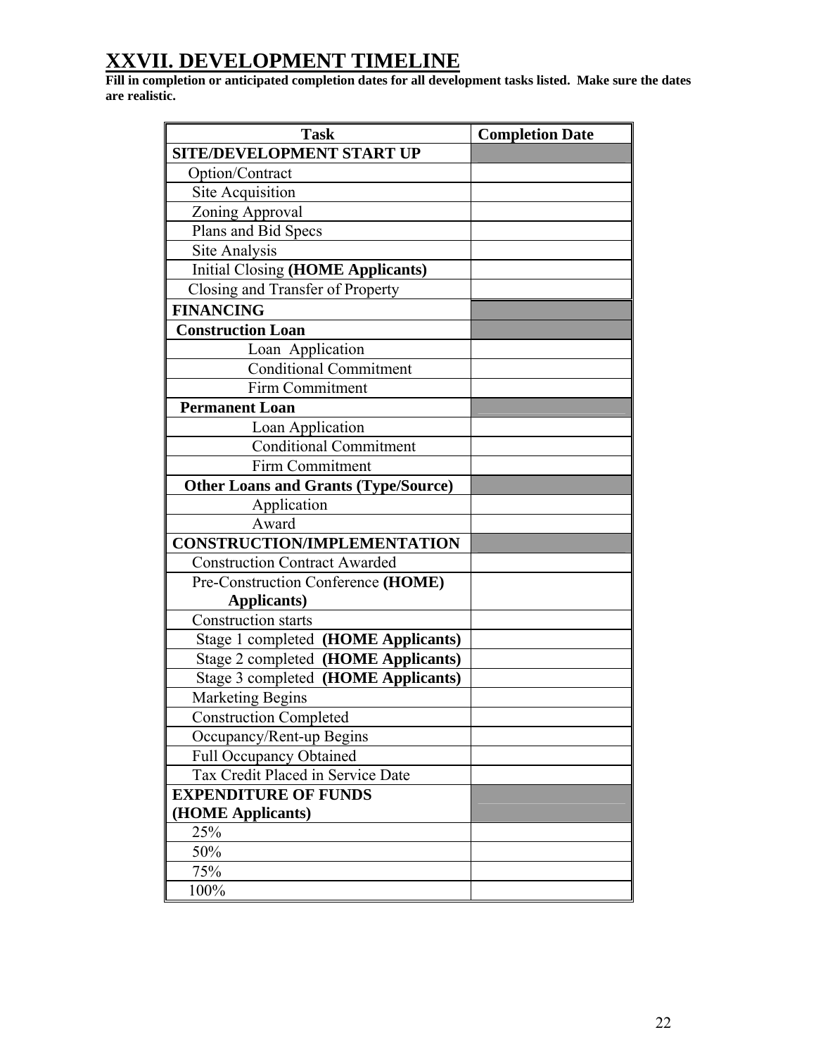# XXVII. DEVELOPMENT TIMELINE

**Fill in completion or anticipated completion dates for all development tasks listed. Make sure the dates are realistic.**

| Task | Completion Date |
|---|---|
| **SITE/DEVELOPMENT START UP** | |
| Option/Contract | |
| Site Acquisition | |
| Zoning Approval | |
| Plans and Bid Specs | |
| Site Analysis | |
| Initial Closing **(HOME Applicants)** | |
| Closing and Transfer of Property | |
| **FINANCING** | |
| **Construction Loan** | |
| Loan Application | |
| Conditional Commitment | |
| Firm Commitment | |
| **Permanent Loan** | |
| Loan Application | |
| Conditional Commitment | |
| Firm Commitment | |
| **Other Loans and Grants (Type/Source)** | |
| Application | |
| Award | |
| **CONSTRUCTION/IMPLEMENTATION** | |
| Construction Contract Awarded | |
| Pre-Construction Conference **(HOME) Applicants)** | |
| Construction starts | |
| Stage 1 completed **(HOME Applicants)** | |
| Stage 2 completed **(HOME Applicants)** | |
| Stage 3 completed **(HOME Applicants)** | |
| Marketing Begins | |
| Construction Completed | |
| Occupancy/Rent-up Begins | |
| Full Occupancy Obtained | |
| Tax Credit Placed in Service Date | |
| **EXPENDITURE OF FUNDS (HOME Applicants)** | |
| 25% | |
| 50% | |
| 75% | |
| 100% | |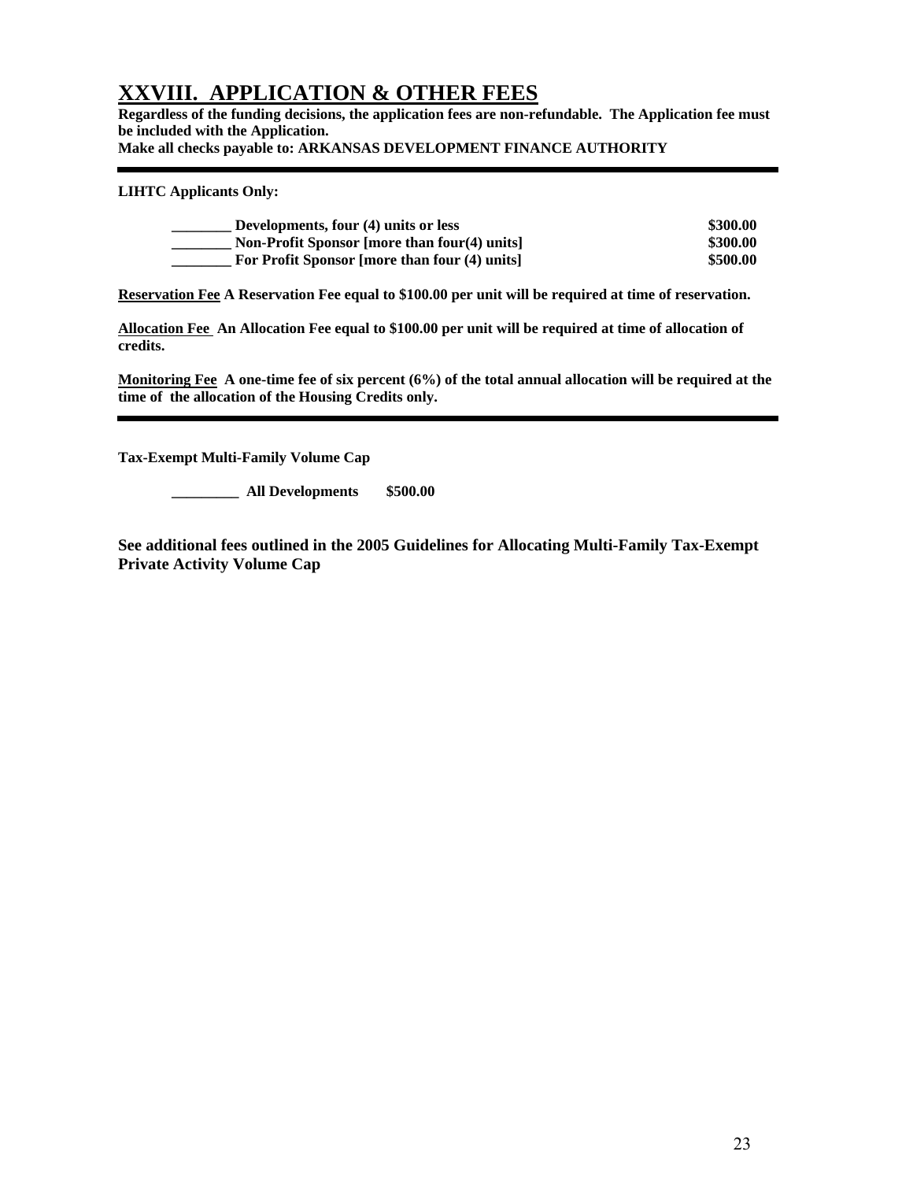# XXVIII. APPLICATION & OTHER FEES

**Regardless of the funding decisions, the application fees are non-refundable. The Application fee must be included with the Application.**
**Make all checks payable to: ARKANSAS DEVELOPMENT FINANCE AUTHORITY**

---

**LIHTC Applicants Only:**

| | |
|---|---|
| **________ Developments, four (4) units or less** | **$300.00** |
| **________ Non-Profit Sponsor [more than four(4) units]** | **$300.00** |
| **________ For Profit Sponsor [more than four (4) units]** | **$500.00** |

**<u>Reservation Fee</u> A Reservation Fee equal to $100.00 per unit will be required at time of reservation.**

**<u>Allocation Fee</u> An Allocation Fee equal to $100.00 per unit will be required at time of allocation of credits.**

**<u>Monitoring Fee</u> A one-time fee of six percent (6%) of the total annual allocation will be required at the time of the allocation of the Housing Credits only.**

---

**Tax-Exempt Multi-Family Volume Cap**

**_________ All Developments $500.00**

**See additional fees outlined in the 2005 Guidelines for Allocating Multi-Family Tax-Exempt Private Activity Volume Cap**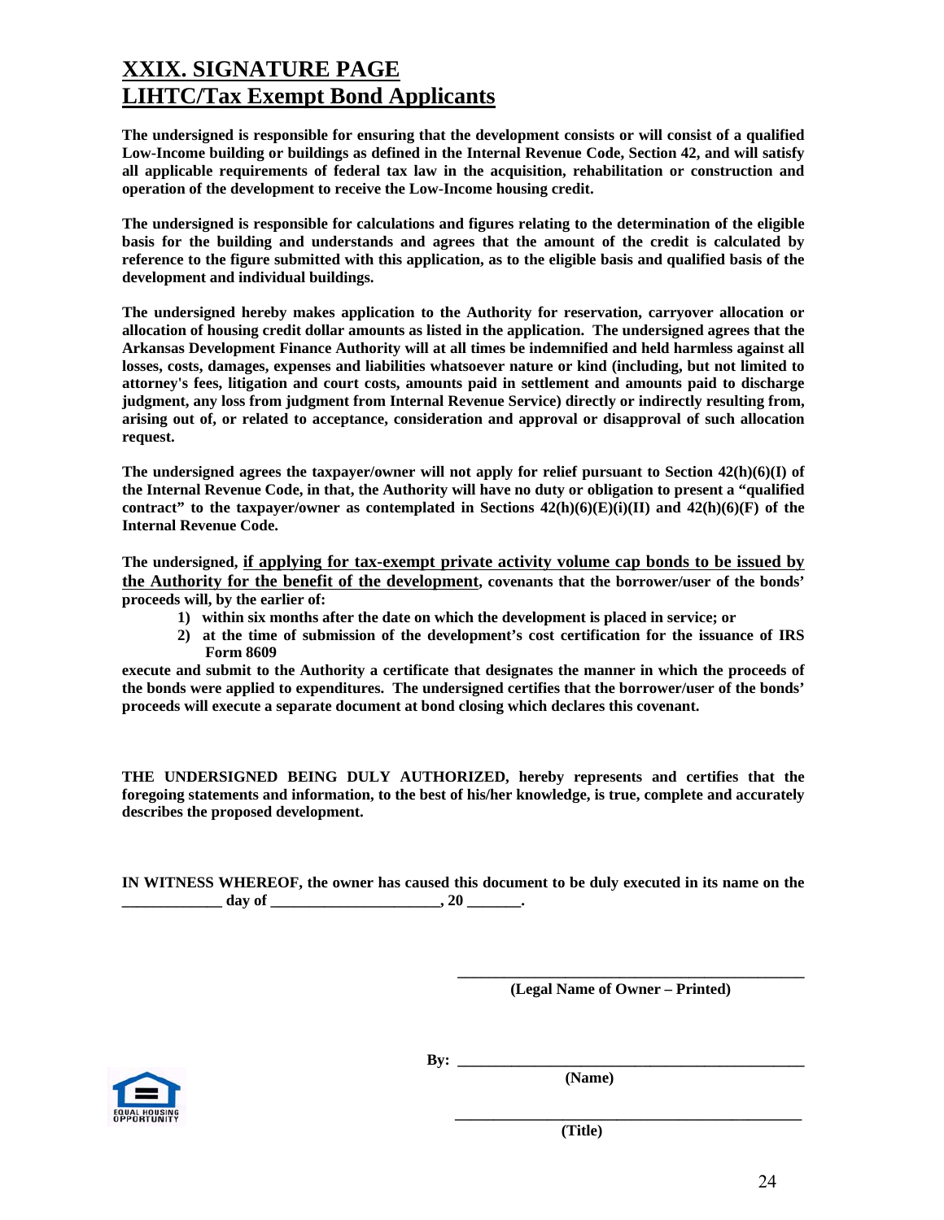# XXIX. SIGNATURE PAGE
# LIHTC/Tax Exempt Bond Applicants

**The undersigned is responsible for ensuring that the development consists or will consist of a qualified Low-Income building or buildings as defined in the Internal Revenue Code, Section 42, and will satisfy all applicable requirements of federal tax law in the acquisition, rehabilitation or construction and operation of the development to receive the Low-Income housing credit.**

**The undersigned is responsible for calculations and figures relating to the determination of the eligible basis for the building and understands and agrees that the amount of the credit is calculated by reference to the figure submitted with this application, as to the eligible basis and qualified basis of the development and individual buildings.**

**The undersigned hereby makes application to the Authority for reservation, carryover allocation or allocation of housing credit dollar amounts as listed in the application. The undersigned agrees that the Arkansas Development Finance Authority will at all times be indemnified and held harmless against all losses, costs, damages, expenses and liabilities whatsoever nature or kind (including, but not limited to attorney's fees, litigation and court costs, amounts paid in settlement and amounts paid to discharge judgment, any loss from judgment from Internal Revenue Service) directly or indirectly resulting from, arising out of, or related to acceptance, consideration and approval or disapproval of such allocation request.**

**The undersigned agrees the taxpayer/owner will not apply for relief pursuant to Section 42(h)(6)(I) of the Internal Revenue Code, in that, the Authority will have no duty or obligation to present a "qualified contract" to the taxpayer/owner as contemplated in Sections 42(h)(6)(E)(i)(II) and 42(h)(6)(F) of the Internal Revenue Code.**

**The undersigned, <u>if applying for tax-exempt private activity volume cap bonds to be issued by the Authority for the benefit of the development</u>, covenants that the borrower/user of the bonds' proceeds will, by the earlier of:**

1) **within six months after the date on which the development is placed in service; or**
2) **at the time of submission of the development's cost certification for the issuance of IRS Form 8609**

**execute and submit to the Authority a certificate that designates the manner in which the proceeds of the bonds were applied to expenditures. The undersigned certifies that the borrower/user of the bonds' proceeds will execute a separate document at bond closing which declares this covenant.**

**THE UNDERSIGNED BEING DULY AUTHORIZED, hereby represents and certifies that the foregoing statements and information, to the best of his/her knowledge, is true, complete and accurately describes the proposed development.**

**IN WITNESS WHEREOF, the owner has caused this document to be duly executed in its name on the _____________ day of ______________________, 20 _______.**

**______________________________________________**
**(Legal Name of Owner – Printed)**

**By: ______________________________________________**
**(Name)**

**______________________________________________**
**(Title)**

EQUAL HOUSING OPPORTUNITY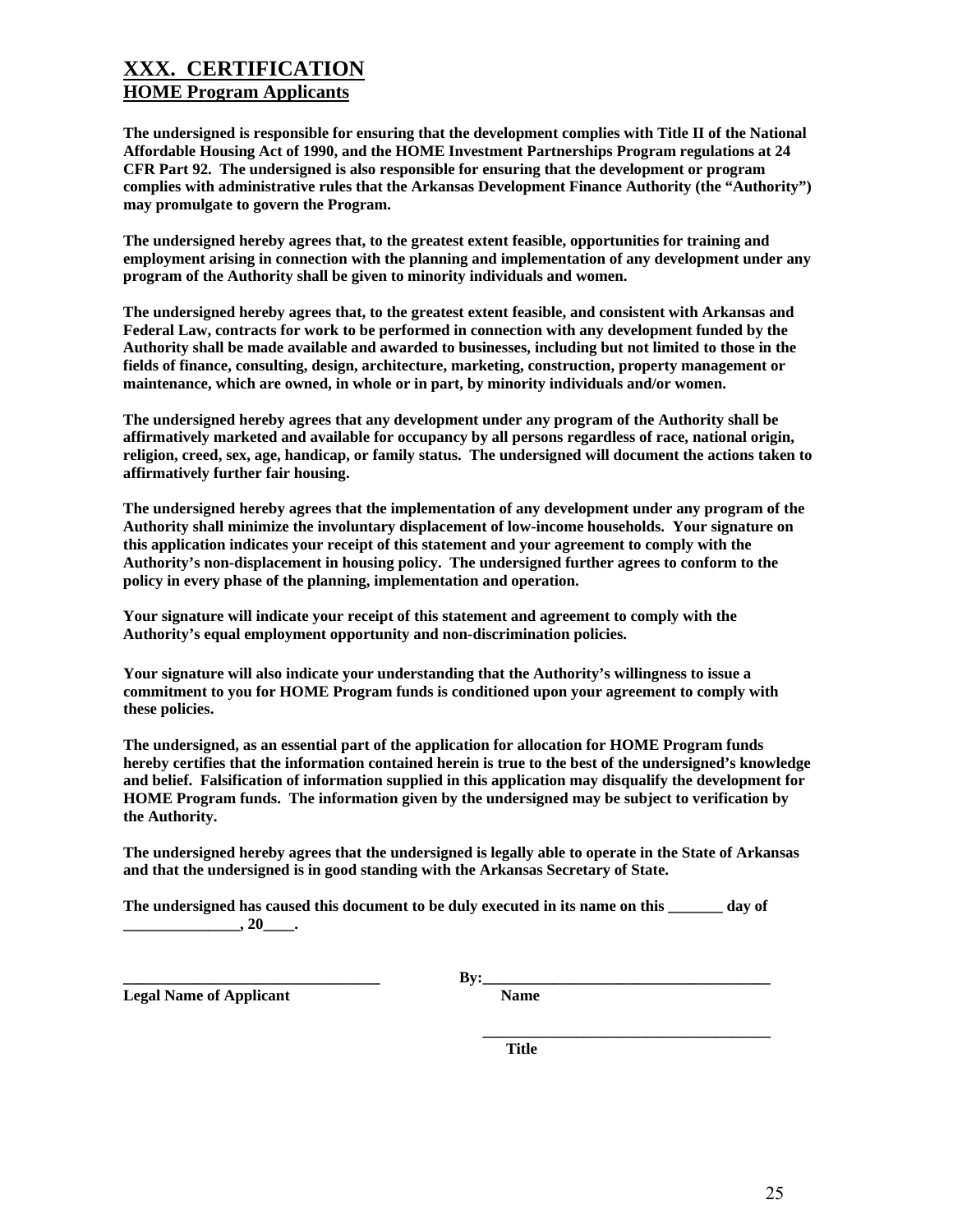# XXX. CERTIFICATION
## HOME Program Applicants

**The undersigned is responsible for ensuring that the development complies with Title II of the National Affordable Housing Act of 1990, and the HOME Investment Partnerships Program regulations at 24 CFR Part 92. The undersigned is also responsible for ensuring that the development or program complies with administrative rules that the Arkansas Development Finance Authority (the "Authority") may promulgate to govern the Program.**

**The undersigned hereby agrees that, to the greatest extent feasible, opportunities for training and employment arising in connection with the planning and implementation of any development under any program of the Authority shall be given to minority individuals and women.**

**The undersigned hereby agrees that, to the greatest extent feasible, and consistent with Arkansas and Federal Law, contracts for work to be performed in connection with any development funded by the Authority shall be made available and awarded to businesses, including but not limited to those in the fields of finance, consulting, design, architecture, marketing, construction, property management or maintenance, which are owned, in whole or in part, by minority individuals and/or women.**

**The undersigned hereby agrees that any development under any program of the Authority shall be affirmatively marketed and available for occupancy by all persons regardless of race, national origin, religion, creed, sex, age, handicap, or family status. The undersigned will document the actions taken to affirmatively further fair housing.**

**The undersigned hereby agrees that the implementation of any development under any program of the Authority shall minimize the involuntary displacement of low-income households. Your signature on this application indicates your receipt of this statement and your agreement to comply with the Authority's non-displacement in housing policy. The undersigned further agrees to conform to the policy in every phase of the planning, implementation and operation.**

**Your signature will indicate your receipt of this statement and agreement to comply with the Authority's equal employment opportunity and non-discrimination policies.**

**Your signature will also indicate your understanding that the Authority's willingness to issue a commitment to you for HOME Program funds is conditioned upon your agreement to comply with these policies.**

**The undersigned, as an essential part of the application for allocation for HOME Program funds hereby certifies that the information contained herein is true to the best of the undersigned's knowledge and belief. Falsification of information supplied in this application may disqualify the development for HOME Program funds. The information given by the undersigned may be subject to verification by the Authority.**

**The undersigned hereby agrees that the undersigned is legally able to operate in the State of Arkansas and that the undersigned is in good standing with the Arkansas Secretary of State.**

**The undersigned has caused this document to be duly executed in its name on this _______ day of _______________, 20____.**

**________________________________** **By:_____________________________________**
**Legal Name of Applicant** **Name**

**_____________________________________**
**Title**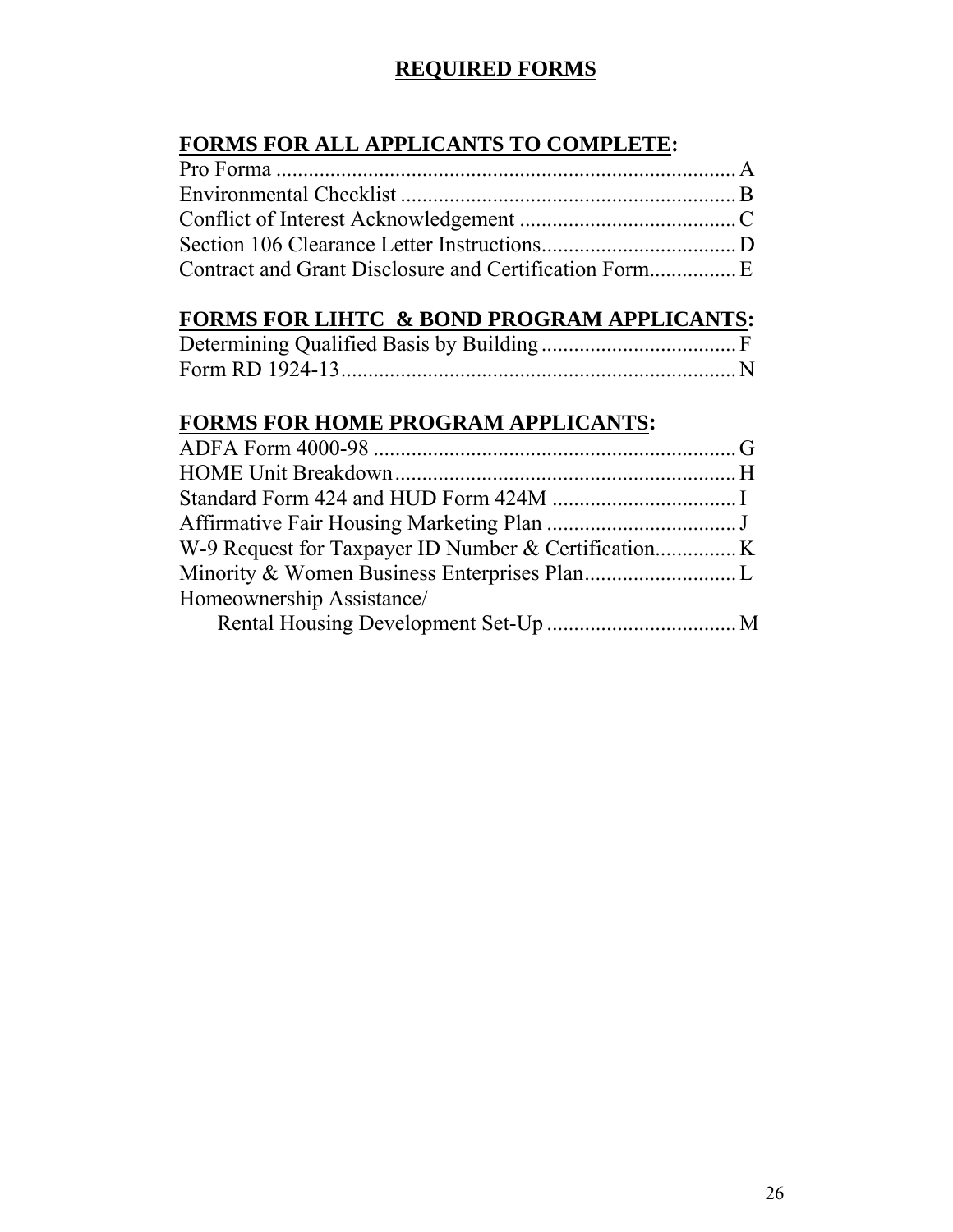# REQUIRED FORMS

## FORMS FOR ALL APPLICANTS TO COMPLETE:

Pro Forma .................................................................................... A
Environmental Checklist ............................................................ B
Conflict of Interest Acknowledgement ....................................... C
Section 106 Clearance Letter Instructions................................... D
Contract and Grant Disclosure and Certification Form............... E

## FORMS FOR LIHTC & BOND PROGRAM APPLICANTS:

Determining Qualified Basis by Building ................................... F
Form RD 1924-13....................................................................... N

## FORMS FOR HOME PROGRAM APPLICANTS:

ADFA Form 4000-98 .................................................................. G
HOME Unit Breakdown.............................................................. H
Standard Form 424 and HUD Form 424M ................................. I
Affirmative Fair Housing Marketing Plan .................................. J
W-9 Request for Taxpayer ID Number & Certification.............. K
Minority & Women Business Enterprises Plan........................... L
Homeownership Assistance/
    Rental Housing Development Set-Up .................................. M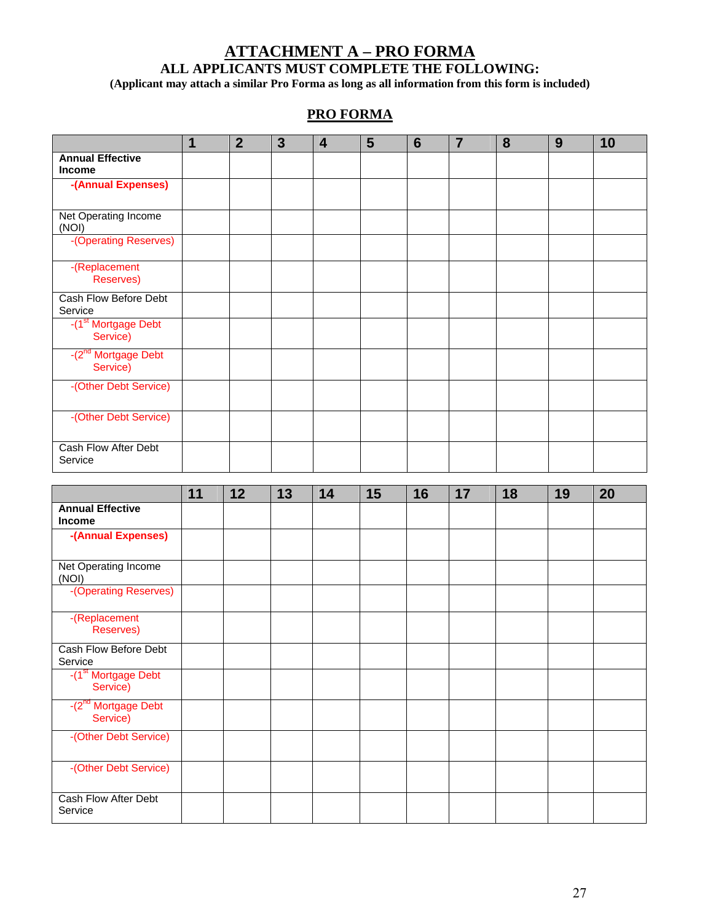# ATTACHMENT A – PRO FORMA

## ALL APPLICANTS MUST COMPLETE THE FOLLOWING:

**(Applicant may attach a similar Pro Forma as long as all information from this form is included)**

## PRO FORMA

| | 1 | 2 | 3 | 4 | 5 | 6 | 7 | 8 | 9 | 10 |
|---|---|---|---|---|---|---|---|---|---|---|
| **Annual Effective Income** | | | | | | | | | | |
| **-(Annual Expenses)** | | | | | | | | | | |
| Net Operating Income (NOI) | | | | | | | | | | |
| -(Operating Reserves) | | | | | | | | | | |
| -(Replacement Reserves) | | | | | | | | | | |
| Cash Flow Before Debt Service | | | | | | | | | | |
| -(1st Mortgage Debt Service) | | | | | | | | | | |
| -(2nd Mortgage Debt Service) | | | | | | | | | | |
| -(Other Debt Service) | | | | | | | | | | |
| -(Other Debt Service) | | | | | | | | | | |
| Cash Flow After Debt Service | | | | | | | | | | |

| | 11 | 12 | 13 | 14 | 15 | 16 | 17 | 18 | 19 | 20 |
|---|---|---|---|---|---|---|---|---|---|---|
| **Annual Effective Income** | | | | | | | | | | |
| **-(Annual Expenses)** | | | | | | | | | | |
| Net Operating Income (NOI) | | | | | | | | | | |
| -(Operating Reserves) | | | | | | | | | | |
| -(Replacement Reserves) | | | | | | | | | | |
| Cash Flow Before Debt Service | | | | | | | | | | |
| -(1st Mortgage Debt Service) | | | | | | | | | | |
| -(2nd Mortgage Debt Service) | | | | | | | | | | |
| -(Other Debt Service) | | | | | | | | | | |
| -(Other Debt Service) | | | | | | | | | | |
| Cash Flow After Debt Service | | | | | | | | | | |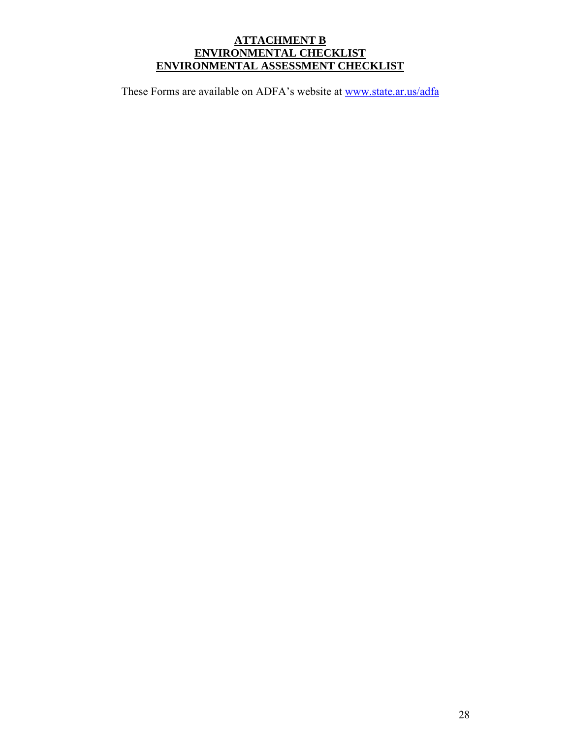# ATTACHMENT B
# ENVIRONMENTAL CHECKLIST
# ENVIRONMENTAL ASSESSMENT CHECKLIST

These Forms are available on ADFA's website at www.state.ar.us/adfa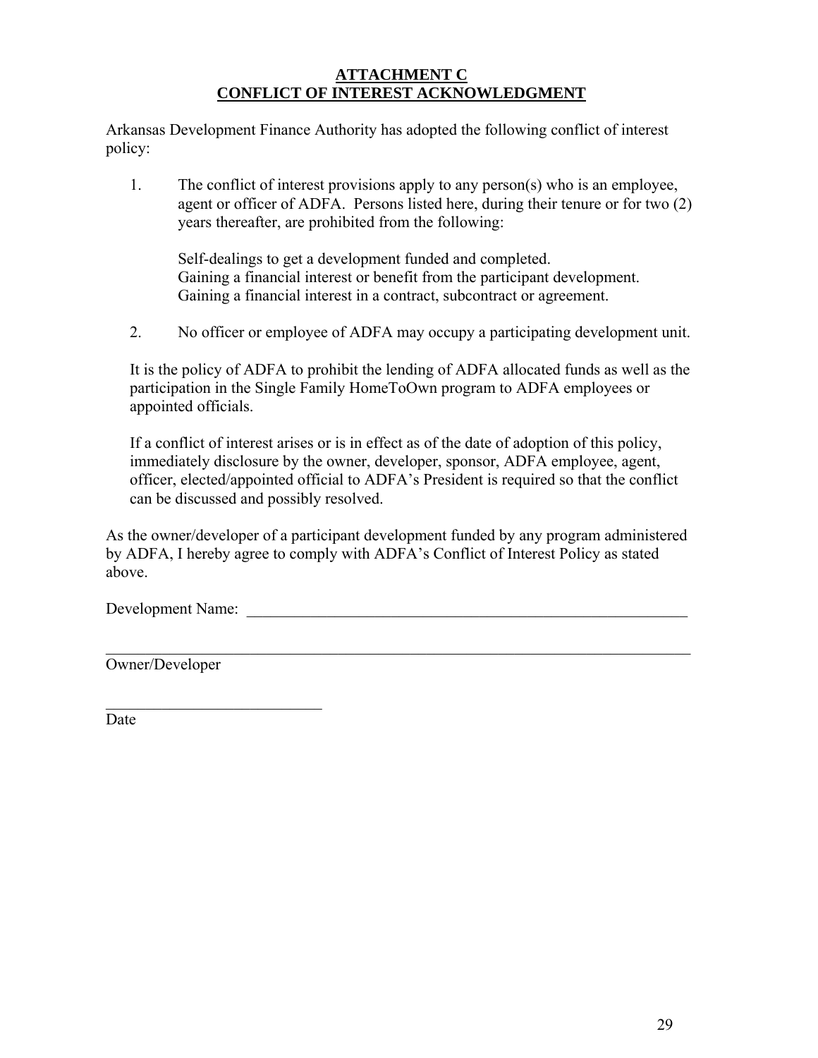# ATTACHMENT C
# CONFLICT OF INTEREST ACKNOWLEDGMENT

Arkansas Development Finance Authority has adopted the following conflict of interest policy:

1. The conflict of interest provisions apply to any person(s) who is an employee, agent or officer of ADFA. Persons listed here, during their tenure or for two (2) years thereafter, are prohibited from the following:

   Self-dealings to get a development funded and completed.
   Gaining a financial interest or benefit from the participant development.
   Gaining a financial interest in a contract, subcontract or agreement.

2. No officer or employee of ADFA may occupy a participating development unit.

   It is the policy of ADFA to prohibit the lending of ADFA allocated funds as well as the participation in the Single Family HomeToOwn program to ADFA employees or appointed officials.

   If a conflict of interest arises or is in effect as of the date of adoption of this policy, immediately disclosure by the owner, developer, sponsor, ADFA employee, agent, officer, elected/appointed official to ADFA's President is required so that the conflict can be discussed and possibly resolved.

As the owner/developer of a participant development funded by any program administered by ADFA, I hereby agree to comply with ADFA's Conflict of Interest Policy as stated above.

Development Name: ___________________________________________________________

_____________________________________________________________________________
Owner/Developer

____________________________
Date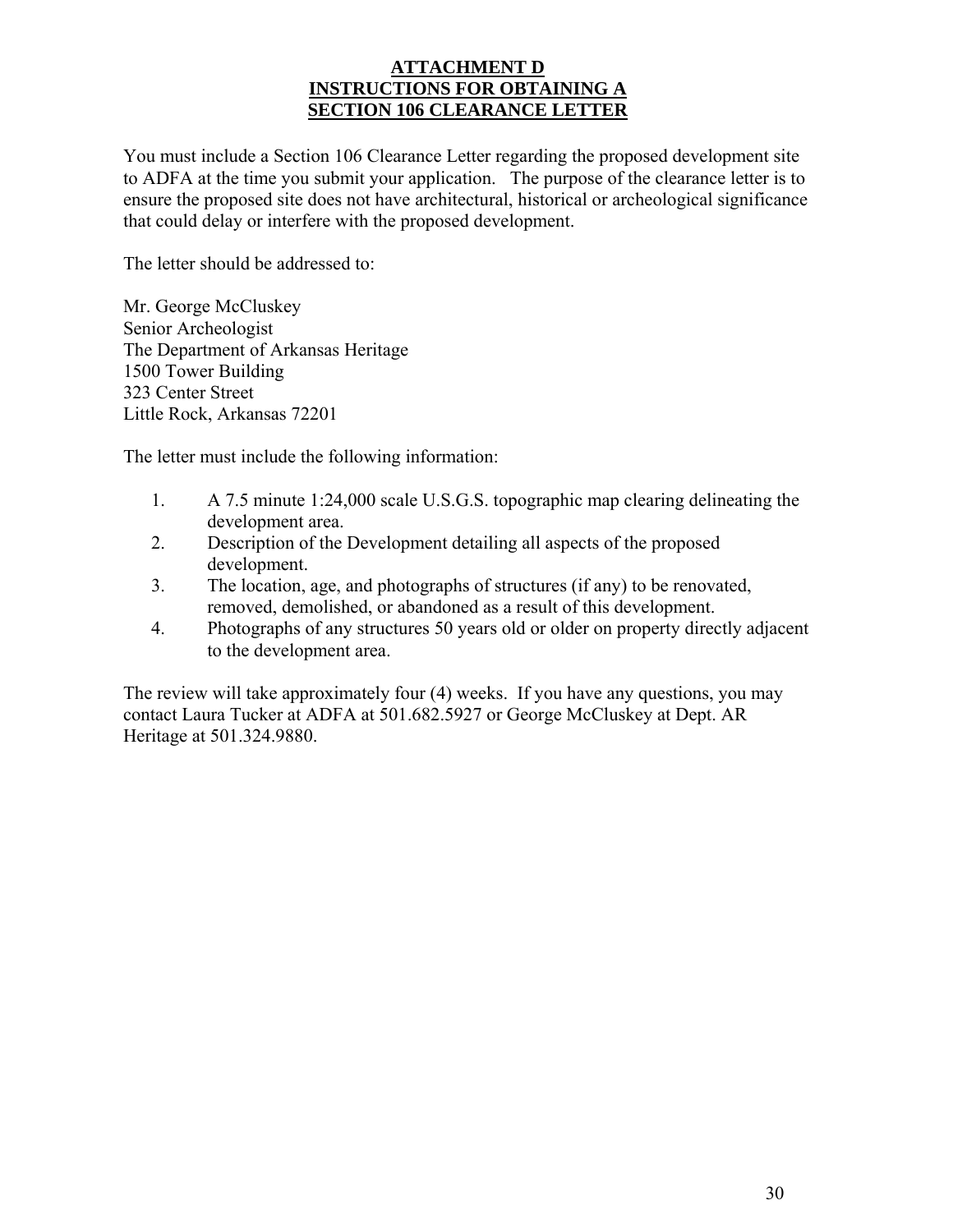# ATTACHMENT D
## INSTRUCTIONS FOR OBTAINING A SECTION 106 CLEARANCE LETTER

You must include a Section 106 Clearance Letter regarding the proposed development site to ADFA at the time you submit your application. The purpose of the clearance letter is to ensure the proposed site does not have architectural, historical or archeological significance that could delay or interfere with the proposed development.

The letter should be addressed to:

Mr. George McCluskey
Senior Archeologist
The Department of Arkansas Heritage
1500 Tower Building
323 Center Street
Little Rock, Arkansas 72201

The letter must include the following information:

1. A 7.5 minute 1:24,000 scale U.S.G.S. topographic map clearing delineating the development area.
2. Description of the Development detailing all aspects of the proposed development.
3. The location, age, and photographs of structures (if any) to be renovated, removed, demolished, or abandoned as a result of this development.
4. Photographs of any structures 50 years old or older on property directly adjacent to the development area.

The review will take approximately four (4) weeks. If you have any questions, you may contact Laura Tucker at ADFA at 501.682.5927 or George McCluskey at Dept. AR Heritage at 501.324.9880.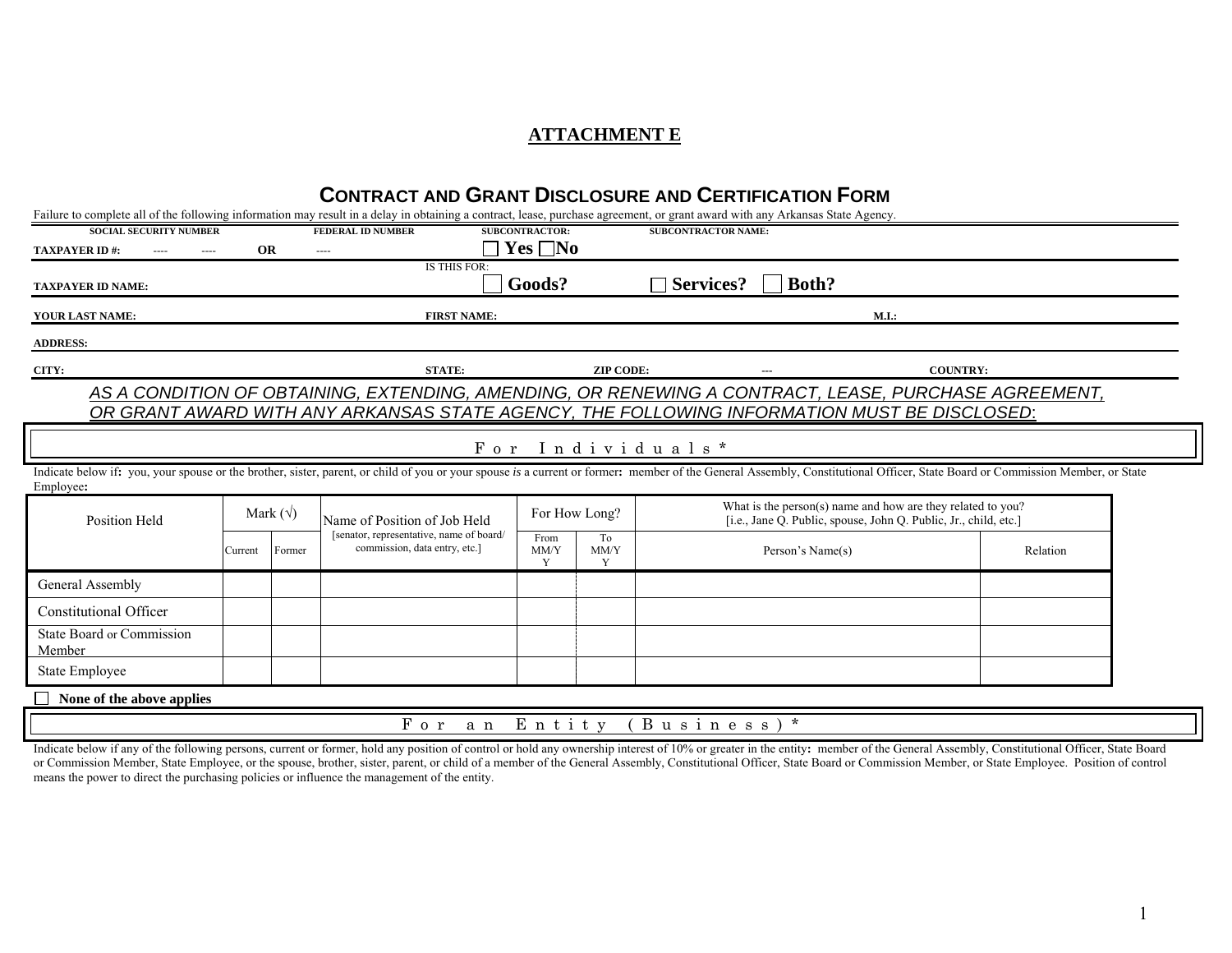## ATTACHMENT E

## CONTRACT AND GRANT DISCLOSURE AND CERTIFICATION FORM

Failure to complete all of the following information may result in a delay in obtaining a contract, lease, purchase agreement, or grant award with any Arkansas State Agency.

| SOCIAL SECURITY NUMBER | | FEDERAL ID NUMBER | SUBCONTRACTOR: | SUBCONTRACTOR NAME: |
|---|---|---|---|---|
| **TAXPAYER ID #:** ---- ---- | **OR** | ---- | ☐ **Yes** ☐ **No** | |

**TAXPAYER ID NAME:**

IS THIS FOR: ☐ **Goods?** ☐ **Services?** ☐ **Both?**

**YOUR LAST NAME:** **FIRST NAME:** **M.I.:**

**ADDRESS:**

**CITY:** **STATE:** **ZIP CODE:** --- **COUNTRY:**

*AS A CONDITION OF OBTAINING, EXTENDING, AMENDING, OR RENEWING A CONTRACT, LEASE, PURCHASE AGREEMENT, OR GRANT AWARD WITH ANY ARKANSAS STATE AGENCY, THE FOLLOWING INFORMATION MUST BE DISCLOSED:*

### For Individuals*

Indicate below if**:** you, your spouse or the brother, sister, parent, or child of you or your spouse *is* a current or former**:** member of the General Assembly, Constitutional Officer, State Board or Commission Member, or State Employee**:**

| Position Held | Mark (√) | | Name of Position of Job Held [senator, representative, name of board/ commission, data entry, etc.] | For How Long? | | What is the person(s) name and how are they related to you? [i.e., Jane Q. Public, spouse, John Q. Public, Jr., child, etc.] | |
|---|---|---|---|---|---|---|---|
| | Current | Former | | From MM/YY | To MM/YY | Person's Name(s) | Relation |
| General Assembly | | | | | | | |
| Constitutional Officer | | | | | | | |
| State Board or Commission Member | | | | | | | |
| State Employee | | | | | | | |

☐ **None of the above applies**

### For an Entity (Business)*

Indicate below if any of the following persons, current or former, hold any position of control or hold any ownership interest of 10% or greater in the entity**:** member of the General Assembly, Constitutional Officer, State Board or Commission Member, State Employee, or the spouse, brother, sister, parent, or child of a member of the General Assembly, Constitutional Officer, State Board or Commission Member, or State Employee. Position of control means the power to direct the purchasing policies or influence the management of the entity.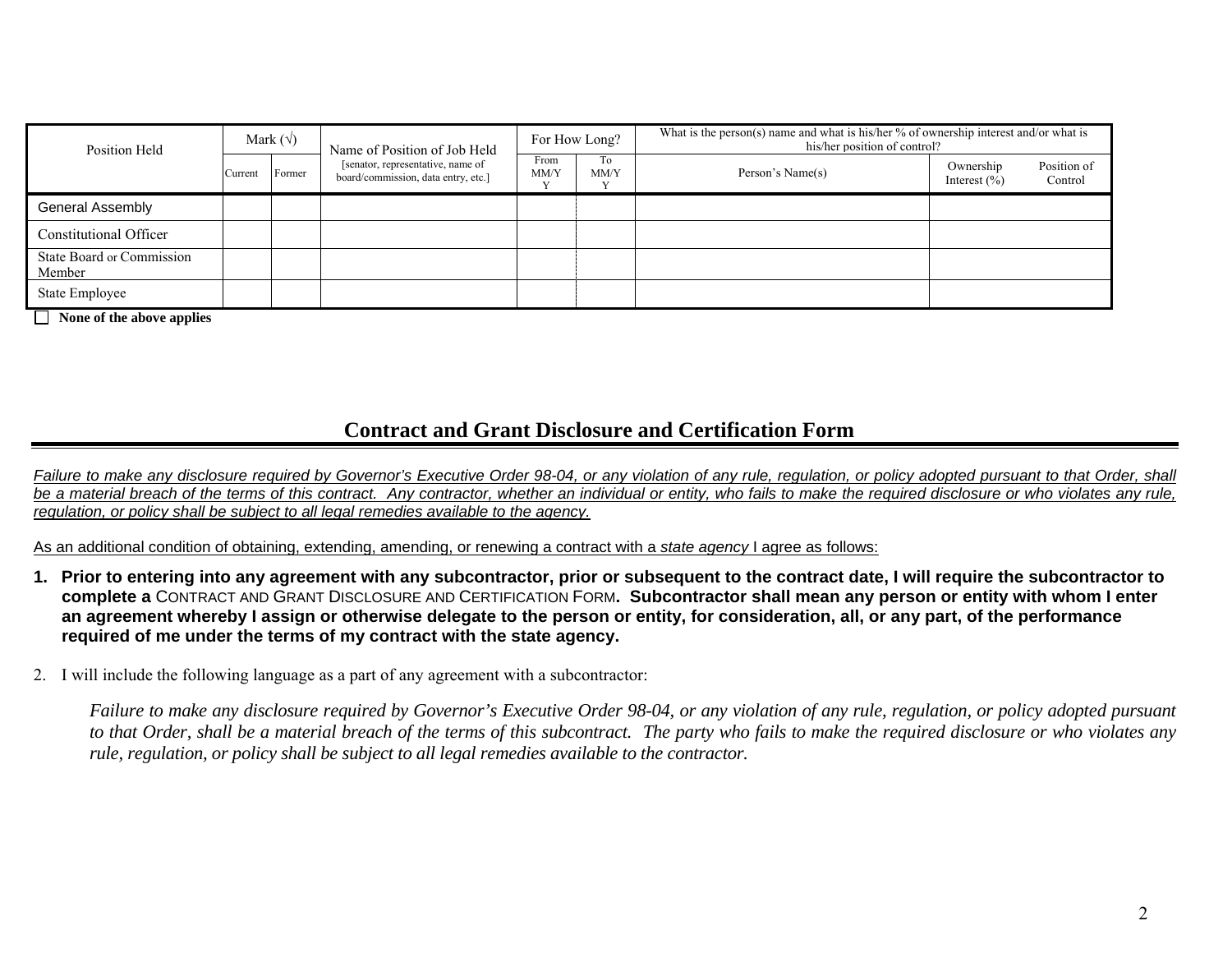| Position Held | Mark (√) | | Name of Position of Job Held [senator, representative, name of board/commission, data entry, etc.] | For How Long? | | What is the person(s) name and what is his/her % of ownership interest and/or what is his/her position of control? | | |
|---|---|---|---|---|---|---|---|---|
| | Current | Former | | From MM/YY | To MM/YY | Person's Name(s) | Ownership Interest (%) | Position of Control |
| General Assembly | | | | | | | | |
| Constitutional Officer | | | | | | | | |
| State Board or Commission Member | | | | | | | | |
| State Employee | | | | | | | | |

☐ **None of the above applies**

## Contract and Grant Disclosure and Certification Form

*Failure to make any disclosure required by Governor's Executive Order 98-04, or any violation of any rule, regulation, or policy adopted pursuant to that Order, shall be a material breach of the terms of this contract. Any contractor, whether an individual or entity, who fails to make the required disclosure or who violates any rule, regulation, or policy shall be subject to all legal remedies available to the agency.*

As an additional condition of obtaining, extending, amending, or renewing a contract with a *state agency* I agree as follows:

1. **Prior to entering into any agreement with any subcontractor, prior or subsequent to the contract date, I will require the subcontractor to complete a** CONTRACT AND GRANT DISCLOSURE AND CERTIFICATION FORM**. Subcontractor shall mean any person or entity with whom I enter an agreement whereby I assign or otherwise delegate to the person or entity, for consideration, all, or any part, of the performance required of me under the terms of my contract with the state agency.**

2. I will include the following language as a part of any agreement with a subcontractor:

   *Failure to make any disclosure required by Governor's Executive Order 98-04, or any violation of any rule, regulation, or policy adopted pursuant to that Order, shall be a material breach of the terms of this subcontract. The party who fails to make the required disclosure or who violates any rule, regulation, or policy shall be subject to all legal remedies available to the contractor.*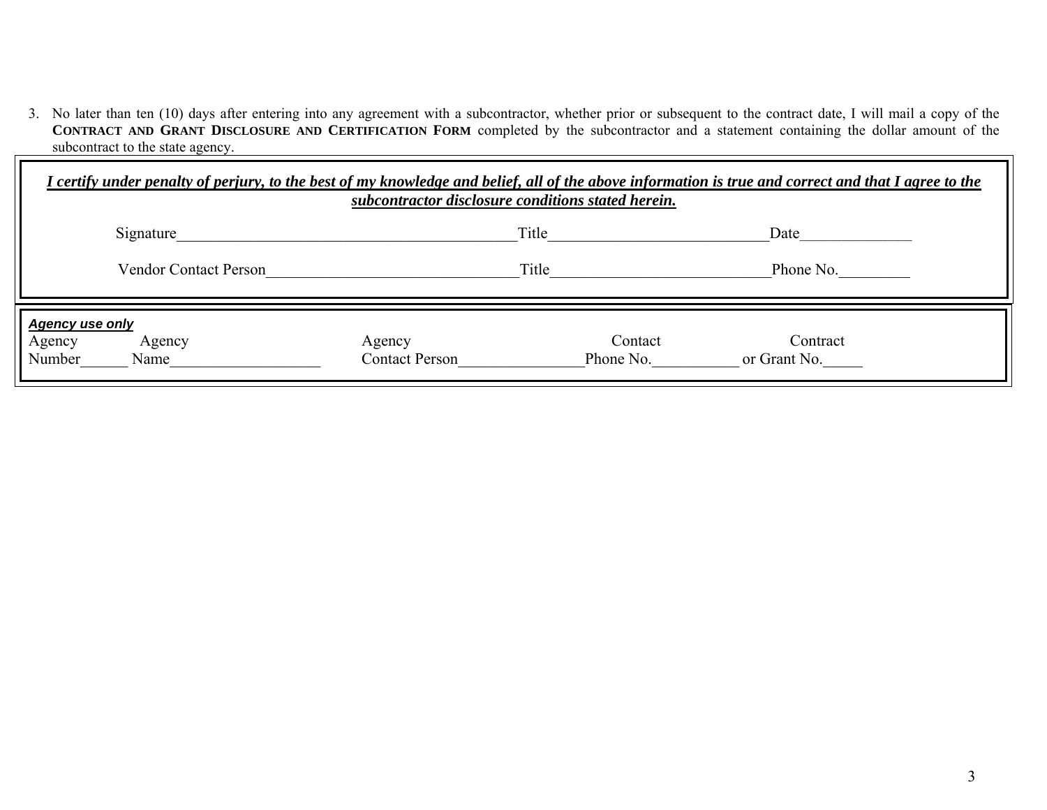3. No later than ten (10) days after entering into any agreement with a subcontractor, whether prior or subsequent to the contract date, I will mail a copy of the **CONTRACT AND GRANT DISCLOSURE AND CERTIFICATION FORM** completed by the subcontractor and a statement containing the dollar amount of the subcontract to the state agency.

***I certify under penalty of perjury, to the best of my knowledge and belief, all of the above information is true and correct and that I agree to the subcontractor disclosure conditions stated herein.***

Signature_____________________________________________Title____________________________Date______________

Vendor Contact Person________________________________Title____________________________Phone No._________

***Agency use only***

Agency Number______ Agency Name___________________ Agency Contact Person________________ Contact Phone No.___________ Contract or Grant No._____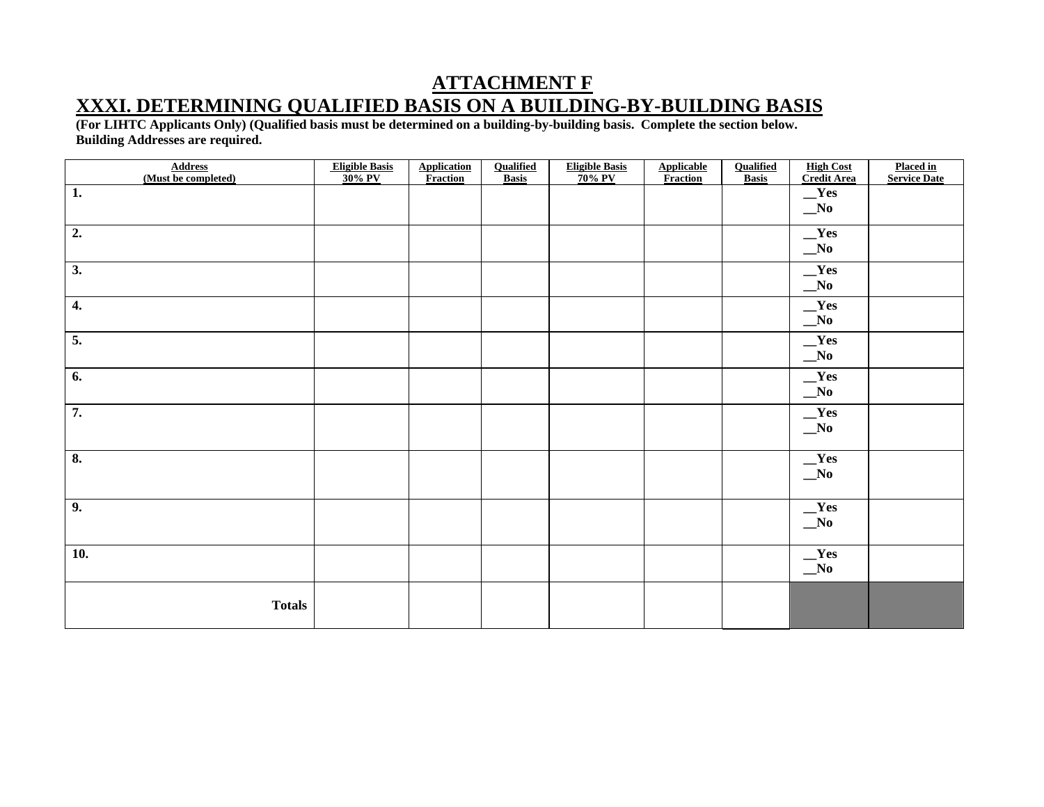# ATTACHMENT F

## XXXI. DETERMINING QUALIFIED BASIS ON A BUILDING-BY-BUILDING BASIS

**(For LIHTC Applicants Only) (Qualified basis must be determined on a building-by-building basis. Complete the section below. Building Addresses are required.**

| Address (Must be completed) | Eligible Basis 30% PV | Application Fraction | Qualified Basis | Eligible Basis 70% PV | Applicable Fraction | Qualified Basis | High Cost Credit Area | Placed in Service Date |
|---|---|---|---|---|---|---|---|---|
| **1.** | | | | | | | __Yes __No | |
| **2.** | | | | | | | __Yes __No | |
| **3.** | | | | | | | __Yes __No | |
| **4.** | | | | | | | __Yes __No | |
| **5.** | | | | | | | __Yes __No | |
| **6.** | | | | | | | __Yes __No | |
| **7.** | | | | | | | __Yes __No | |
| **8.** | | | | | | | __Yes __No | |
| **9.** | | | | | | | __Yes __No | |
| **10.** | | | | | | | __Yes __No | |
| **Totals** | | | | | | | | |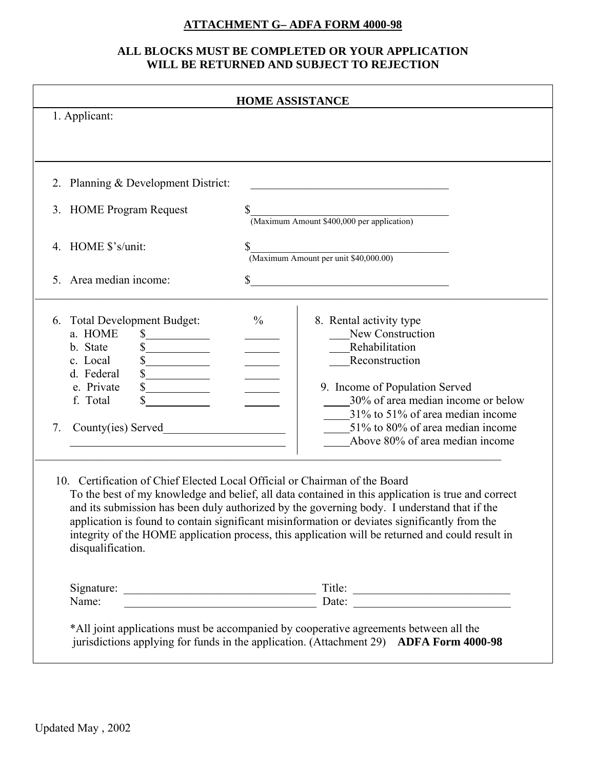# ATTACHMENT G– ADFA FORM 4000-98

**ALL BLOCKS MUST BE COMPLETED OR YOUR APPLICATION WILL BE RETURNED AND SUBJECT TO REJECTION**

## HOME ASSISTANCE

1. Applicant:

2. Planning & Development District: ____________________________________

3. HOME Program Request $____________________________________
   (Maximum Amount $400,000 per application)

4. HOME $'s/unit: $____________________________________
   (Maximum Amount per unit $40,000.00)

5. Area median income: $____________________________________

6. Total Development Budget:

| | | % |
|---|---|---|
| a. HOME | $__________ | ______ |
| b. State | $__________ | ______ |
| c. Local | $__________ | ______ |
| d. Federal | $__________ | ______ |
| e. Private | $__________ | ______ |
| f. Total | $__________ | ______ |

7. County(ies) Served____________________
   ____________________________________

8. Rental activity type
   ___New Construction
   ___Rehabilitation
   ___Reconstruction

9. Income of Population Served
   ____30% of area median income or below
   ____31% to 51% of area median income
   ____51% to 80% of area median income
   ____Above 80% of area median income

10. Certification of Chief Elected Local Official or Chairman of the Board
    To the best of my knowledge and belief, all data contained in this application is true and correct and its submission has been duly authorized by the governing body. I understand that if the application is found to contain significant misinformation or deviates significantly from the integrity of the HOME application process, this application will be returned and could result in disqualification.

Signature: ________________________________ Title: __________________________
Name: ________________________________ Date: __________________________

*All joint applications must be accompanied by cooperative agreements between all the jurisdictions applying for funds in the application. (Attachment 29) **ADFA Form 4000-98**

Updated May , 2002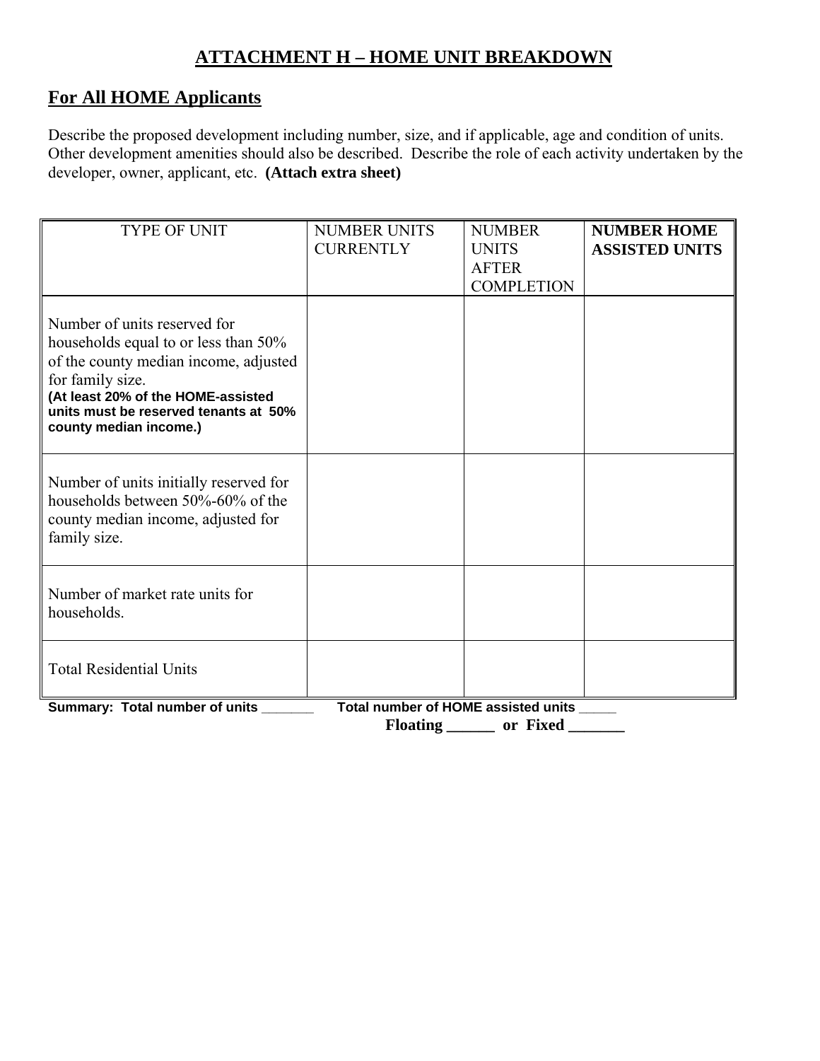# ATTACHMENT H – HOME UNIT BREAKDOWN

## For All HOME Applicants

Describe the proposed development including number, size, and if applicable, age and condition of units. Other development amenities should also be described. Describe the role of each activity undertaken by the developer, owner, applicant, etc. **(Attach extra sheet)**

| TYPE OF UNIT | NUMBER UNITS CURRENTLY | NUMBER UNITS AFTER COMPLETION | **NUMBER HOME ASSISTED UNITS** |
|---|---|---|---|
| Number of units reserved for households equal to or less than 50% of the county median income, adjusted for family size. **(At least 20% of the HOME-assisted units must be reserved tenants at 50% county median income.)** | | | |
| Number of units initially reserved for households between 50%-60% of the county median income, adjusted for family size. | | | |
| Number of market rate units for households. | | | |
| Total Residential Units | | | |

**Summary: Total number of units _______ Total number of HOME assisted units _____**

**Floating ______ or Fixed _______**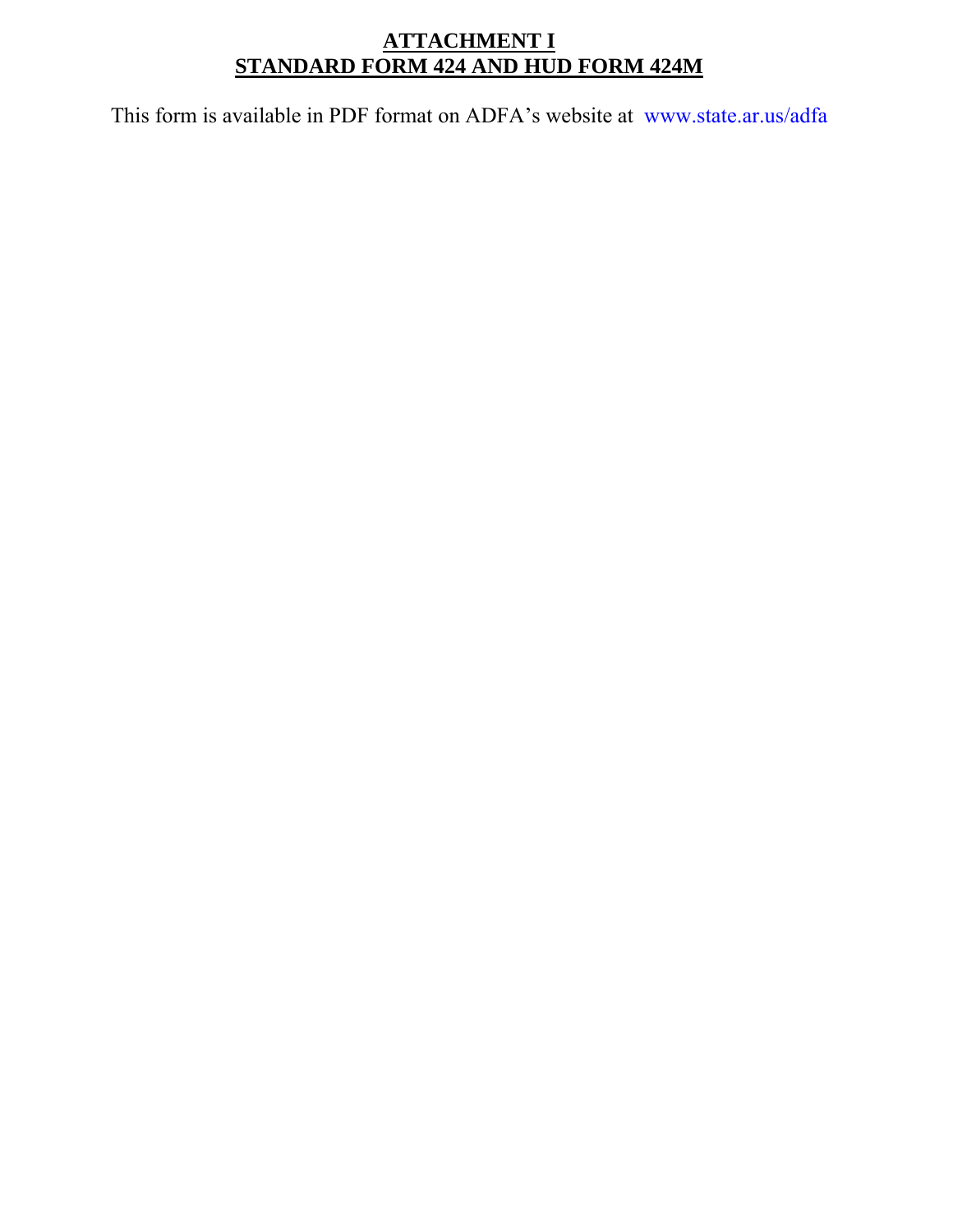# **ATTACHMENT I**
# **STANDARD FORM 424 AND HUD FORM 424M**

This form is available in PDF format on ADFA's website at www.state.ar.us/adfa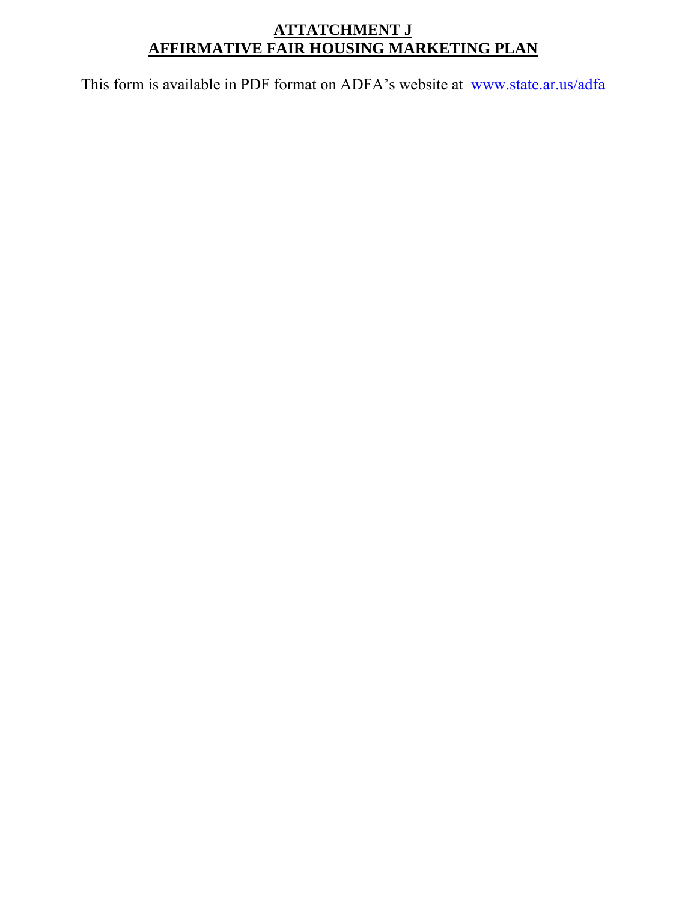# ATTATCHMENT J
# AFFIRMATIVE FAIR HOUSING MARKETING PLAN

This form is available in PDF format on ADFA's website at www.state.ar.us/adfa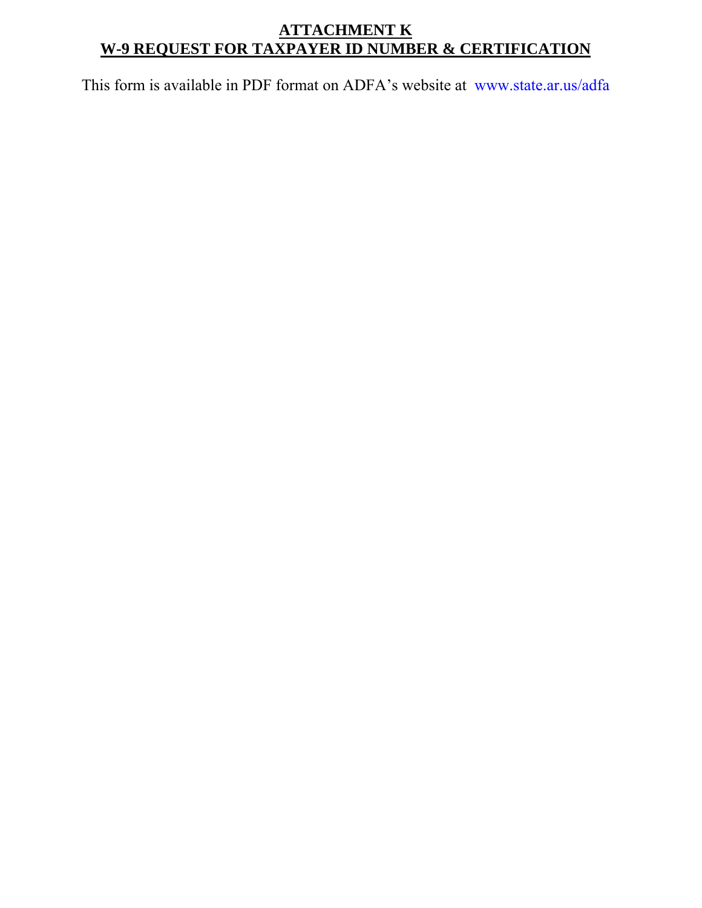# ATTACHMENT K
# W-9 REQUEST FOR TAXPAYER ID NUMBER & CERTIFICATION

This form is available in PDF format on ADFA's website at www.state.ar.us/adfa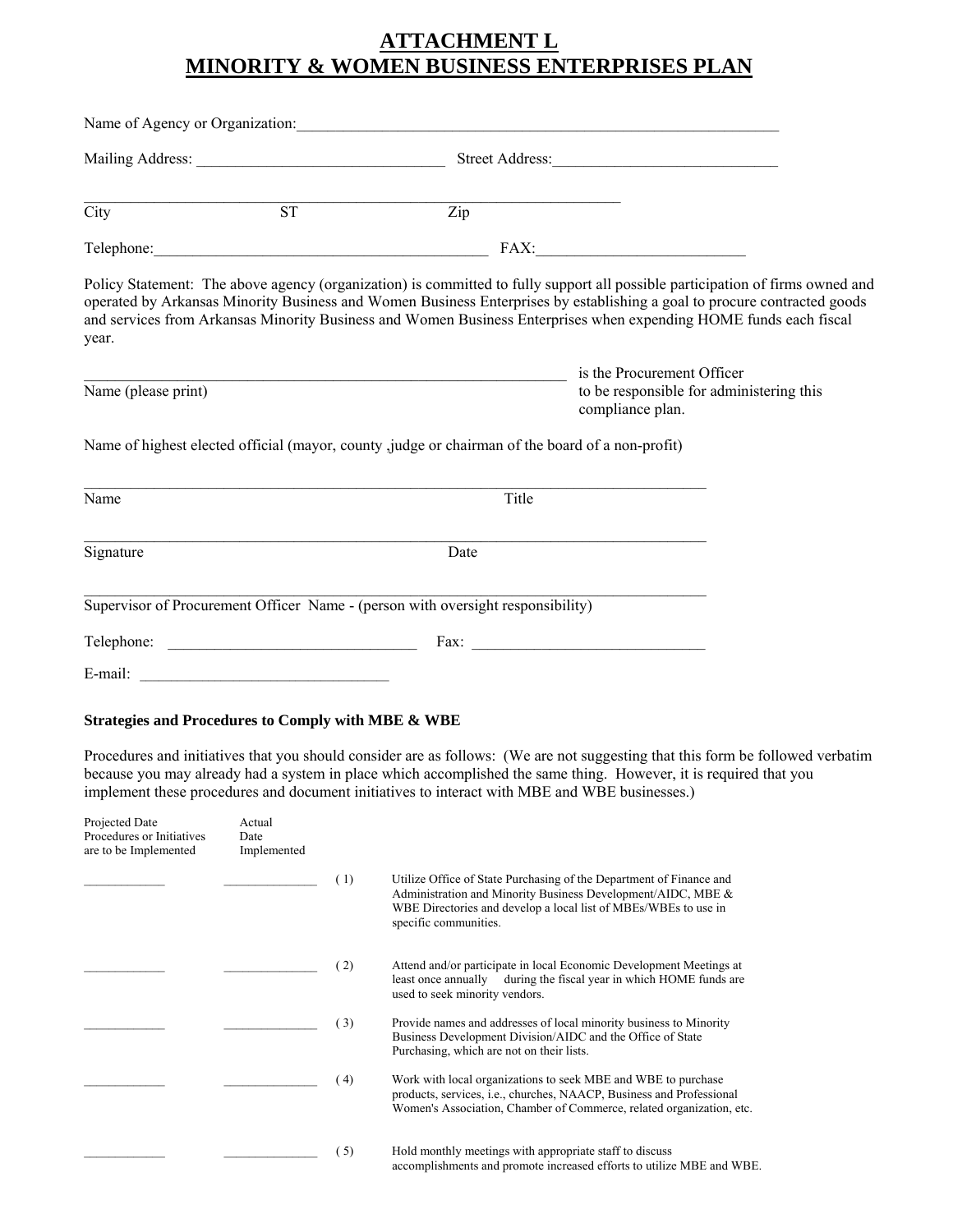# ATTACHMENT L
# MINORITY & WOMEN BUSINESS ENTERPRISES PLAN

Name of Agency or Organization:_______________________________________________________________

Mailing Address: _______________________________ Street Address:____________________________

_____________________________________________________________________

City ST Zip

Telephone:____________________________________________ FAX:__________________________

Policy Statement: The above agency (organization) is committed to fully support all possible participation of firms owned and operated by Arkansas Minority Business and Women Business Enterprises by establishing a goal to procure contracted goods and services from Arkansas Minority Business and Women Business Enterprises when expending HOME funds each fiscal year.

_______________________________________________________________ is the Procurement Officer to be responsible for administering this compliance plan.

Name (please print)

Name of highest elected official (mayor, county ,judge or chairman of the board of a non-profit)

_________________________________________________________________________________

Name Title

_________________________________________________________________________________

Signature Date

_________________________________________________________________________________

Supervisor of Procurement Officer Name - (person with oversight responsibility)

Telephone: _______________________________ Fax: ______________________________

E-mail: ________________________________

**Strategies and Procedures to Comply with MBE & WBE**

Procedures and initiatives that you should consider are as follows: (We are not suggesting that this form be followed verbatim because you may already had a system in place which accomplished the same thing. However, it is required that you implement these procedures and document initiatives to interact with MBE and WBE businesses.)

| Projected Date Procedures or Initiatives are to be Implemented | Actual Date Implemented | | |
|---|---|---|---|
| ___________ | _____________ | ( 1) | Utilize Office of State Purchasing of the Department of Finance and Administration and Minority Business Development/AIDC, MBE & WBE Directories and develop a local list of MBEs/WBEs to use in specific communities. |
| ___________ | _____________ | ( 2) | Attend and/or participate in local Economic Development Meetings at least once annually during the fiscal year in which HOME funds are used to seek minority vendors. |
| ___________ | _____________ | ( 3) | Provide names and addresses of local minority business to Minority Business Development Division/AIDC and the Office of State Purchasing, which are not on their lists. |
| ___________ | _____________ | ( 4) | Work with local organizations to seek MBE and WBE to purchase products, services, i.e., churches, NAACP, Business and Professional Women's Association, Chamber of Commerce, related organization, etc. |
| ___________ | _____________ | ( 5) | Hold monthly meetings with appropriate staff to discuss accomplishments and promote increased efforts to utilize MBE and WBE. |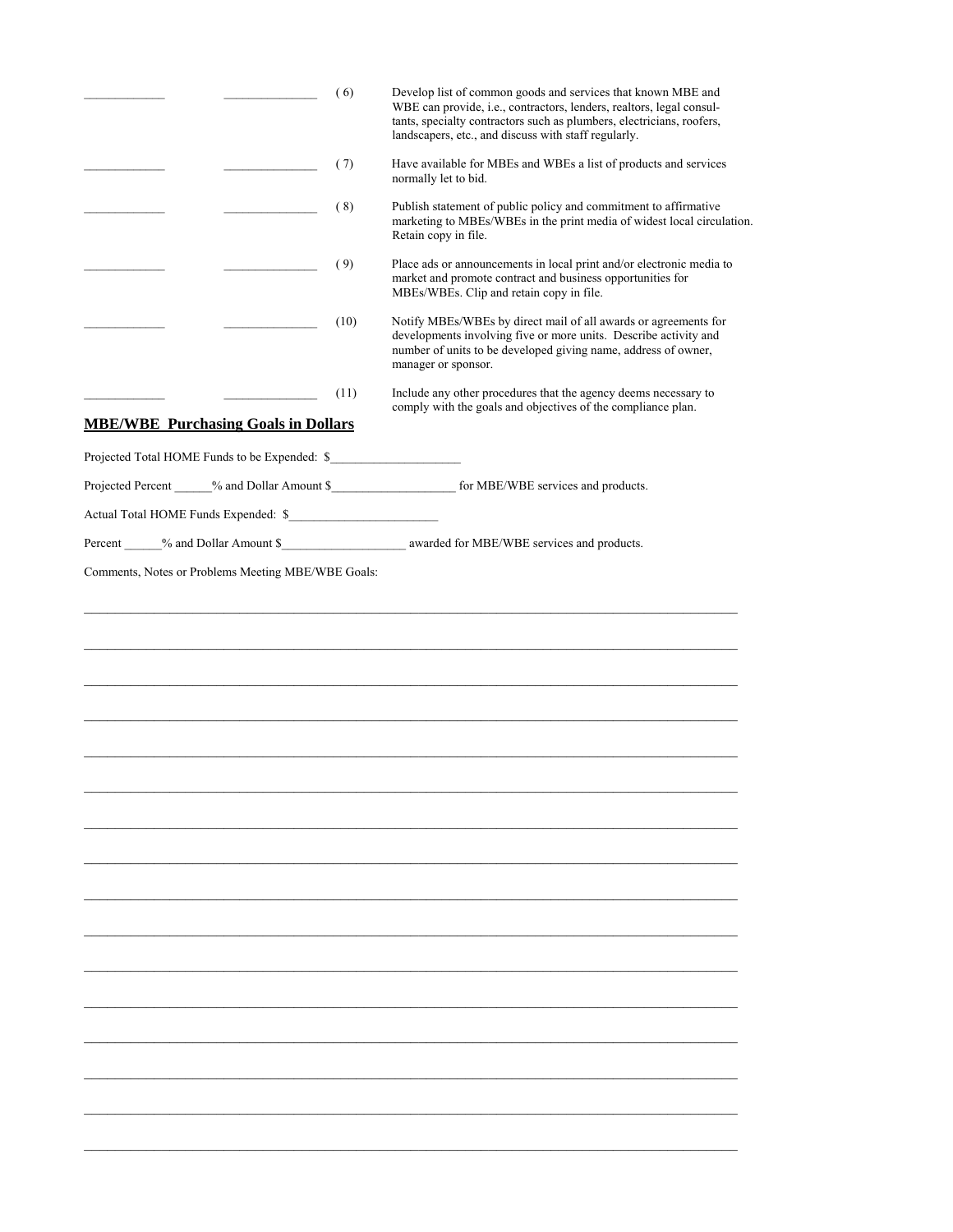| | | | |
|---|---|---|---|
| _____________ | _______________ | ( 6) | Develop list of common goods and services that known MBE and WBE can provide, i.e., contractors, lenders, realtors, legal consultants, specialty contractors such as plumbers, electricians, roofers, landscapers, etc., and discuss with staff regularly. |
| _____________ | _______________ | ( 7) | Have available for MBEs and WBEs a list of products and services normally let to bid. |
| _____________ | _______________ | ( 8) | Publish statement of public policy and commitment to affirmative marketing to MBEs/WBEs in the print media of widest local circulation. Retain copy in file. |
| _____________ | _______________ | ( 9) | Place ads or announcements in local print and/or electronic media to market and promote contract and business opportunities for MBEs/WBEs. Clip and retain copy in file. |
| _____________ | _______________ | (10) | Notify MBEs/WBEs by direct mail of all awards or agreements for developments involving five or more units. Describe activity and number of units to be developed giving name, address of owner, manager or sponsor. |
| _____________ | _______________ | (11) | Include any other procedures that the agency deems necessary to comply with the goals and objectives of the compliance plan. |

## MBE/WBE Purchasing Goals in Dollars

Projected Total HOME Funds to be Expended: $_____________________

Projected Percent ______% and Dollar Amount $____________________ for MBE/WBE services and products.

Actual Total HOME Funds Expended: $________________________

Percent ______% and Dollar Amount $____________________ awarded for MBE/WBE services and products.

Comments, Notes or Problems Meeting MBE/WBE Goals:

________________________________________________________________________________________________

________________________________________________________________________________________________

________________________________________________________________________________________________

________________________________________________________________________________________________

________________________________________________________________________________________________

________________________________________________________________________________________________

________________________________________________________________________________________________

________________________________________________________________________________________________

________________________________________________________________________________________________

________________________________________________________________________________________________

________________________________________________________________________________________________

________________________________________________________________________________________________

________________________________________________________________________________________________

________________________________________________________________________________________________

________________________________________________________________________________________________

________________________________________________________________________________________________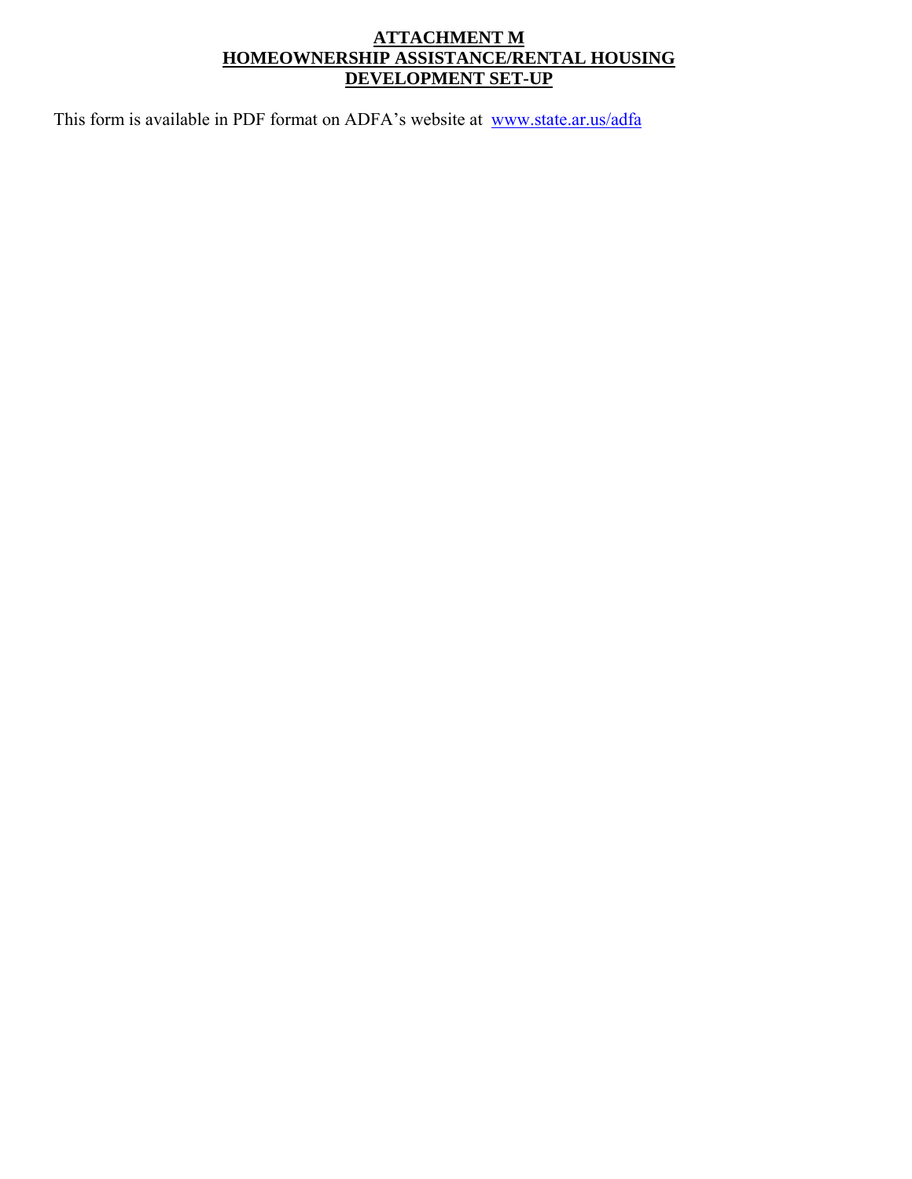# ATTACHMENT M
# HOMEOWNERSHIP ASSISTANCE/RENTAL HOUSING DEVELOPMENT SET-UP

This form is available in PDF format on ADFA's website at [www.state.ar.us/adfa](http://www.state.ar.us/adfa)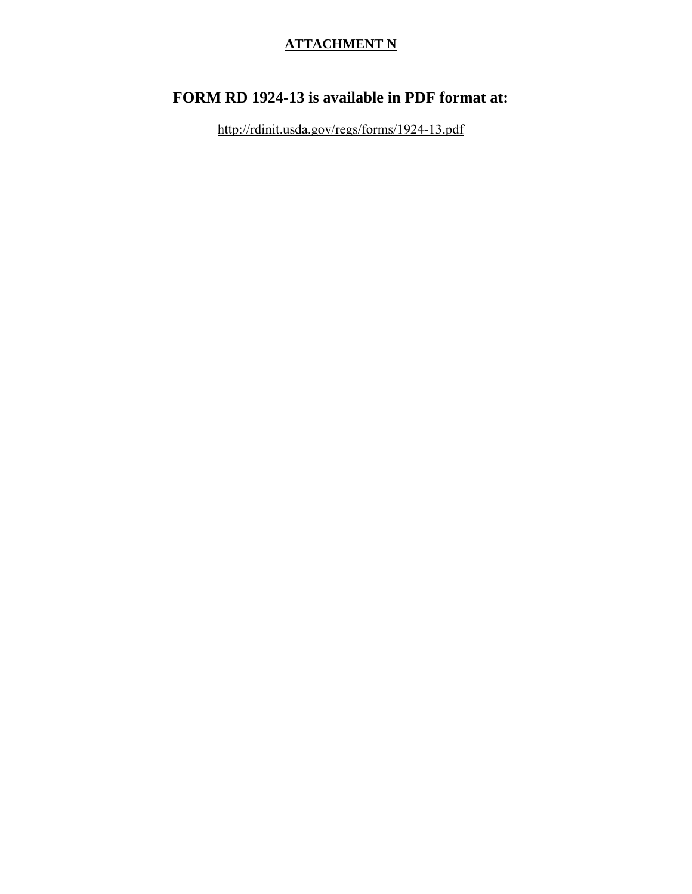**ATTACHMENT N**

# FORM RD 1924-13 is available in PDF format at:

http://rdinit.usda.gov/regs/forms/1924-13.pdf